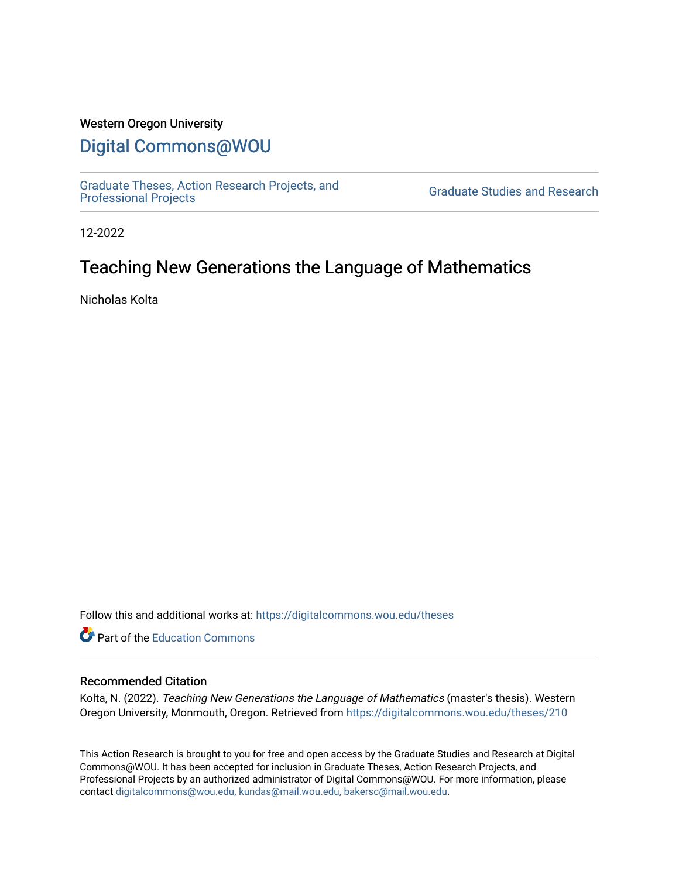Western Oregon University

# Digital Commons@WOU

Graduate Theses, Action Research Projects, and Professional Projects

Graduate Studies and Research

12-2022

## Teaching New Generations the Language of Mathematics

Nicholas Kolta

Follow this and additional works at: https://digitalcommons.wou.edu/theses

Part of the Education Commons

### Recommended Citation

Kolta, N. (2022). *Teaching New Generations the Language of Mathematics* (master's thesis). Western Oregon University, Monmouth, Oregon. Retrieved from https://digitalcommons.wou.edu/theses/210

This Action Research is brought to you for free and open access by the Graduate Studies and Research at Digital Commons@WOU. It has been accepted for inclusion in Graduate Theses, Action Research Projects, and Professional Projects by an authorized administrator of Digital Commons@WOU. For more information, please contact digitalcommons@wou.edu, kundas@mail.wou.edu, bakersc@mail.wou.edu.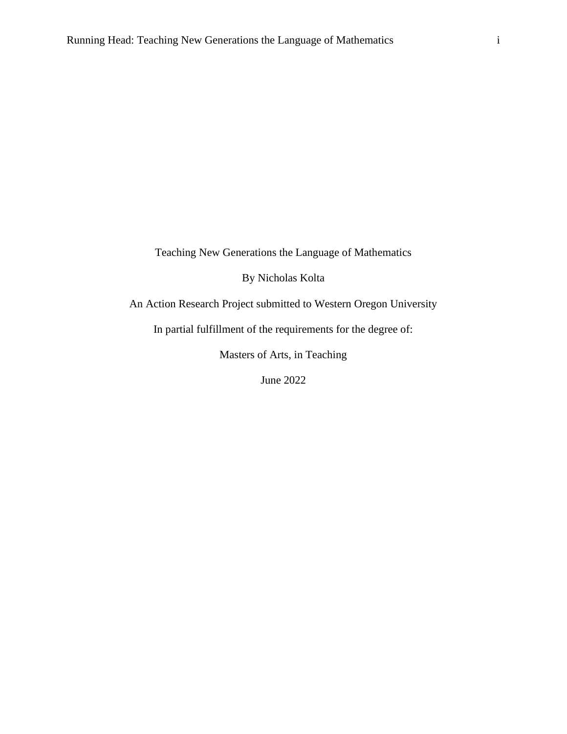Teaching New Generations the Language of Mathematics

By Nicholas Kolta

An Action Research Project submitted to Western Oregon University

In partial fulfillment of the requirements for the degree of:

Masters of Arts, in Teaching

June 2022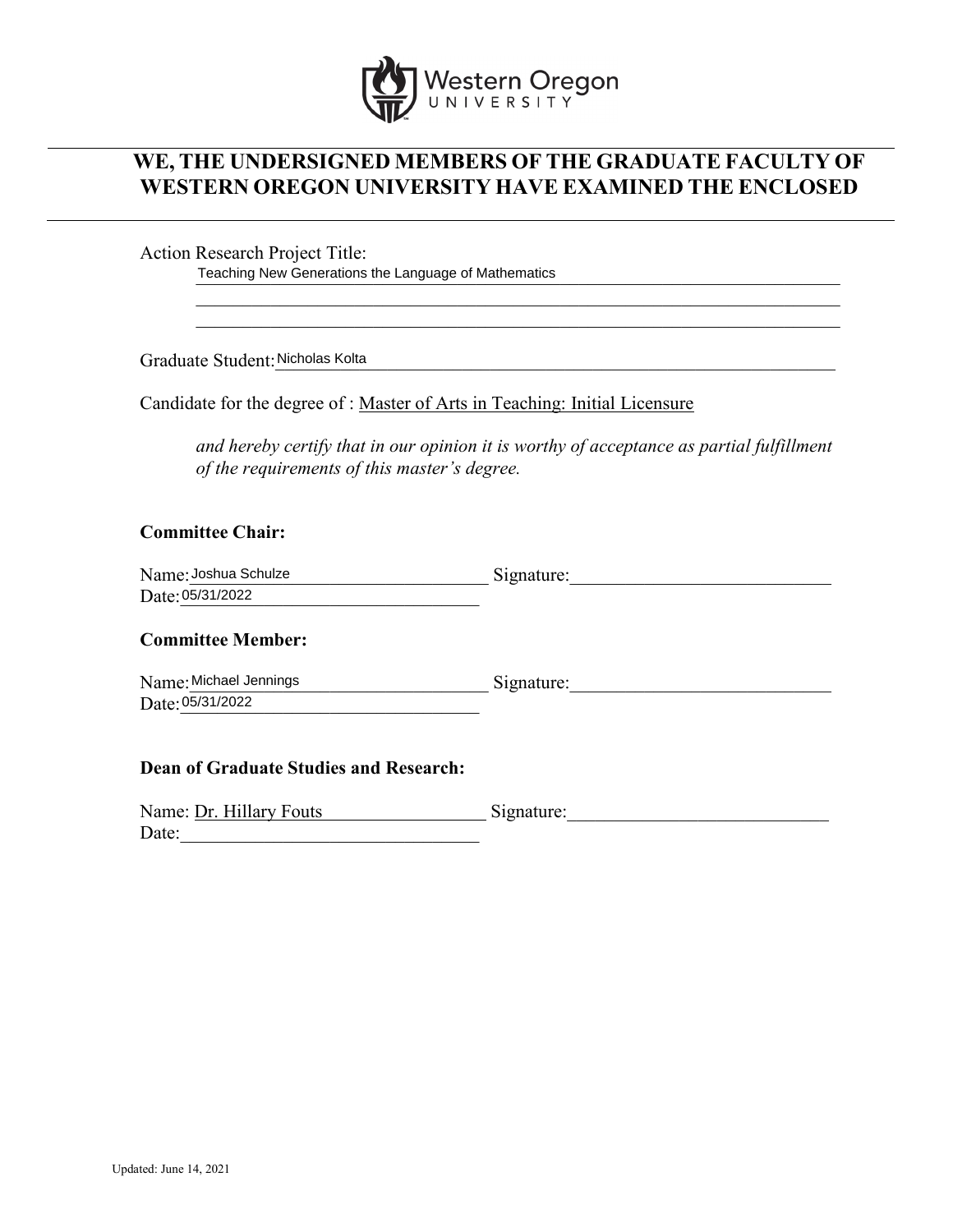Western Oregon University

## WE, THE UNDERSIGNED MEMBERS OF THE GRADUATE FACULTY OF WESTERN OREGON UNIVERSITY HAVE EXAMINED THE ENCLOSED

Action Research Project Title:

Teaching New Generations the Language of Mathematics

Graduate Student: Nicholas Kolta

Candidate for the degree of : Master of Arts in Teaching: Initial Licensure

*and hereby certify that in our opinion it is worthy of acceptance as partial fulfillment of the requirements of this master's degree.*

**Committee Chair:**

Name: Joshua Schulze Signature: \_\_\_\_\_\_\_\_\_\_\_\_\_\_\_\_\_\_\_\_\_\_\_\_\_\_\_\_

Date: 05/31/2022

**Committee Member:**

Name: Michael Jennings Signature: \_\_\_\_\_\_\_\_\_\_\_\_\_\_\_\_\_\_\_\_\_\_\_\_\_\_\_\_

Date: 05/31/2022

**Dean of Graduate Studies and Research:**

Name: Dr. Hillary Fouts Signature: \_\_\_\_\_\_\_\_\_\_\_\_\_\_\_\_\_\_\_\_\_\_\_\_\_\_\_\_

Date: \_\_\_\_\_\_\_\_\_\_\_\_\_\_\_\_\_\_\_\_\_\_\_\_\_\_\_\_

Updated: June 14, 2021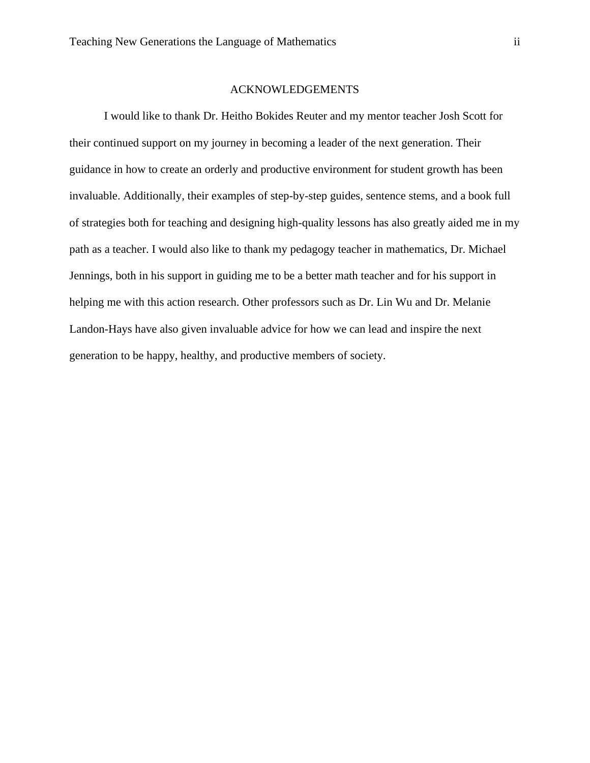# ACKNOWLEDGEMENTS

I would like to thank Dr. Heitho Bokides Reuter and my mentor teacher Josh Scott for their continued support on my journey in becoming a leader of the next generation. Their guidance in how to create an orderly and productive environment for student growth has been invaluable. Additionally, their examples of step-by-step guides, sentence stems, and a book full of strategies both for teaching and designing high-quality lessons has also greatly aided me in my path as a teacher. I would also like to thank my pedagogy teacher in mathematics, Dr. Michael Jennings, both in his support in guiding me to be a better math teacher and for his support in helping me with this action research. Other professors such as Dr. Lin Wu and Dr. Melanie Landon-Hays have also given invaluable advice for how we can lead and inspire the next generation to be happy, healthy, and productive members of society.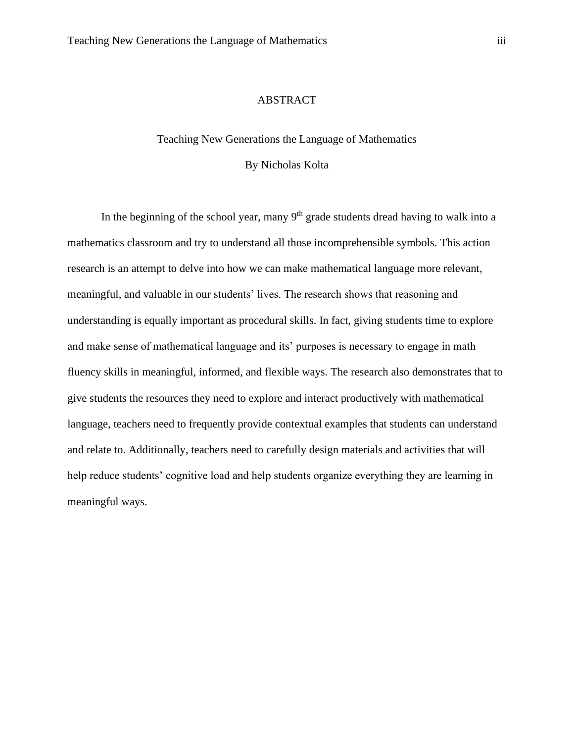# ABSTRACT

Teaching New Generations the Language of Mathematics

By Nicholas Kolta

In the beginning of the school year, many 9th grade students dread having to walk into a mathematics classroom and try to understand all those incomprehensible symbols. This action research is an attempt to delve into how we can make mathematical language more relevant, meaningful, and valuable in our students' lives. The research shows that reasoning and understanding is equally important as procedural skills. In fact, giving students time to explore and make sense of mathematical language and its' purposes is necessary to engage in math fluency skills in meaningful, informed, and flexible ways. The research also demonstrates that to give students the resources they need to explore and interact productively with mathematical language, teachers need to frequently provide contextual examples that students can understand and relate to. Additionally, teachers need to carefully design materials and activities that will help reduce students' cognitive load and help students organize everything they are learning in meaningful ways.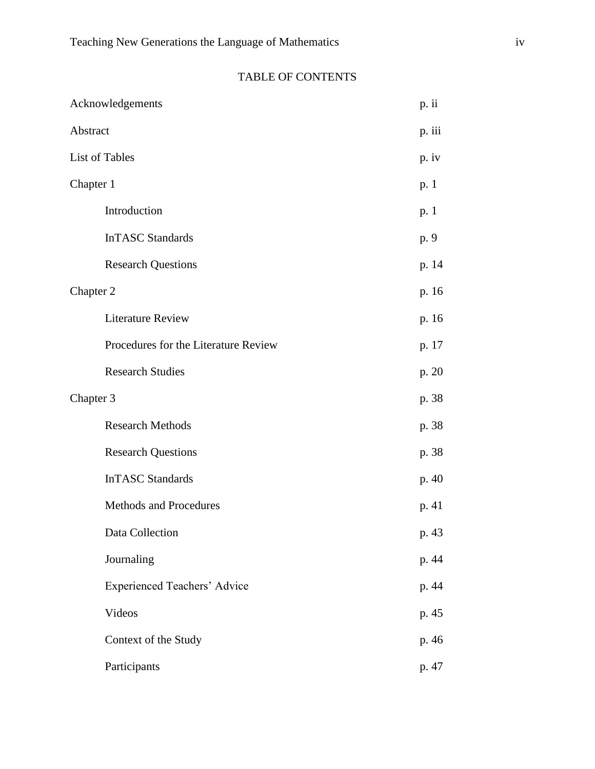# TABLE OF CONTENTS

| | |
|---|---|
| Acknowledgements | p. ii |
| Abstract | p. iii |
| List of Tables | p. iv |
| Chapter 1 | p. 1 |
| Introduction | p. 1 |
| InTASC Standards | p. 9 |
| Research Questions | p. 14 |
| Chapter 2 | p. 16 |
| Literature Review | p. 16 |
| Procedures for the Literature Review | p. 17 |
| Research Studies | p. 20 |
| Chapter 3 | p. 38 |
| Research Methods | p. 38 |
| Research Questions | p. 38 |
| InTASC Standards | p. 40 |
| Methods and Procedures | p. 41 |
| Data Collection | p. 43 |
| Journaling | p. 44 |
| Experienced Teachers' Advice | p. 44 |
| Videos | p. 45 |
| Context of the Study | p. 46 |
| Participants | p. 47 |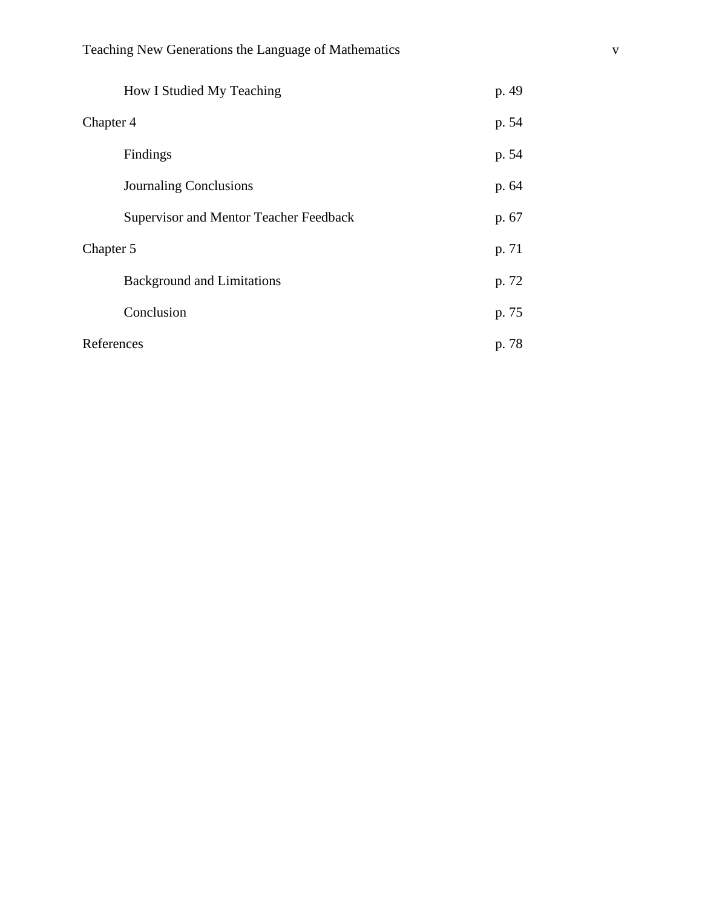How I Studied My Teaching p. 49

Chapter 4 p. 54

Findings p. 54

Journaling Conclusions p. 64

Supervisor and Mentor Teacher Feedback p. 67

Chapter 5 p. 71

Background and Limitations p. 72

Conclusion p. 75

References p. 78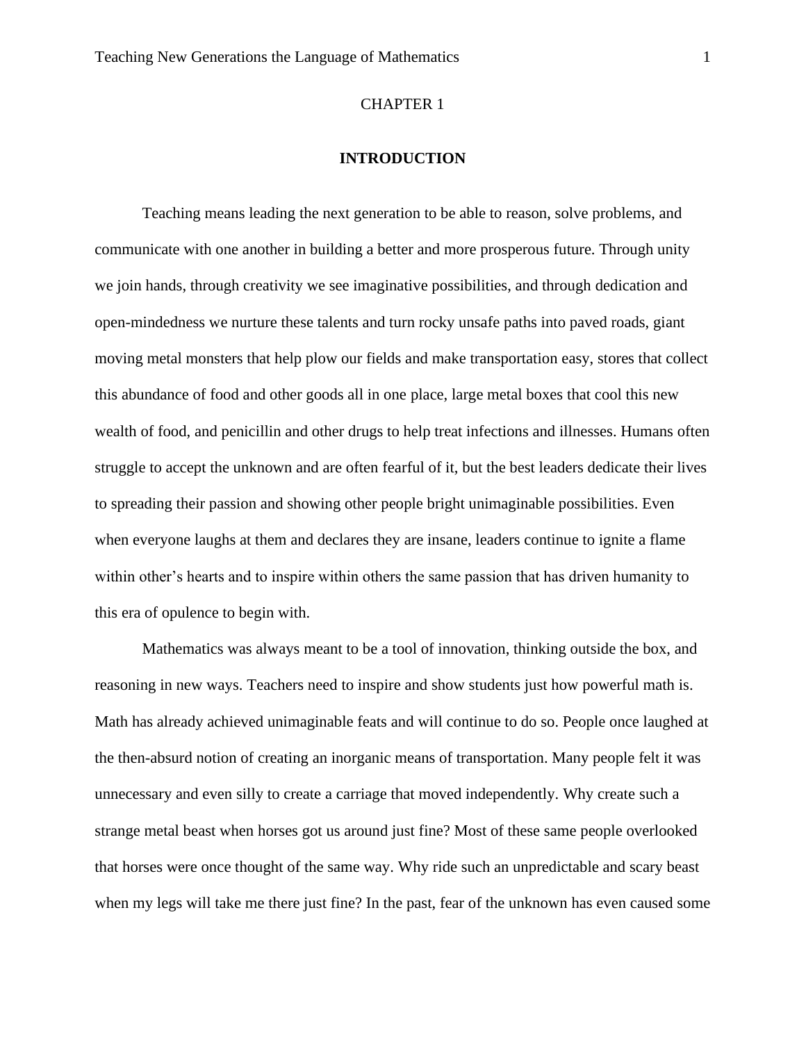# CHAPTER 1

## INTRODUCTION

Teaching means leading the next generation to be able to reason, solve problems, and communicate with one another in building a better and more prosperous future. Through unity we join hands, through creativity we see imaginative possibilities, and through dedication and open-mindedness we nurture these talents and turn rocky unsafe paths into paved roads, giant moving metal monsters that help plow our fields and make transportation easy, stores that collect this abundance of food and other goods all in one place, large metal boxes that cool this new wealth of food, and penicillin and other drugs to help treat infections and illnesses. Humans often struggle to accept the unknown and are often fearful of it, but the best leaders dedicate their lives to spreading their passion and showing other people bright unimaginable possibilities. Even when everyone laughs at them and declares they are insane, leaders continue to ignite a flame within other's hearts and to inspire within others the same passion that has driven humanity to this era of opulence to begin with.

Mathematics was always meant to be a tool of innovation, thinking outside the box, and reasoning in new ways. Teachers need to inspire and show students just how powerful math is. Math has already achieved unimaginable feats and will continue to do so. People once laughed at the then-absurd notion of creating an inorganic means of transportation. Many people felt it was unnecessary and even silly to create a carriage that moved independently. Why create such a strange metal beast when horses got us around just fine? Most of these same people overlooked that horses were once thought of the same way. Why ride such an unpredictable and scary beast when my legs will take me there just fine? In the past, fear of the unknown has even caused some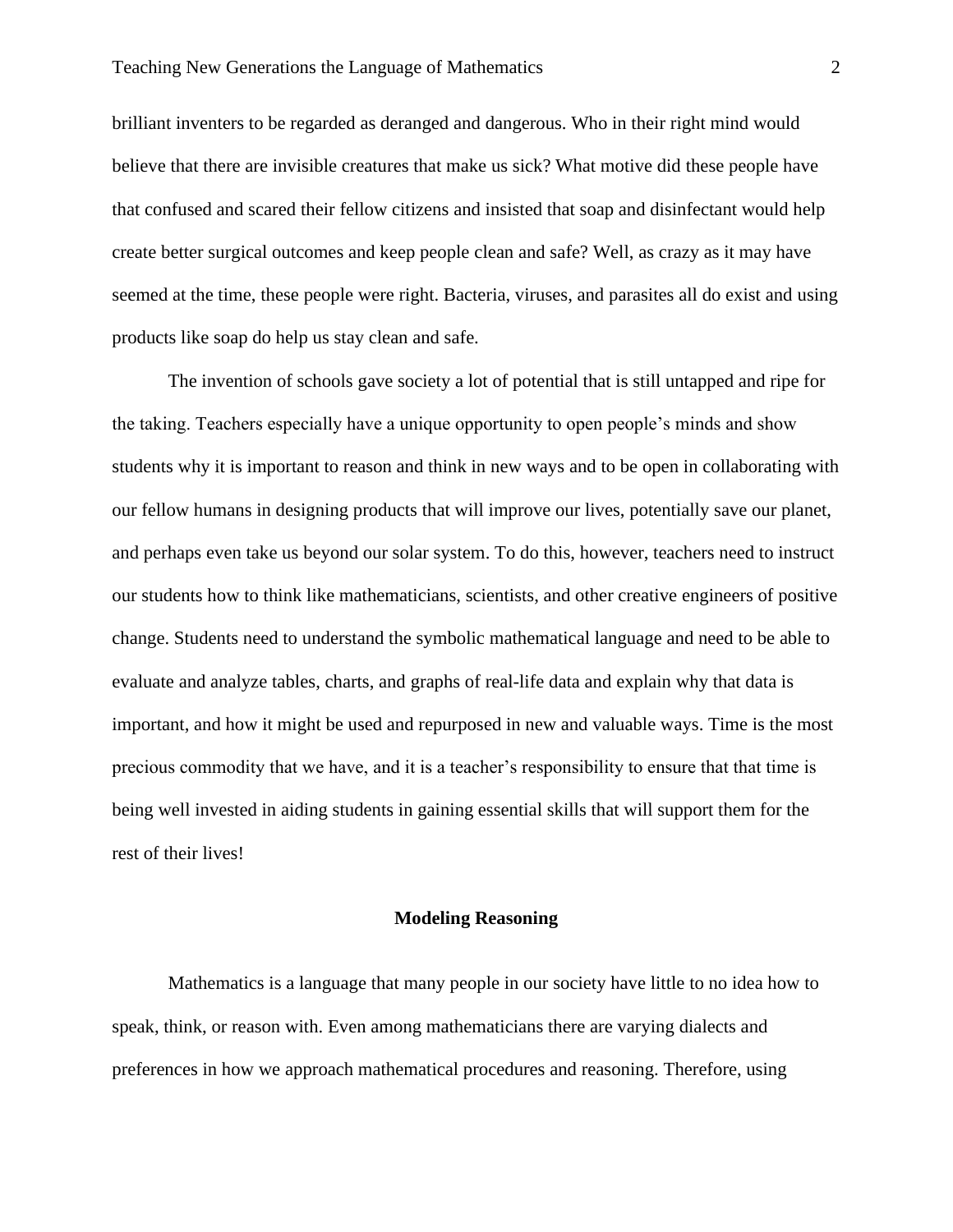brilliant inventers to be regarded as deranged and dangerous. Who in their right mind would believe that there are invisible creatures that make us sick? What motive did these people have that confused and scared their fellow citizens and insisted that soap and disinfectant would help create better surgical outcomes and keep people clean and safe? Well, as crazy as it may have seemed at the time, these people were right. Bacteria, viruses, and parasites all do exist and using products like soap do help us stay clean and safe.

The invention of schools gave society a lot of potential that is still untapped and ripe for the taking. Teachers especially have a unique opportunity to open people's minds and show students why it is important to reason and think in new ways and to be open in collaborating with our fellow humans in designing products that will improve our lives, potentially save our planet, and perhaps even take us beyond our solar system. To do this, however, teachers need to instruct our students how to think like mathematicians, scientists, and other creative engineers of positive change. Students need to understand the symbolic mathematical language and need to be able to evaluate and analyze tables, charts, and graphs of real-life data and explain why that data is important, and how it might be used and repurposed in new and valuable ways. Time is the most precious commodity that we have, and it is a teacher's responsibility to ensure that that time is being well invested in aiding students in gaining essential skills that will support them for the rest of their lives!

## Modeling Reasoning

Mathematics is a language that many people in our society have little to no idea how to speak, think, or reason with. Even among mathematicians there are varying dialects and preferences in how we approach mathematical procedures and reasoning. Therefore, using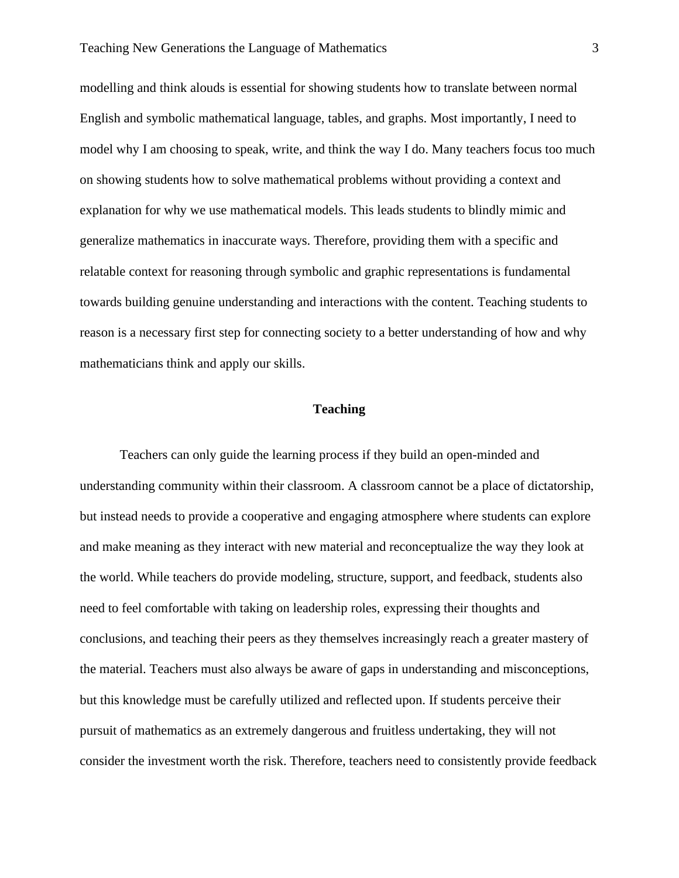modelling and think alouds is essential for showing students how to translate between normal English and symbolic mathematical language, tables, and graphs. Most importantly, I need to model why I am choosing to speak, write, and think the way I do. Many teachers focus too much on showing students how to solve mathematical problems without providing a context and explanation for why we use mathematical models. This leads students to blindly mimic and generalize mathematics in inaccurate ways. Therefore, providing them with a specific and relatable context for reasoning through symbolic and graphic representations is fundamental towards building genuine understanding and interactions with the content. Teaching students to reason is a necessary first step for connecting society to a better understanding of how and why mathematicians think and apply our skills.

## Teaching

Teachers can only guide the learning process if they build an open-minded and understanding community within their classroom. A classroom cannot be a place of dictatorship, but instead needs to provide a cooperative and engaging atmosphere where students can explore and make meaning as they interact with new material and reconceptualize the way they look at the world. While teachers do provide modeling, structure, support, and feedback, students also need to feel comfortable with taking on leadership roles, expressing their thoughts and conclusions, and teaching their peers as they themselves increasingly reach a greater mastery of the material. Teachers must also always be aware of gaps in understanding and misconceptions, but this knowledge must be carefully utilized and reflected upon. If students perceive their pursuit of mathematics as an extremely dangerous and fruitless undertaking, they will not consider the investment worth the risk. Therefore, teachers need to consistently provide feedback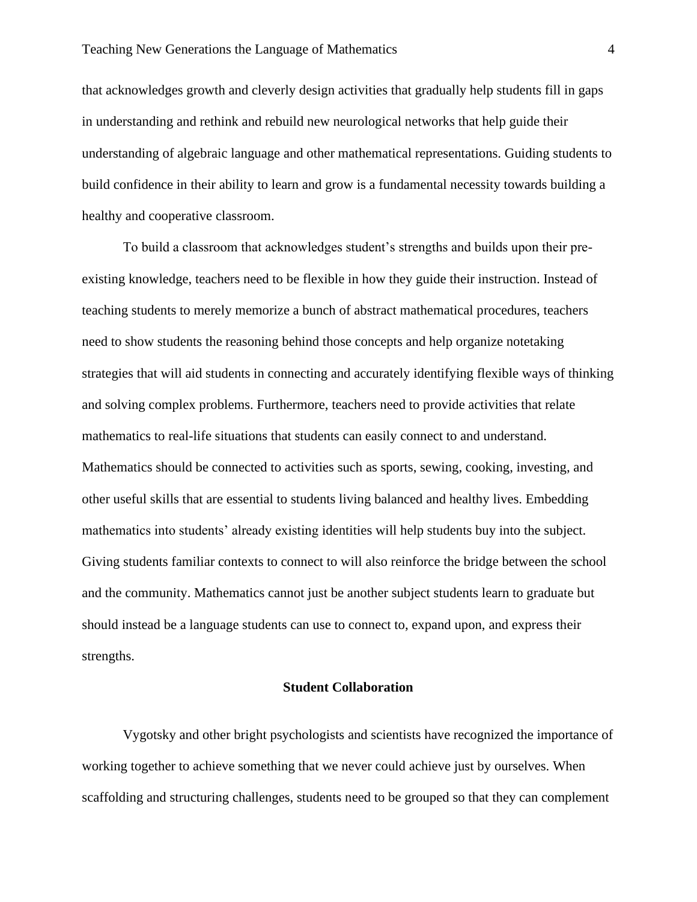that acknowledges growth and cleverly design activities that gradually help students fill in gaps in understanding and rethink and rebuild new neurological networks that help guide their understanding of algebraic language and other mathematical representations. Guiding students to build confidence in their ability to learn and grow is a fundamental necessity towards building a healthy and cooperative classroom.

To build a classroom that acknowledges student's strengths and builds upon their pre-existing knowledge, teachers need to be flexible in how they guide their instruction. Instead of teaching students to merely memorize a bunch of abstract mathematical procedures, teachers need to show students the reasoning behind those concepts and help organize notetaking strategies that will aid students in connecting and accurately identifying flexible ways of thinking and solving complex problems. Furthermore, teachers need to provide activities that relate mathematics to real-life situations that students can easily connect to and understand. Mathematics should be connected to activities such as sports, sewing, cooking, investing, and other useful skills that are essential to students living balanced and healthy lives. Embedding mathematics into students' already existing identities will help students buy into the subject. Giving students familiar contexts to connect to will also reinforce the bridge between the school and the community. Mathematics cannot just be another subject students learn to graduate but should instead be a language students can use to connect to, expand upon, and express their strengths.

## Student Collaboration

Vygotsky and other bright psychologists and scientists have recognized the importance of working together to achieve something that we never could achieve just by ourselves. When scaffolding and structuring challenges, students need to be grouped so that they can complement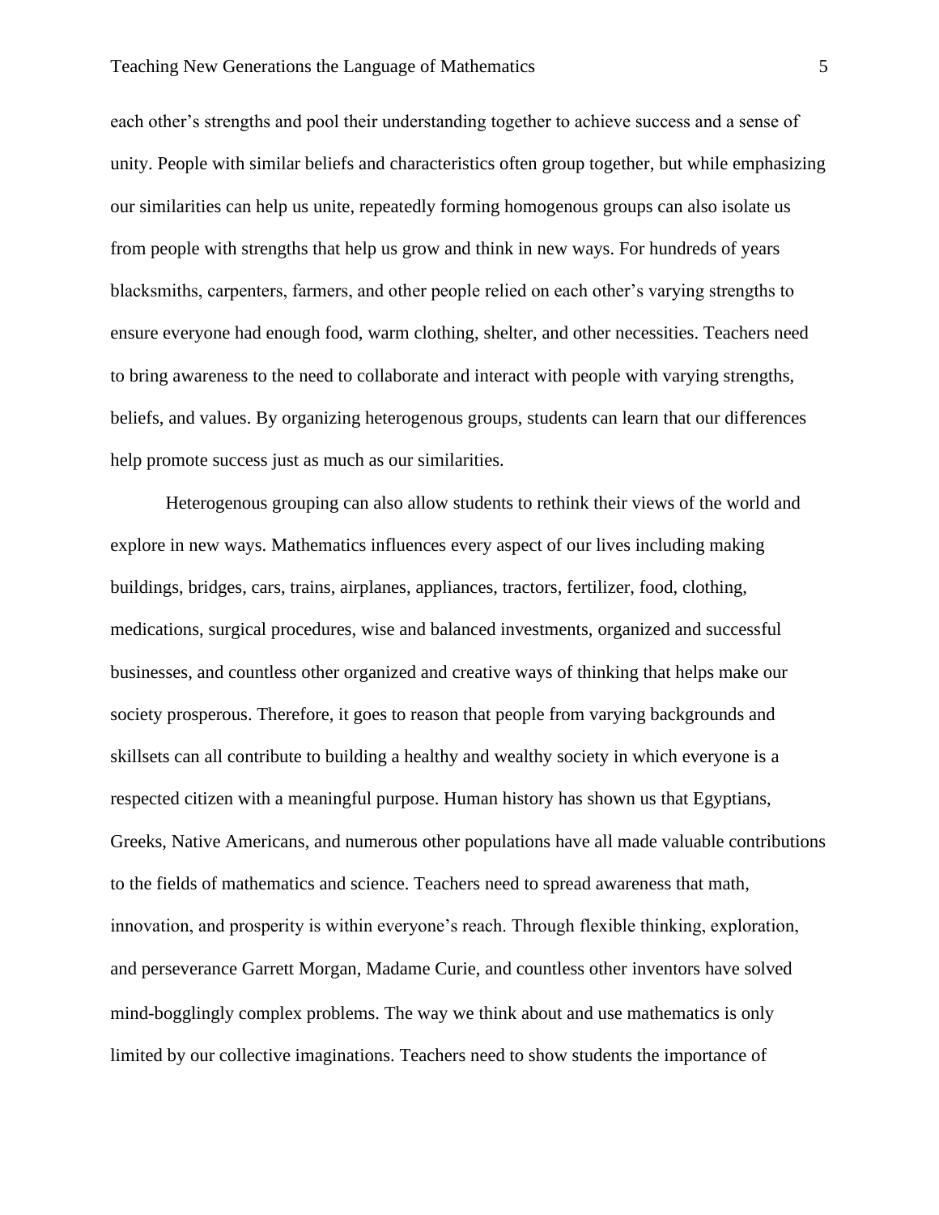each other's strengths and pool their understanding together to achieve success and a sense of unity. People with similar beliefs and characteristics often group together, but while emphasizing our similarities can help us unite, repeatedly forming homogenous groups can also isolate us from people with strengths that help us grow and think in new ways. For hundreds of years blacksmiths, carpenters, farmers, and other people relied on each other's varying strengths to ensure everyone had enough food, warm clothing, shelter, and other necessities. Teachers need to bring awareness to the need to collaborate and interact with people with varying strengths, beliefs, and values. By organizing heterogenous groups, students can learn that our differences help promote success just as much as our similarities.

Heterogenous grouping can also allow students to rethink their views of the world and explore in new ways. Mathematics influences every aspect of our lives including making buildings, bridges, cars, trains, airplanes, appliances, tractors, fertilizer, food, clothing, medications, surgical procedures, wise and balanced investments, organized and successful businesses, and countless other organized and creative ways of thinking that helps make our society prosperous. Therefore, it goes to reason that people from varying backgrounds and skillsets can all contribute to building a healthy and wealthy society in which everyone is a respected citizen with a meaningful purpose. Human history has shown us that Egyptians, Greeks, Native Americans, and numerous other populations have all made valuable contributions to the fields of mathematics and science. Teachers need to spread awareness that math, innovation, and prosperity is within everyone's reach. Through flexible thinking, exploration, and perseverance Garrett Morgan, Madame Curie, and countless other inventors have solved mind-bogglingly complex problems. The way we think about and use mathematics is only limited by our collective imaginations. Teachers need to show students the importance of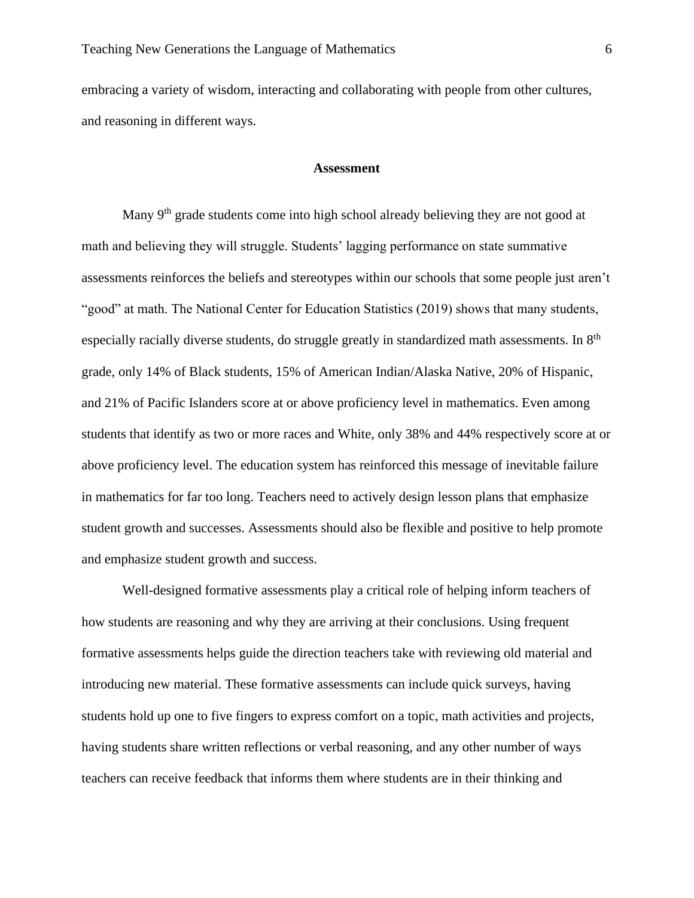embracing a variety of wisdom, interacting and collaborating with people from other cultures, and reasoning in different ways.

## Assessment

Many 9th grade students come into high school already believing they are not good at math and believing they will struggle. Students' lagging performance on state summative assessments reinforces the beliefs and stereotypes within our schools that some people just aren't "good" at math. The National Center for Education Statistics (2019) shows that many students, especially racially diverse students, do struggle greatly in standardized math assessments. In 8th grade, only 14% of Black students, 15% of American Indian/Alaska Native, 20% of Hispanic, and 21% of Pacific Islanders score at or above proficiency level in mathematics. Even among students that identify as two or more races and White, only 38% and 44% respectively score at or above proficiency level. The education system has reinforced this message of inevitable failure in mathematics for far too long. Teachers need to actively design lesson plans that emphasize student growth and successes. Assessments should also be flexible and positive to help promote and emphasize student growth and success.

Well-designed formative assessments play a critical role of helping inform teachers of how students are reasoning and why they are arriving at their conclusions. Using frequent formative assessments helps guide the direction teachers take with reviewing old material and introducing new material. These formative assessments can include quick surveys, having students hold up one to five fingers to express comfort on a topic, math activities and projects, having students share written reflections or verbal reasoning, and any other number of ways teachers can receive feedback that informs them where students are in their thinking and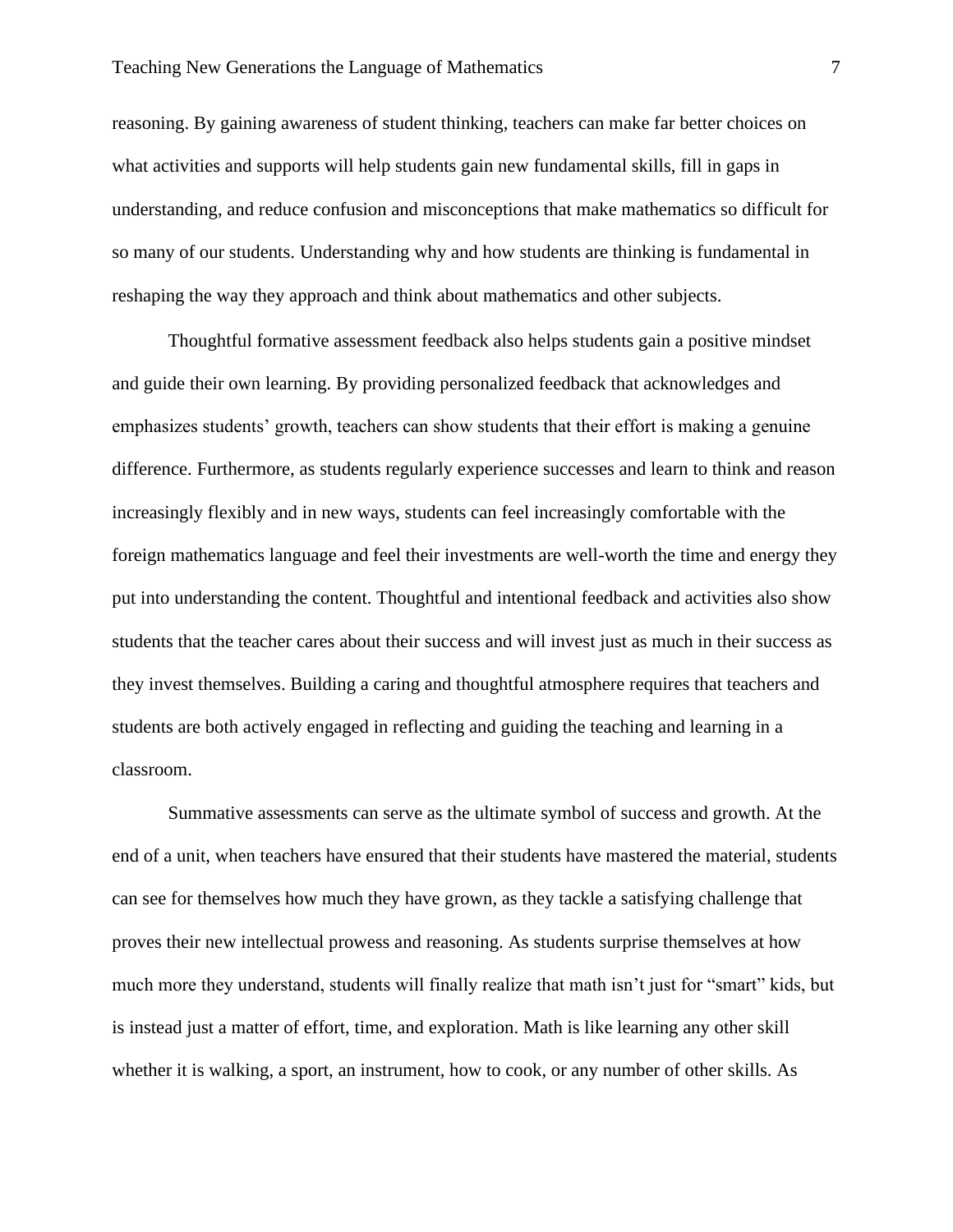reasoning. By gaining awareness of student thinking, teachers can make far better choices on what activities and supports will help students gain new fundamental skills, fill in gaps in understanding, and reduce confusion and misconceptions that make mathematics so difficult for so many of our students. Understanding why and how students are thinking is fundamental in reshaping the way they approach and think about mathematics and other subjects.

Thoughtful formative assessment feedback also helps students gain a positive mindset and guide their own learning. By providing personalized feedback that acknowledges and emphasizes students' growth, teachers can show students that their effort is making a genuine difference. Furthermore, as students regularly experience successes and learn to think and reason increasingly flexibly and in new ways, students can feel increasingly comfortable with the foreign mathematics language and feel their investments are well-worth the time and energy they put into understanding the content. Thoughtful and intentional feedback and activities also show students that the teacher cares about their success and will invest just as much in their success as they invest themselves. Building a caring and thoughtful atmosphere requires that teachers and students are both actively engaged in reflecting and guiding the teaching and learning in a classroom.

Summative assessments can serve as the ultimate symbol of success and growth. At the end of a unit, when teachers have ensured that their students have mastered the material, students can see for themselves how much they have grown, as they tackle a satisfying challenge that proves their new intellectual prowess and reasoning. As students surprise themselves at how much more they understand, students will finally realize that math isn't just for "smart" kids, but is instead just a matter of effort, time, and exploration. Math is like learning any other skill whether it is walking, a sport, an instrument, how to cook, or any number of other skills. As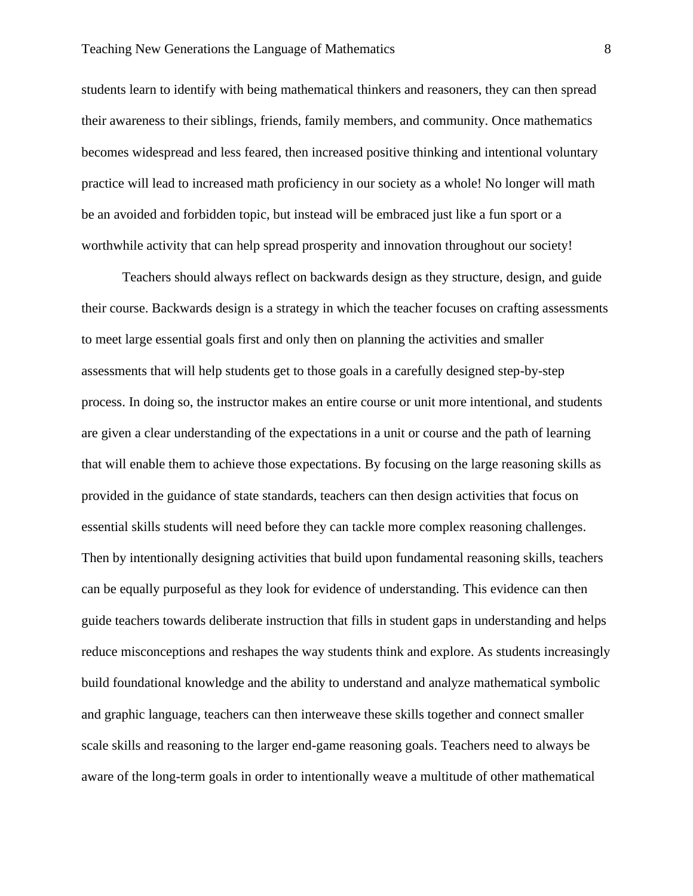students learn to identify with being mathematical thinkers and reasoners, they can then spread their awareness to their siblings, friends, family members, and community. Once mathematics becomes widespread and less feared, then increased positive thinking and intentional voluntary practice will lead to increased math proficiency in our society as a whole! No longer will math be an avoided and forbidden topic, but instead will be embraced just like a fun sport or a worthwhile activity that can help spread prosperity and innovation throughout our society!

Teachers should always reflect on backwards design as they structure, design, and guide their course. Backwards design is a strategy in which the teacher focuses on crafting assessments to meet large essential goals first and only then on planning the activities and smaller assessments that will help students get to those goals in a carefully designed step-by-step process. In doing so, the instructor makes an entire course or unit more intentional, and students are given a clear understanding of the expectations in a unit or course and the path of learning that will enable them to achieve those expectations. By focusing on the large reasoning skills as provided in the guidance of state standards, teachers can then design activities that focus on essential skills students will need before they can tackle more complex reasoning challenges. Then by intentionally designing activities that build upon fundamental reasoning skills, teachers can be equally purposeful as they look for evidence of understanding. This evidence can then guide teachers towards deliberate instruction that fills in student gaps in understanding and helps reduce misconceptions and reshapes the way students think and explore. As students increasingly build foundational knowledge and the ability to understand and analyze mathematical symbolic and graphic language, teachers can then interweave these skills together and connect smaller scale skills and reasoning to the larger end-game reasoning goals. Teachers need to always be aware of the long-term goals in order to intentionally weave a multitude of other mathematical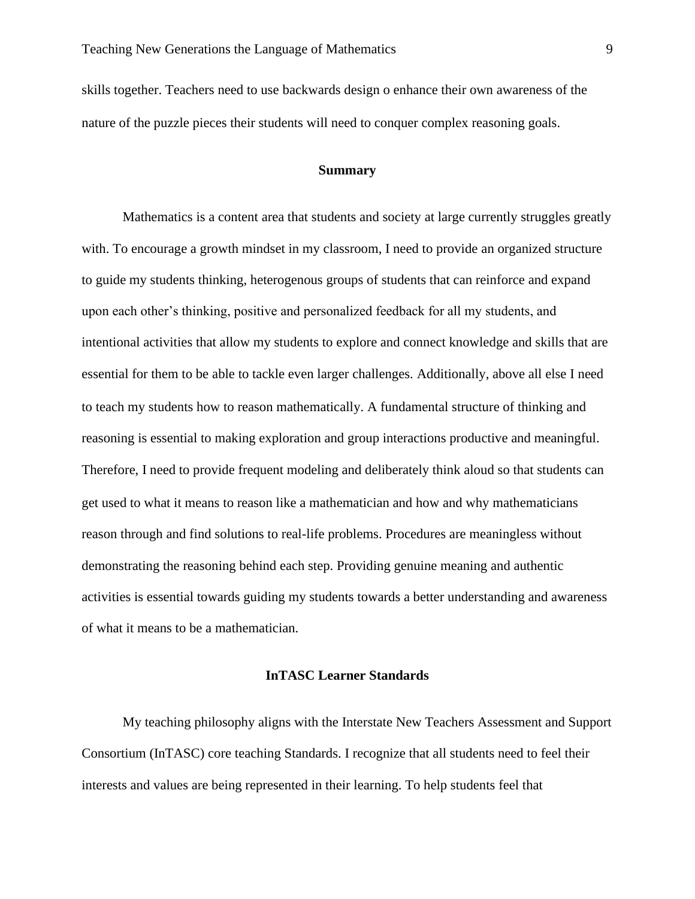skills together. Teachers need to use backwards design o enhance their own awareness of the nature of the puzzle pieces their students will need to conquer complex reasoning goals.

## Summary

Mathematics is a content area that students and society at large currently struggles greatly with. To encourage a growth mindset in my classroom, I need to provide an organized structure to guide my students thinking, heterogenous groups of students that can reinforce and expand upon each other's thinking, positive and personalized feedback for all my students, and intentional activities that allow my students to explore and connect knowledge and skills that are essential for them to be able to tackle even larger challenges. Additionally, above all else I need to teach my students how to reason mathematically. A fundamental structure of thinking and reasoning is essential to making exploration and group interactions productive and meaningful. Therefore, I need to provide frequent modeling and deliberately think aloud so that students can get used to what it means to reason like a mathematician and how and why mathematicians reason through and find solutions to real-life problems. Procedures are meaningless without demonstrating the reasoning behind each step. Providing genuine meaning and authentic activities is essential towards guiding my students towards a better understanding and awareness of what it means to be a mathematician.

## InTASC Learner Standards

My teaching philosophy aligns with the Interstate New Teachers Assessment and Support Consortium (InTASC) core teaching Standards. I recognize that all students need to feel their interests and values are being represented in their learning. To help students feel that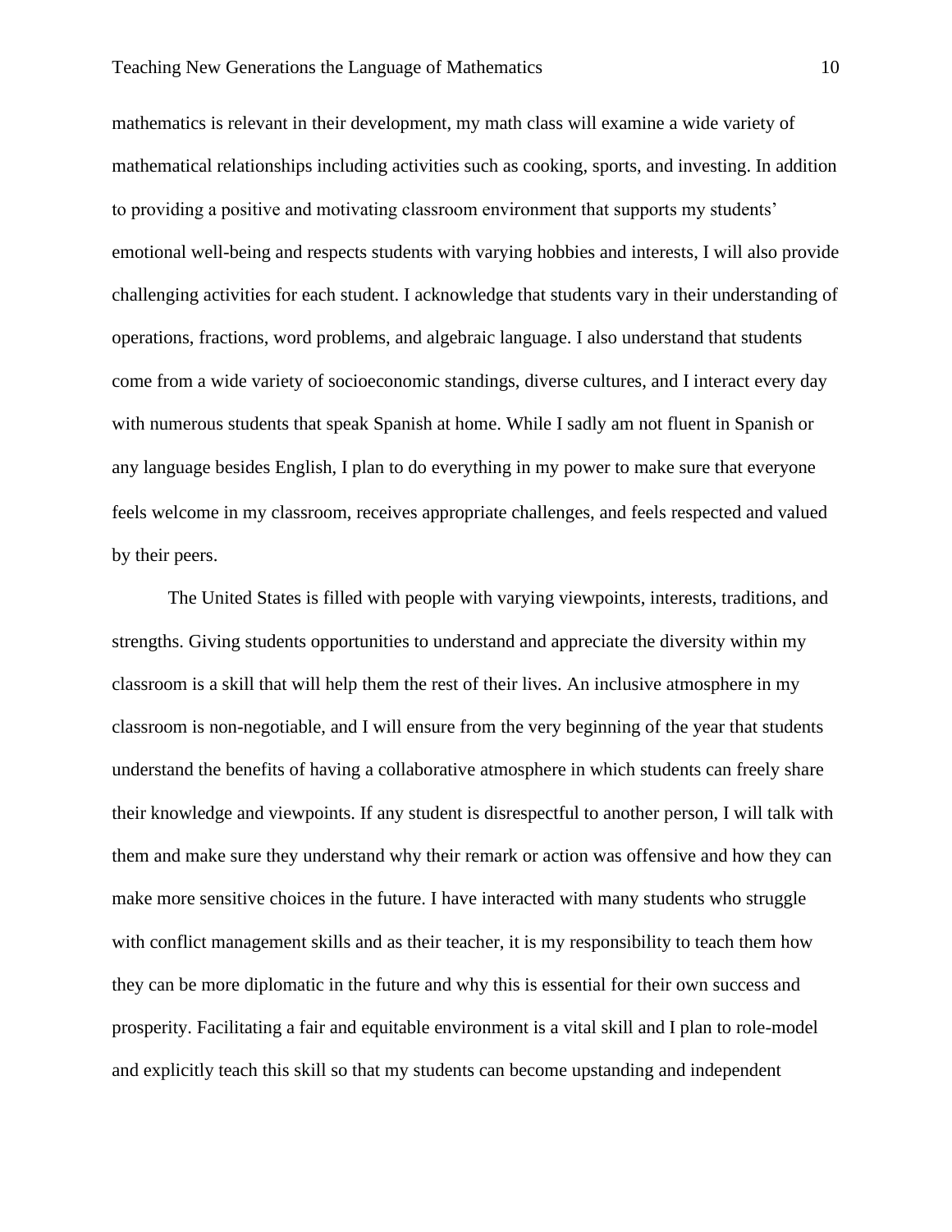mathematics is relevant in their development, my math class will examine a wide variety of mathematical relationships including activities such as cooking, sports, and investing. In addition to providing a positive and motivating classroom environment that supports my students' emotional well-being and respects students with varying hobbies and interests, I will also provide challenging activities for each student. I acknowledge that students vary in their understanding of operations, fractions, word problems, and algebraic language. I also understand that students come from a wide variety of socioeconomic standings, diverse cultures, and I interact every day with numerous students that speak Spanish at home. While I sadly am not fluent in Spanish or any language besides English, I plan to do everything in my power to make sure that everyone feels welcome in my classroom, receives appropriate challenges, and feels respected and valued by their peers.

The United States is filled with people with varying viewpoints, interests, traditions, and strengths. Giving students opportunities to understand and appreciate the diversity within my classroom is a skill that will help them the rest of their lives. An inclusive atmosphere in my classroom is non-negotiable, and I will ensure from the very beginning of the year that students understand the benefits of having a collaborative atmosphere in which students can freely share their knowledge and viewpoints. If any student is disrespectful to another person, I will talk with them and make sure they understand why their remark or action was offensive and how they can make more sensitive choices in the future. I have interacted with many students who struggle with conflict management skills and as their teacher, it is my responsibility to teach them how they can be more diplomatic in the future and why this is essential for their own success and prosperity. Facilitating a fair and equitable environment is a vital skill and I plan to role-model and explicitly teach this skill so that my students can become upstanding and independent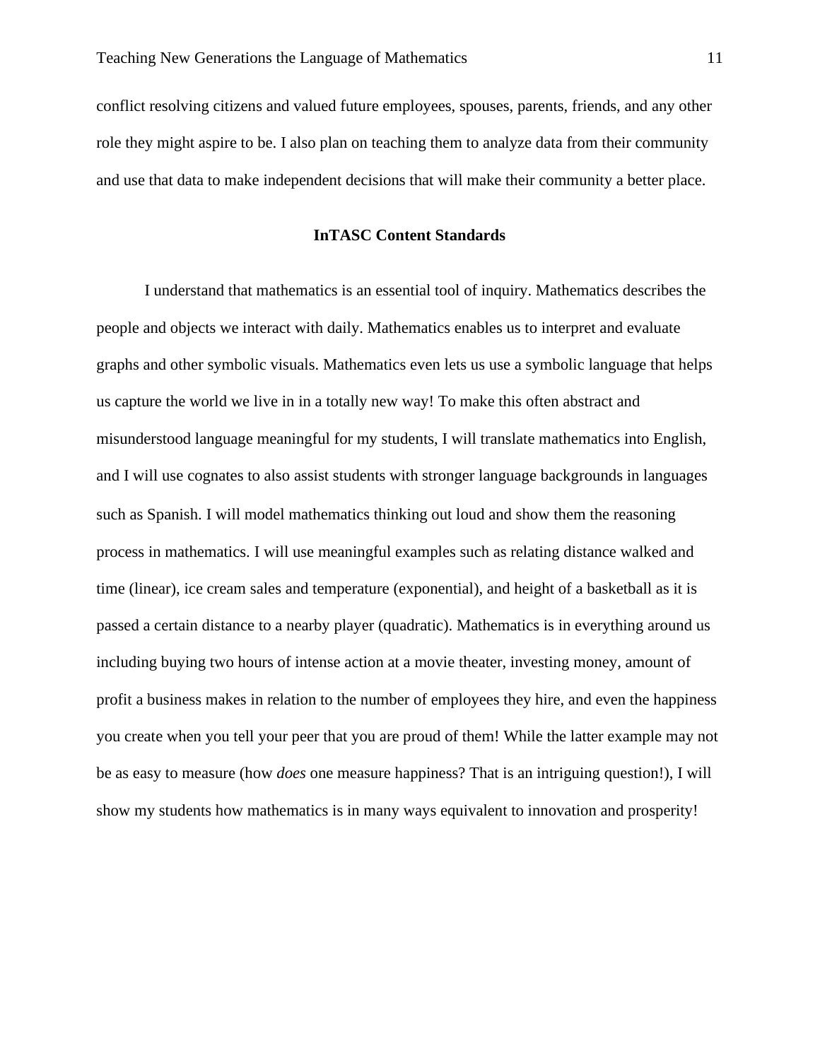conflict resolving citizens and valued future employees, spouses, parents, friends, and any other role they might aspire to be. I also plan on teaching them to analyze data from their community and use that data to make independent decisions that will make their community a better place.

## InTASC Content Standards

I understand that mathematics is an essential tool of inquiry. Mathematics describes the people and objects we interact with daily. Mathematics enables us to interpret and evaluate graphs and other symbolic visuals. Mathematics even lets us use a symbolic language that helps us capture the world we live in in a totally new way! To make this often abstract and misunderstood language meaningful for my students, I will translate mathematics into English, and I will use cognates to also assist students with stronger language backgrounds in languages such as Spanish. I will model mathematics thinking out loud and show them the reasoning process in mathematics. I will use meaningful examples such as relating distance walked and time (linear), ice cream sales and temperature (exponential), and height of a basketball as it is passed a certain distance to a nearby player (quadratic). Mathematics is in everything around us including buying two hours of intense action at a movie theater, investing money, amount of profit a business makes in relation to the number of employees they hire, and even the happiness you create when you tell your peer that you are proud of them! While the latter example may not be as easy to measure (how *does* one measure happiness? That is an intriguing question!), I will show my students how mathematics is in many ways equivalent to innovation and prosperity!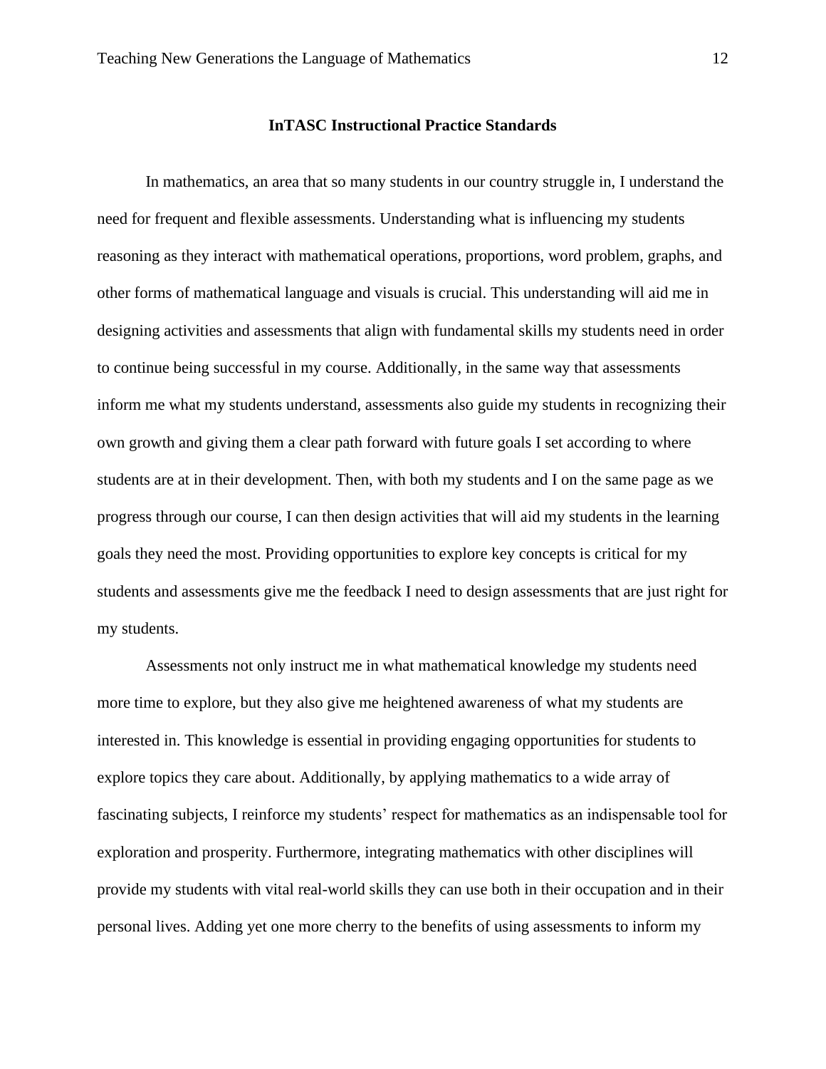## InTASC Instructional Practice Standards

In mathematics, an area that so many students in our country struggle in, I understand the need for frequent and flexible assessments. Understanding what is influencing my students reasoning as they interact with mathematical operations, proportions, word problem, graphs, and other forms of mathematical language and visuals is crucial. This understanding will aid me in designing activities and assessments that align with fundamental skills my students need in order to continue being successful in my course. Additionally, in the same way that assessments inform me what my students understand, assessments also guide my students in recognizing their own growth and giving them a clear path forward with future goals I set according to where students are at in their development. Then, with both my students and I on the same page as we progress through our course, I can then design activities that will aid my students in the learning goals they need the most. Providing opportunities to explore key concepts is critical for my students and assessments give me the feedback I need to design assessments that are just right for my students.

Assessments not only instruct me in what mathematical knowledge my students need more time to explore, but they also give me heightened awareness of what my students are interested in. This knowledge is essential in providing engaging opportunities for students to explore topics they care about. Additionally, by applying mathematics to a wide array of fascinating subjects, I reinforce my students' respect for mathematics as an indispensable tool for exploration and prosperity. Furthermore, integrating mathematics with other disciplines will provide my students with vital real-world skills they can use both in their occupation and in their personal lives. Adding yet one more cherry to the benefits of using assessments to inform my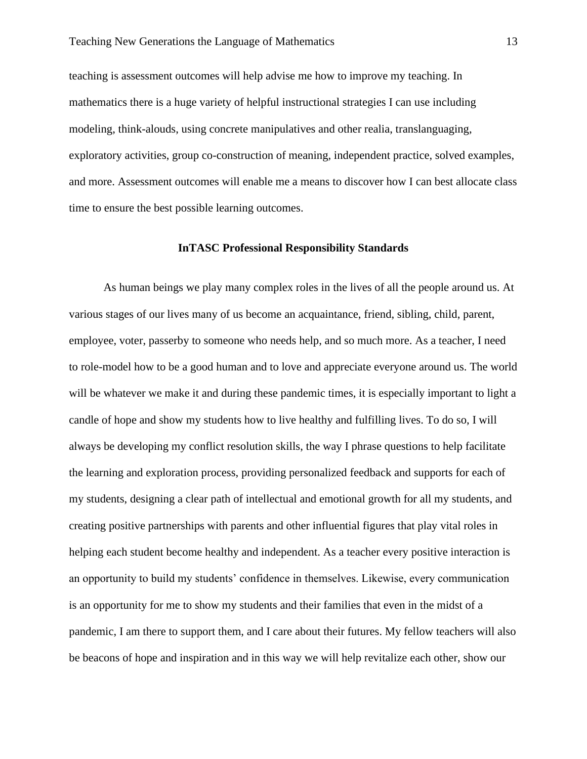teaching is assessment outcomes will help advise me how to improve my teaching. In mathematics there is a huge variety of helpful instructional strategies I can use including modeling, think-alouds, using concrete manipulatives and other realia, translanguaging, exploratory activities, group co-construction of meaning, independent practice, solved examples, and more. Assessment outcomes will enable me a means to discover how I can best allocate class time to ensure the best possible learning outcomes.

## InTASC Professional Responsibility Standards

As human beings we play many complex roles in the lives of all the people around us. At various stages of our lives many of us become an acquaintance, friend, sibling, child, parent, employee, voter, passerby to someone who needs help, and so much more. As a teacher, I need to role-model how to be a good human and to love and appreciate everyone around us. The world will be whatever we make it and during these pandemic times, it is especially important to light a candle of hope and show my students how to live healthy and fulfilling lives. To do so, I will always be developing my conflict resolution skills, the way I phrase questions to help facilitate the learning and exploration process, providing personalized feedback and supports for each of my students, designing a clear path of intellectual and emotional growth for all my students, and creating positive partnerships with parents and other influential figures that play vital roles in helping each student become healthy and independent. As a teacher every positive interaction is an opportunity to build my students' confidence in themselves. Likewise, every communication is an opportunity for me to show my students and their families that even in the midst of a pandemic, I am there to support them, and I care about their futures. My fellow teachers will also be beacons of hope and inspiration and in this way we will help revitalize each other, show our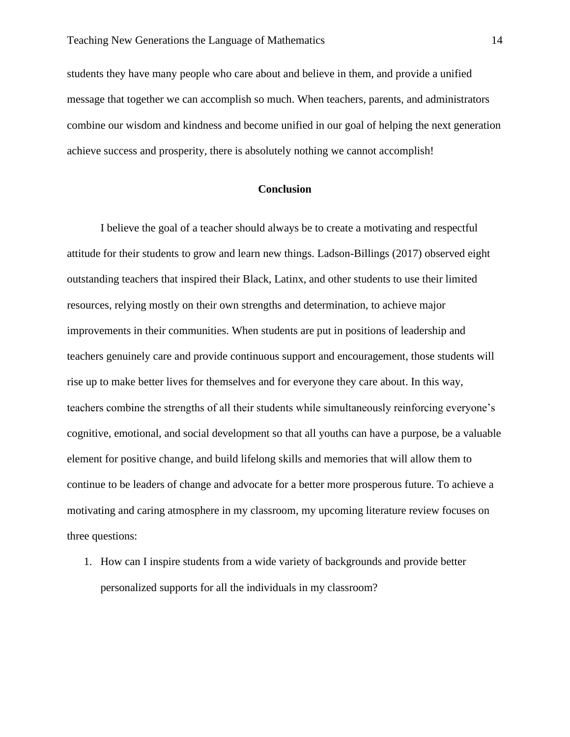students they have many people who care about and believe in them, and provide a unified message that together we can accomplish so much. When teachers, parents, and administrators combine our wisdom and kindness and become unified in our goal of helping the next generation achieve success and prosperity, there is absolutely nothing we cannot accomplish!

## Conclusion

I believe the goal of a teacher should always be to create a motivating and respectful attitude for their students to grow and learn new things. Ladson-Billings (2017) observed eight outstanding teachers that inspired their Black, Latinx, and other students to use their limited resources, relying mostly on their own strengths and determination, to achieve major improvements in their communities. When students are put in positions of leadership and teachers genuinely care and provide continuous support and encouragement, those students will rise up to make better lives for themselves and for everyone they care about. In this way, teachers combine the strengths of all their students while simultaneously reinforcing everyone's cognitive, emotional, and social development so that all youths can have a purpose, be a valuable element for positive change, and build lifelong skills and memories that will allow them to continue to be leaders of change and advocate for a better more prosperous future. To achieve a motivating and caring atmosphere in my classroom, my upcoming literature review focuses on three questions:

1. How can I inspire students from a wide variety of backgrounds and provide better personalized supports for all the individuals in my classroom?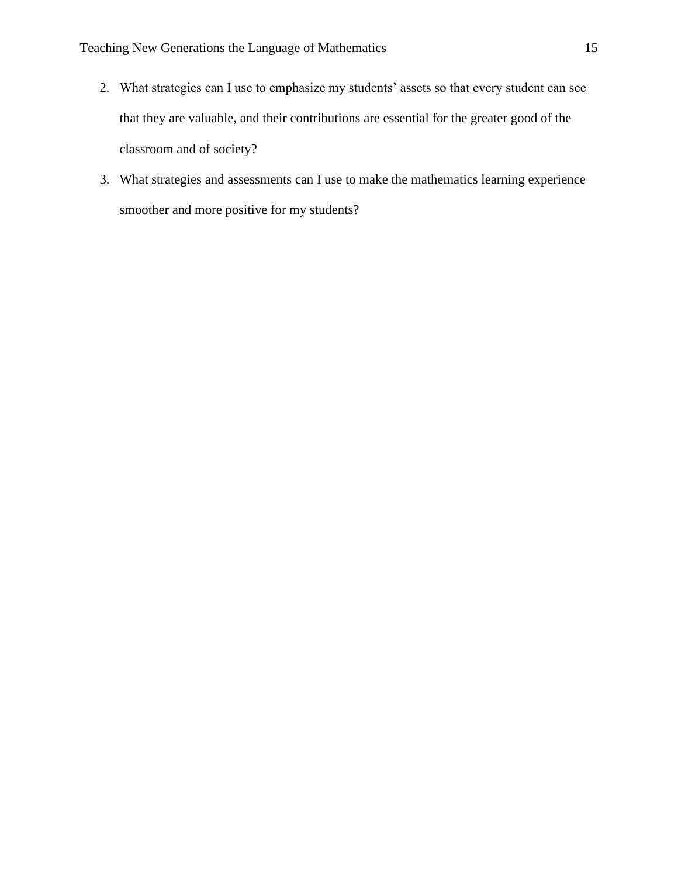2. What strategies can I use to emphasize my students' assets so that every student can see that they are valuable, and their contributions are essential for the greater good of the classroom and of society?
3. What strategies and assessments can I use to make the mathematics learning experience smoother and more positive for my students?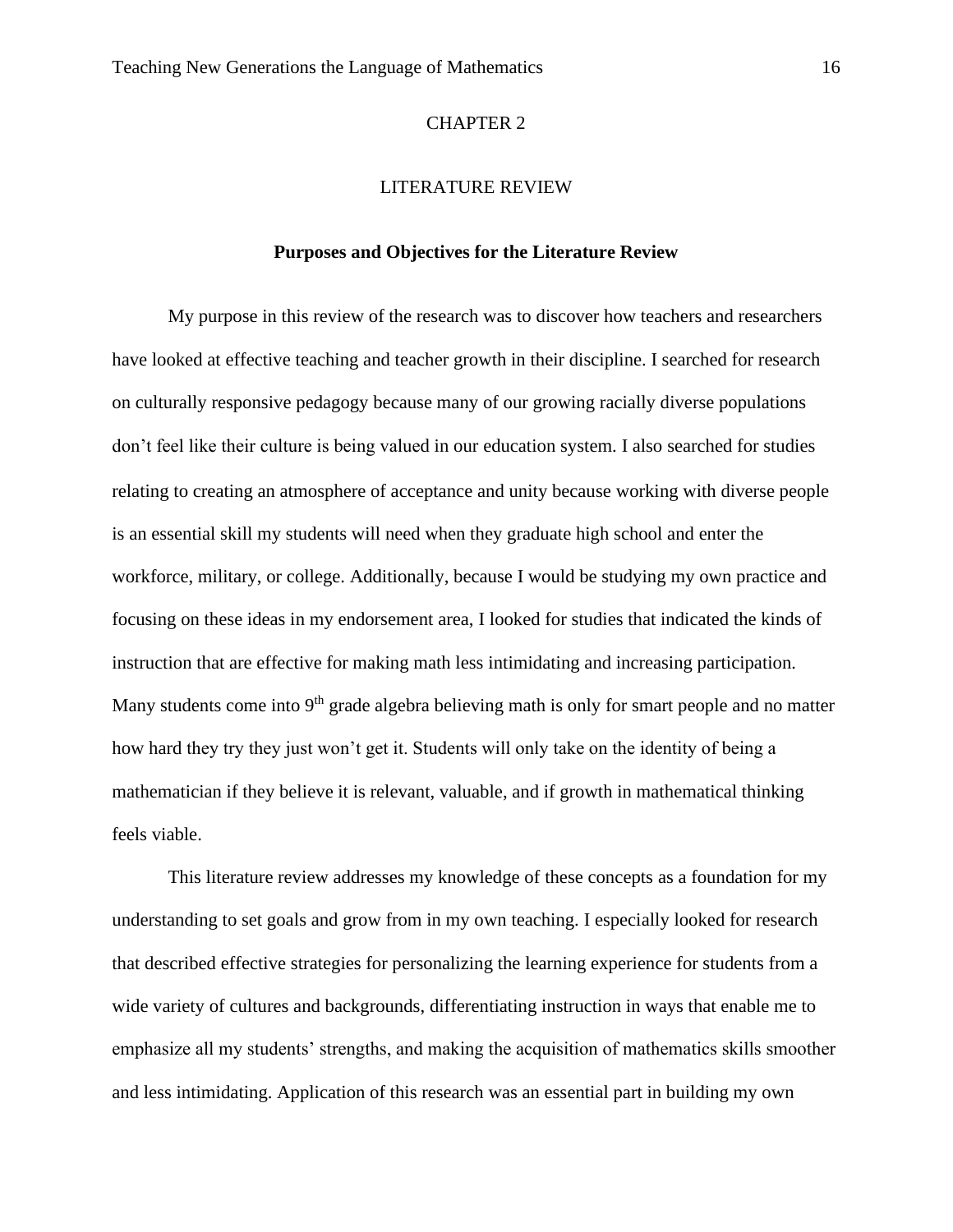# CHAPTER 2

# LITERATURE REVIEW

## Purposes and Objectives for the Literature Review

My purpose in this review of the research was to discover how teachers and researchers have looked at effective teaching and teacher growth in their discipline. I searched for research on culturally responsive pedagogy because many of our growing racially diverse populations don't feel like their culture is being valued in our education system. I also searched for studies relating to creating an atmosphere of acceptance and unity because working with diverse people is an essential skill my students will need when they graduate high school and enter the workforce, military, or college. Additionally, because I would be studying my own practice and focusing on these ideas in my endorsement area, I looked for studies that indicated the kinds of instruction that are effective for making math less intimidating and increasing participation. Many students come into 9th grade algebra believing math is only for smart people and no matter how hard they try they just won't get it. Students will only take on the identity of being a mathematician if they believe it is relevant, valuable, and if growth in mathematical thinking feels viable.

This literature review addresses my knowledge of these concepts as a foundation for my understanding to set goals and grow from in my own teaching. I especially looked for research that described effective strategies for personalizing the learning experience for students from a wide variety of cultures and backgrounds, differentiating instruction in ways that enable me to emphasize all my students' strengths, and making the acquisition of mathematics skills smoother and less intimidating. Application of this research was an essential part in building my own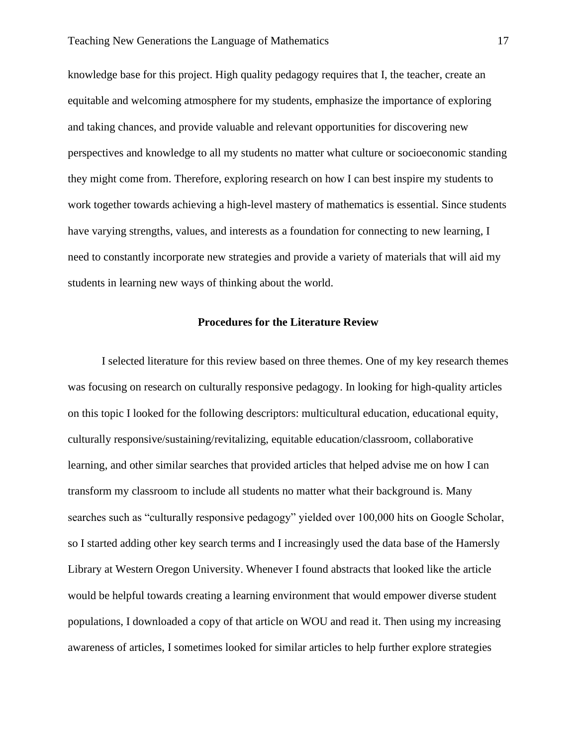knowledge base for this project. High quality pedagogy requires that I, the teacher, create an equitable and welcoming atmosphere for my students, emphasize the importance of exploring and taking chances, and provide valuable and relevant opportunities for discovering new perspectives and knowledge to all my students no matter what culture or socioeconomic standing they might come from. Therefore, exploring research on how I can best inspire my students to work together towards achieving a high-level mastery of mathematics is essential. Since students have varying strengths, values, and interests as a foundation for connecting to new learning, I need to constantly incorporate new strategies and provide a variety of materials that will aid my students in learning new ways of thinking about the world.

## Procedures for the Literature Review

I selected literature for this review based on three themes. One of my key research themes was focusing on research on culturally responsive pedagogy. In looking for high-quality articles on this topic I looked for the following descriptors: multicultural education, educational equity, culturally responsive/sustaining/revitalizing, equitable education/classroom, collaborative learning, and other similar searches that provided articles that helped advise me on how I can transform my classroom to include all students no matter what their background is. Many searches such as "culturally responsive pedagogy" yielded over 100,000 hits on Google Scholar, so I started adding other key search terms and I increasingly used the data base of the Hamersly Library at Western Oregon University. Whenever I found abstracts that looked like the article would be helpful towards creating a learning environment that would empower diverse student populations, I downloaded a copy of that article on WOU and read it. Then using my increasing awareness of articles, I sometimes looked for similar articles to help further explore strategies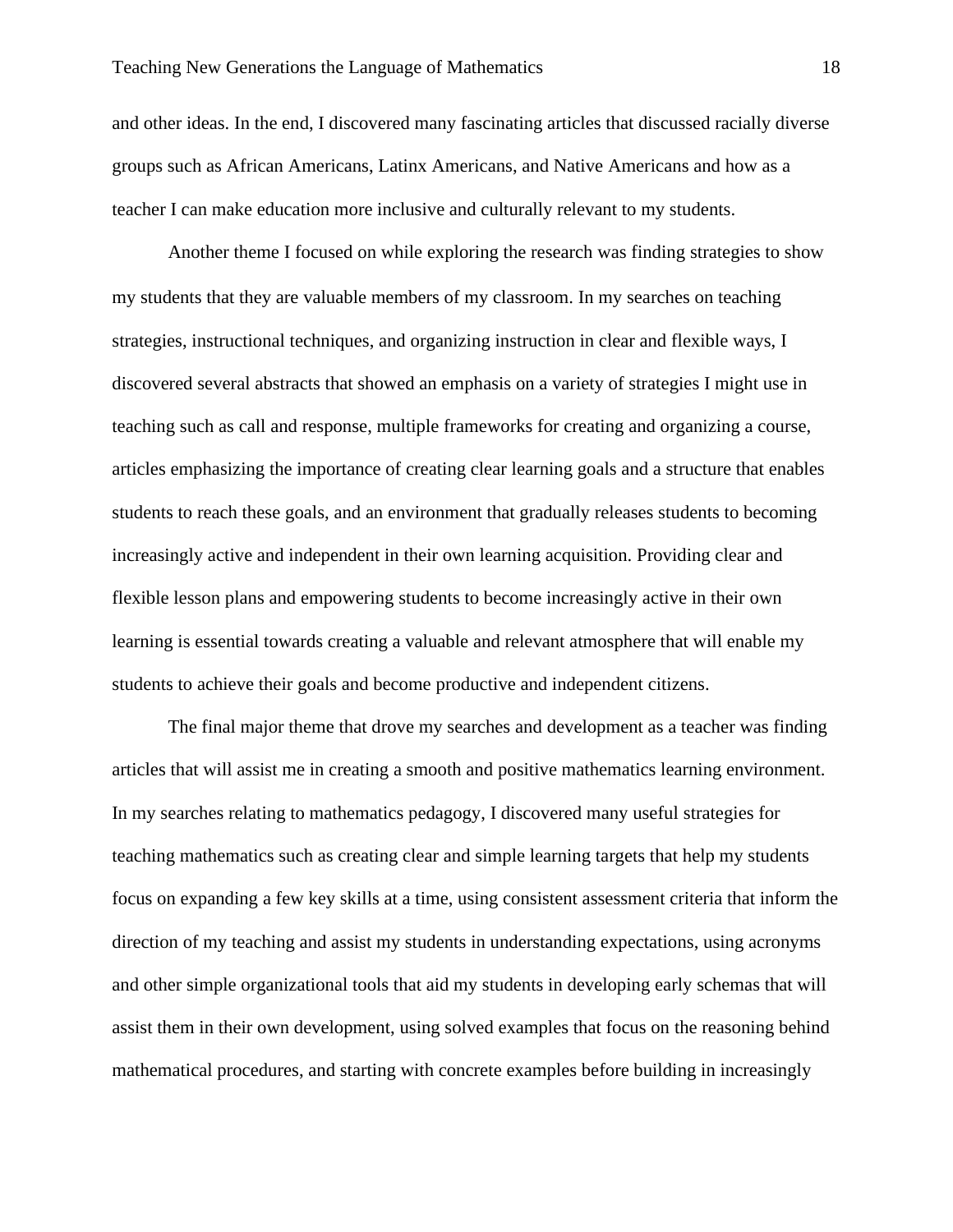and other ideas. In the end, I discovered many fascinating articles that discussed racially diverse groups such as African Americans, Latinx Americans, and Native Americans and how as a teacher I can make education more inclusive and culturally relevant to my students.

Another theme I focused on while exploring the research was finding strategies to show my students that they are valuable members of my classroom. In my searches on teaching strategies, instructional techniques, and organizing instruction in clear and flexible ways, I discovered several abstracts that showed an emphasis on a variety of strategies I might use in teaching such as call and response, multiple frameworks for creating and organizing a course, articles emphasizing the importance of creating clear learning goals and a structure that enables students to reach these goals, and an environment that gradually releases students to becoming increasingly active and independent in their own learning acquisition. Providing clear and flexible lesson plans and empowering students to become increasingly active in their own learning is essential towards creating a valuable and relevant atmosphere that will enable my students to achieve their goals and become productive and independent citizens.

The final major theme that drove my searches and development as a teacher was finding articles that will assist me in creating a smooth and positive mathematics learning environment. In my searches relating to mathematics pedagogy, I discovered many useful strategies for teaching mathematics such as creating clear and simple learning targets that help my students focus on expanding a few key skills at a time, using consistent assessment criteria that inform the direction of my teaching and assist my students in understanding expectations, using acronyms and other simple organizational tools that aid my students in developing early schemas that will assist them in their own development, using solved examples that focus on the reasoning behind mathematical procedures, and starting with concrete examples before building in increasingly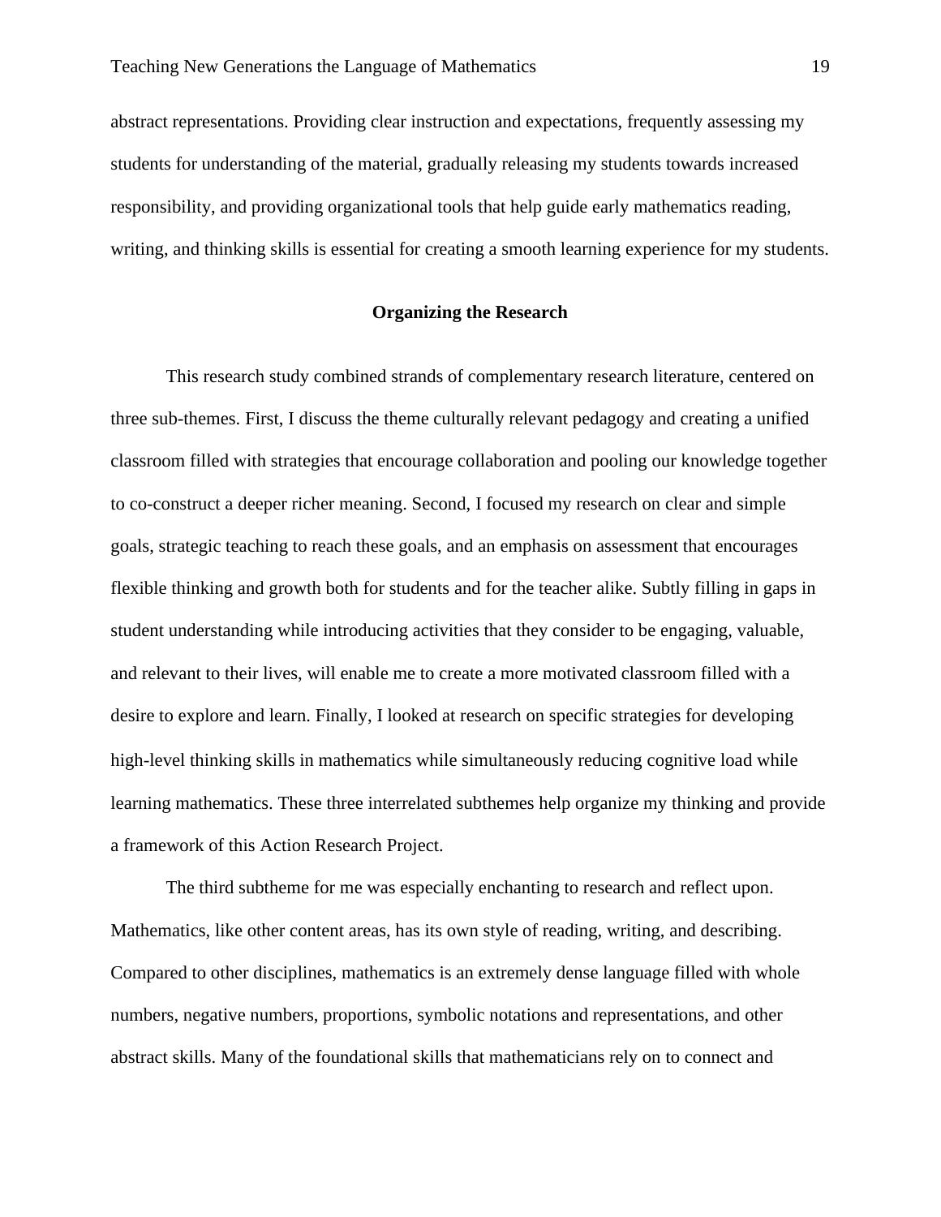abstract representations. Providing clear instruction and expectations, frequently assessing my students for understanding of the material, gradually releasing my students towards increased responsibility, and providing organizational tools that help guide early mathematics reading, writing, and thinking skills is essential for creating a smooth learning experience for my students.

## Organizing the Research

This research study combined strands of complementary research literature, centered on three sub-themes. First, I discuss the theme culturally relevant pedagogy and creating a unified classroom filled with strategies that encourage collaboration and pooling our knowledge together to co-construct a deeper richer meaning. Second, I focused my research on clear and simple goals, strategic teaching to reach these goals, and an emphasis on assessment that encourages flexible thinking and growth both for students and for the teacher alike. Subtly filling in gaps in student understanding while introducing activities that they consider to be engaging, valuable, and relevant to their lives, will enable me to create a more motivated classroom filled with a desire to explore and learn. Finally, I looked at research on specific strategies for developing high-level thinking skills in mathematics while simultaneously reducing cognitive load while learning mathematics. These three interrelated subthemes help organize my thinking and provide a framework of this Action Research Project.

The third subtheme for me was especially enchanting to research and reflect upon. Mathematics, like other content areas, has its own style of reading, writing, and describing. Compared to other disciplines, mathematics is an extremely dense language filled with whole numbers, negative numbers, proportions, symbolic notations and representations, and other abstract skills. Many of the foundational skills that mathematicians rely on to connect and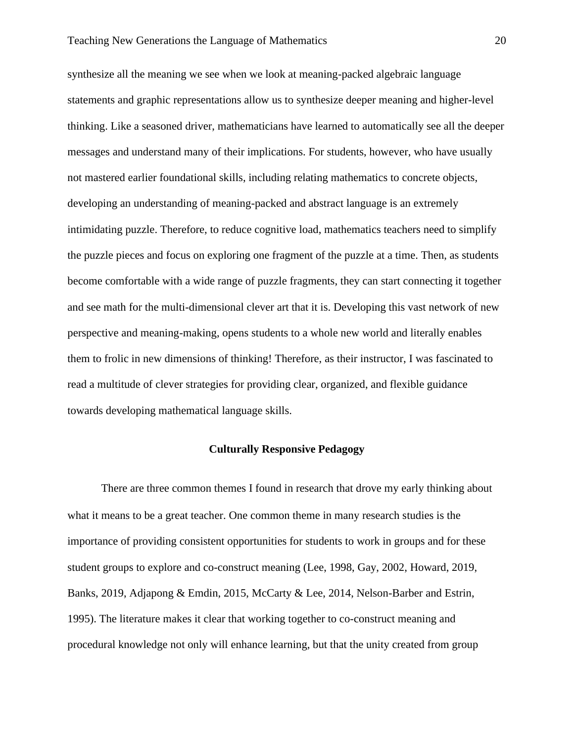synthesize all the meaning we see when we look at meaning-packed algebraic language statements and graphic representations allow us to synthesize deeper meaning and higher-level thinking. Like a seasoned driver, mathematicians have learned to automatically see all the deeper messages and understand many of their implications. For students, however, who have usually not mastered earlier foundational skills, including relating mathematics to concrete objects, developing an understanding of meaning-packed and abstract language is an extremely intimidating puzzle. Therefore, to reduce cognitive load, mathematics teachers need to simplify the puzzle pieces and focus on exploring one fragment of the puzzle at a time. Then, as students become comfortable with a wide range of puzzle fragments, they can start connecting it together and see math for the multi-dimensional clever art that it is. Developing this vast network of new perspective and meaning-making, opens students to a whole new world and literally enables them to frolic in new dimensions of thinking! Therefore, as their instructor, I was fascinated to read a multitude of clever strategies for providing clear, organized, and flexible guidance towards developing mathematical language skills.

## Culturally Responsive Pedagogy

There are three common themes I found in research that drove my early thinking about what it means to be a great teacher. One common theme in many research studies is the importance of providing consistent opportunities for students to work in groups and for these student groups to explore and co-construct meaning (Lee, 1998, Gay, 2002, Howard, 2019, Banks, 2019, Adjapong & Emdin, 2015, McCarty & Lee, 2014, Nelson-Barber and Estrin, 1995). The literature makes it clear that working together to co-construct meaning and procedural knowledge not only will enhance learning, but that the unity created from group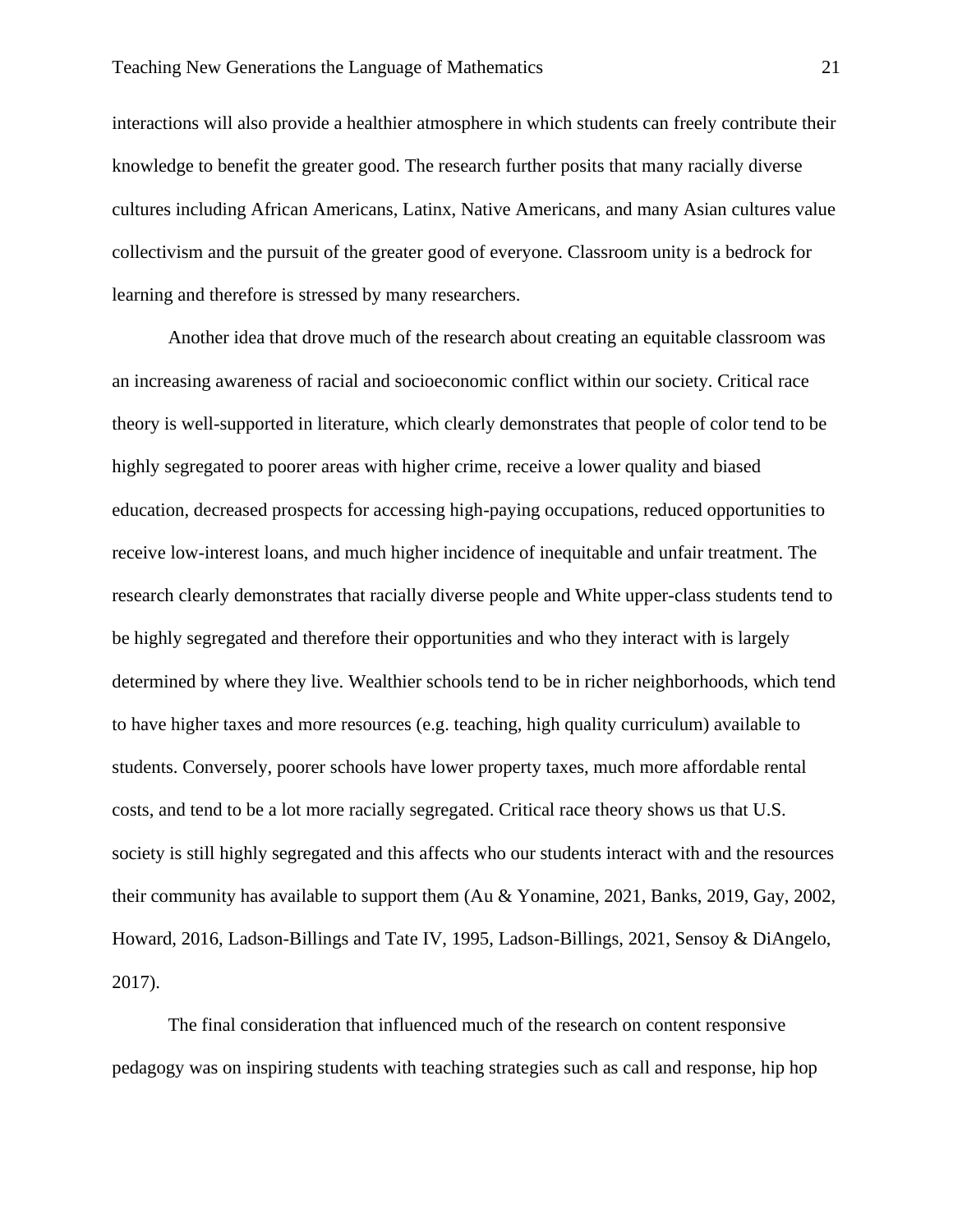interactions will also provide a healthier atmosphere in which students can freely contribute their knowledge to benefit the greater good. The research further posits that many racially diverse cultures including African Americans, Latinx, Native Americans, and many Asian cultures value collectivism and the pursuit of the greater good of everyone. Classroom unity is a bedrock for learning and therefore is stressed by many researchers.

Another idea that drove much of the research about creating an equitable classroom was an increasing awareness of racial and socioeconomic conflict within our society. Critical race theory is well-supported in literature, which clearly demonstrates that people of color tend to be highly segregated to poorer areas with higher crime, receive a lower quality and biased education, decreased prospects for accessing high-paying occupations, reduced opportunities to receive low-interest loans, and much higher incidence of inequitable and unfair treatment. The research clearly demonstrates that racially diverse people and White upper-class students tend to be highly segregated and therefore their opportunities and who they interact with is largely determined by where they live. Wealthier schools tend to be in richer neighborhoods, which tend to have higher taxes and more resources (e.g. teaching, high quality curriculum) available to students. Conversely, poorer schools have lower property taxes, much more affordable rental costs, and tend to be a lot more racially segregated. Critical race theory shows us that U.S. society is still highly segregated and this affects who our students interact with and the resources their community has available to support them (Au & Yonamine, 2021, Banks, 2019, Gay, 2002, Howard, 2016, Ladson-Billings and Tate IV, 1995, Ladson-Billings, 2021, Sensoy & DiAngelo, 2017).

The final consideration that influenced much of the research on content responsive pedagogy was on inspiring students with teaching strategies such as call and response, hip hop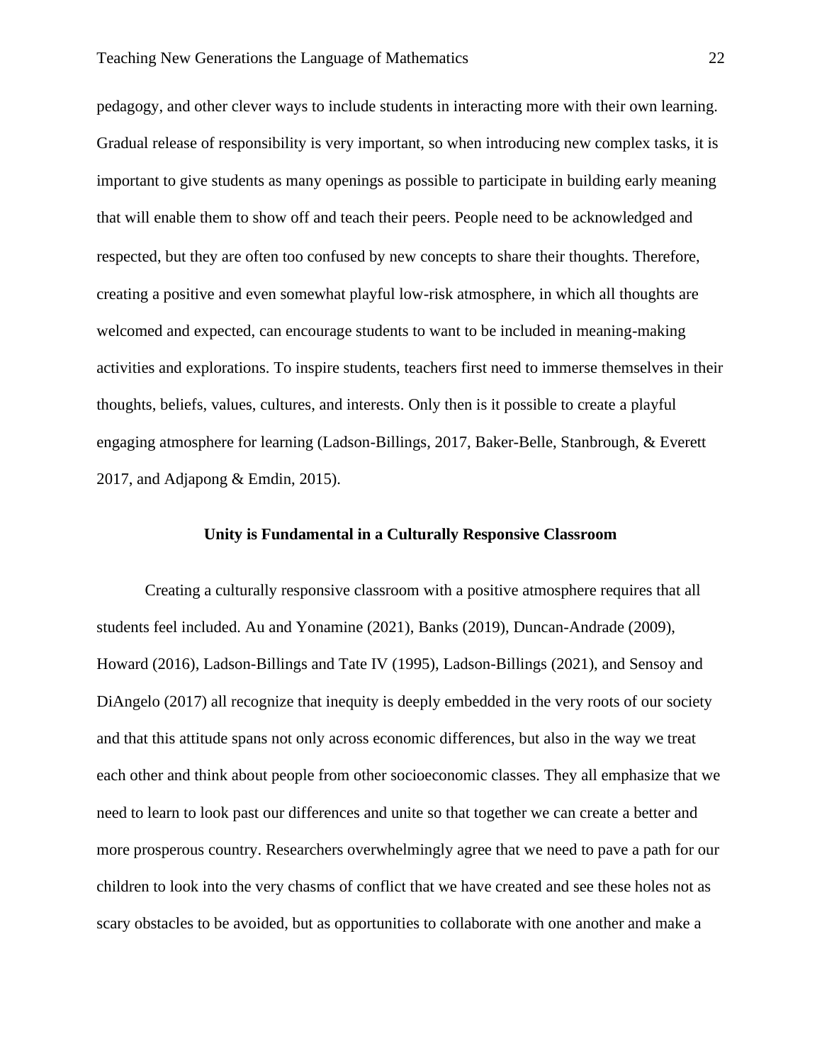pedagogy, and other clever ways to include students in interacting more with their own learning. Gradual release of responsibility is very important, so when introducing new complex tasks, it is important to give students as many openings as possible to participate in building early meaning that will enable them to show off and teach their peers. People need to be acknowledged and respected, but they are often too confused by new concepts to share their thoughts. Therefore, creating a positive and even somewhat playful low-risk atmosphere, in which all thoughts are welcomed and expected, can encourage students to want to be included in meaning-making activities and explorations. To inspire students, teachers first need to immerse themselves in their thoughts, beliefs, values, cultures, and interests. Only then is it possible to create a playful engaging atmosphere for learning (Ladson-Billings, 2017, Baker-Belle, Stanbrough, & Everett 2017, and Adjapong & Emdin, 2015).

## Unity is Fundamental in a Culturally Responsive Classroom

Creating a culturally responsive classroom with a positive atmosphere requires that all students feel included. Au and Yonamine (2021), Banks (2019), Duncan-Andrade (2009), Howard (2016), Ladson-Billings and Tate IV (1995), Ladson-Billings (2021), and Sensoy and DiAngelo (2017) all recognize that inequity is deeply embedded in the very roots of our society and that this attitude spans not only across economic differences, but also in the way we treat each other and think about people from other socioeconomic classes. They all emphasize that we need to learn to look past our differences and unite so that together we can create a better and more prosperous country. Researchers overwhelmingly agree that we need to pave a path for our children to look into the very chasms of conflict that we have created and see these holes not as scary obstacles to be avoided, but as opportunities to collaborate with one another and make a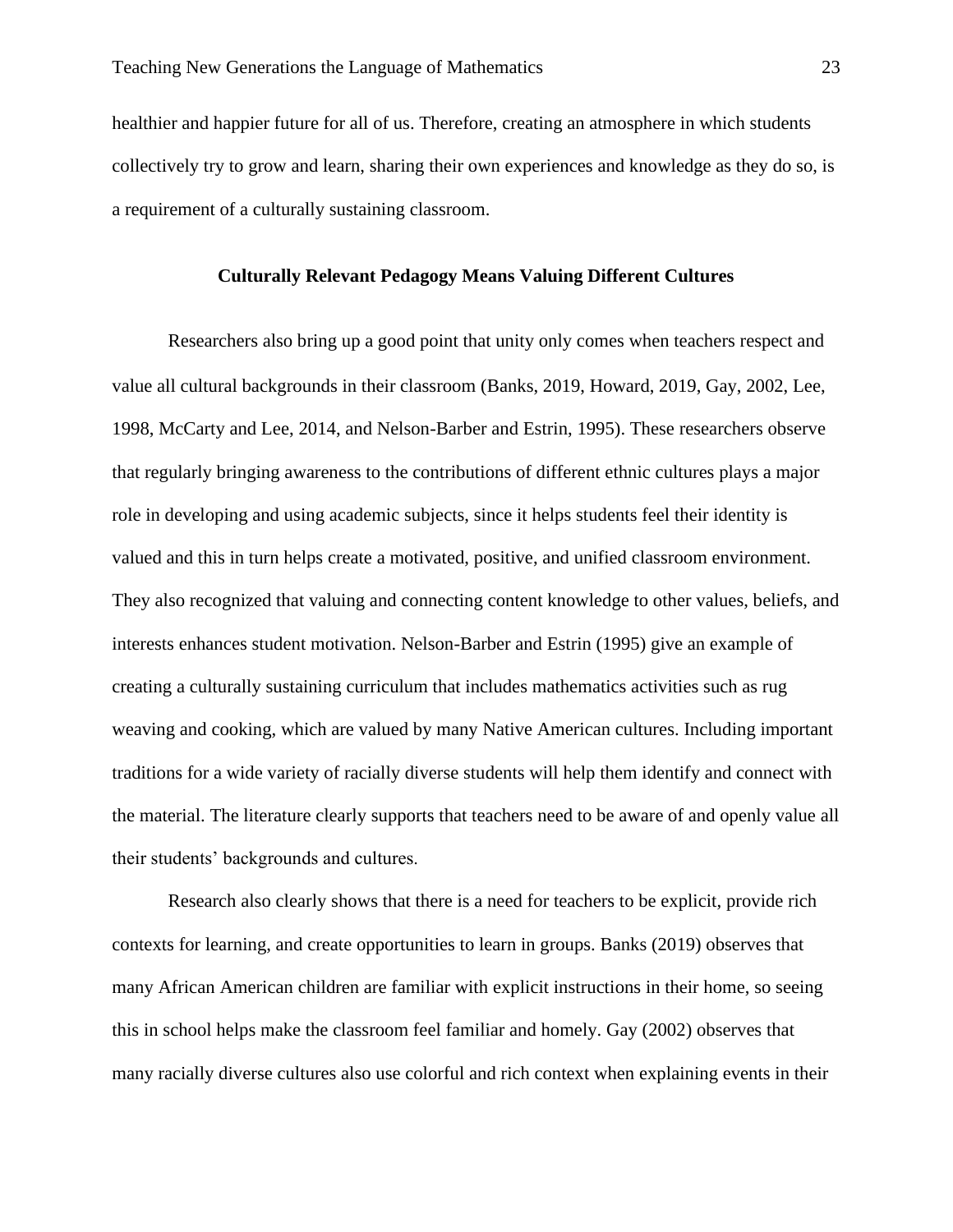healthier and happier future for all of us. Therefore, creating an atmosphere in which students collectively try to grow and learn, sharing their own experiences and knowledge as they do so, is a requirement of a culturally sustaining classroom.

## Culturally Relevant Pedagogy Means Valuing Different Cultures

Researchers also bring up a good point that unity only comes when teachers respect and value all cultural backgrounds in their classroom (Banks, 2019, Howard, 2019, Gay, 2002, Lee, 1998, McCarty and Lee, 2014, and Nelson-Barber and Estrin, 1995). These researchers observe that regularly bringing awareness to the contributions of different ethnic cultures plays a major role in developing and using academic subjects, since it helps students feel their identity is valued and this in turn helps create a motivated, positive, and unified classroom environment. They also recognized that valuing and connecting content knowledge to other values, beliefs, and interests enhances student motivation. Nelson-Barber and Estrin (1995) give an example of creating a culturally sustaining curriculum that includes mathematics activities such as rug weaving and cooking, which are valued by many Native American cultures. Including important traditions for a wide variety of racially diverse students will help them identify and connect with the material. The literature clearly supports that teachers need to be aware of and openly value all their students' backgrounds and cultures.

Research also clearly shows that there is a need for teachers to be explicit, provide rich contexts for learning, and create opportunities to learn in groups. Banks (2019) observes that many African American children are familiar with explicit instructions in their home, so seeing this in school helps make the classroom feel familiar and homely. Gay (2002) observes that many racially diverse cultures also use colorful and rich context when explaining events in their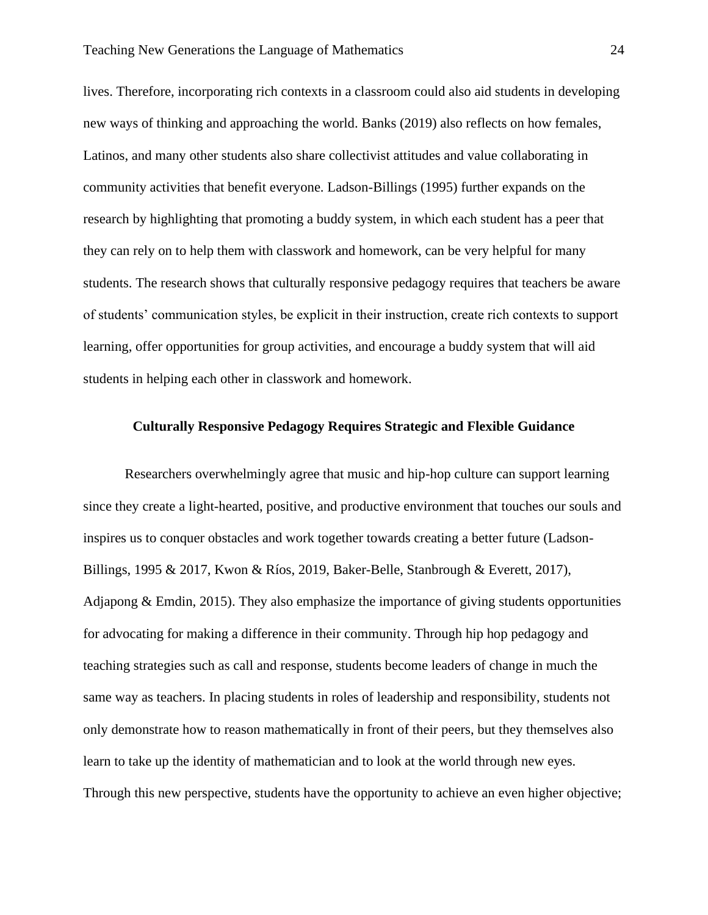lives. Therefore, incorporating rich contexts in a classroom could also aid students in developing new ways of thinking and approaching the world. Banks (2019) also reflects on how females, Latinos, and many other students also share collectivist attitudes and value collaborating in community activities that benefit everyone. Ladson-Billings (1995) further expands on the research by highlighting that promoting a buddy system, in which each student has a peer that they can rely on to help them with classwork and homework, can be very helpful for many students. The research shows that culturally responsive pedagogy requires that teachers be aware of students' communication styles, be explicit in their instruction, create rich contexts to support learning, offer opportunities for group activities, and encourage a buddy system that will aid students in helping each other in classwork and homework.

## Culturally Responsive Pedagogy Requires Strategic and Flexible Guidance

Researchers overwhelmingly agree that music and hip-hop culture can support learning since they create a light-hearted, positive, and productive environment that touches our souls and inspires us to conquer obstacles and work together towards creating a better future (Ladson-Billings, 1995 & 2017, Kwon & Ríos, 2019, Baker-Belle, Stanbrough & Everett, 2017), Adjapong & Emdin, 2015). They also emphasize the importance of giving students opportunities for advocating for making a difference in their community. Through hip hop pedagogy and teaching strategies such as call and response, students become leaders of change in much the same way as teachers. In placing students in roles of leadership and responsibility, students not only demonstrate how to reason mathematically in front of their peers, but they themselves also learn to take up the identity of mathematician and to look at the world through new eyes. Through this new perspective, students have the opportunity to achieve an even higher objective;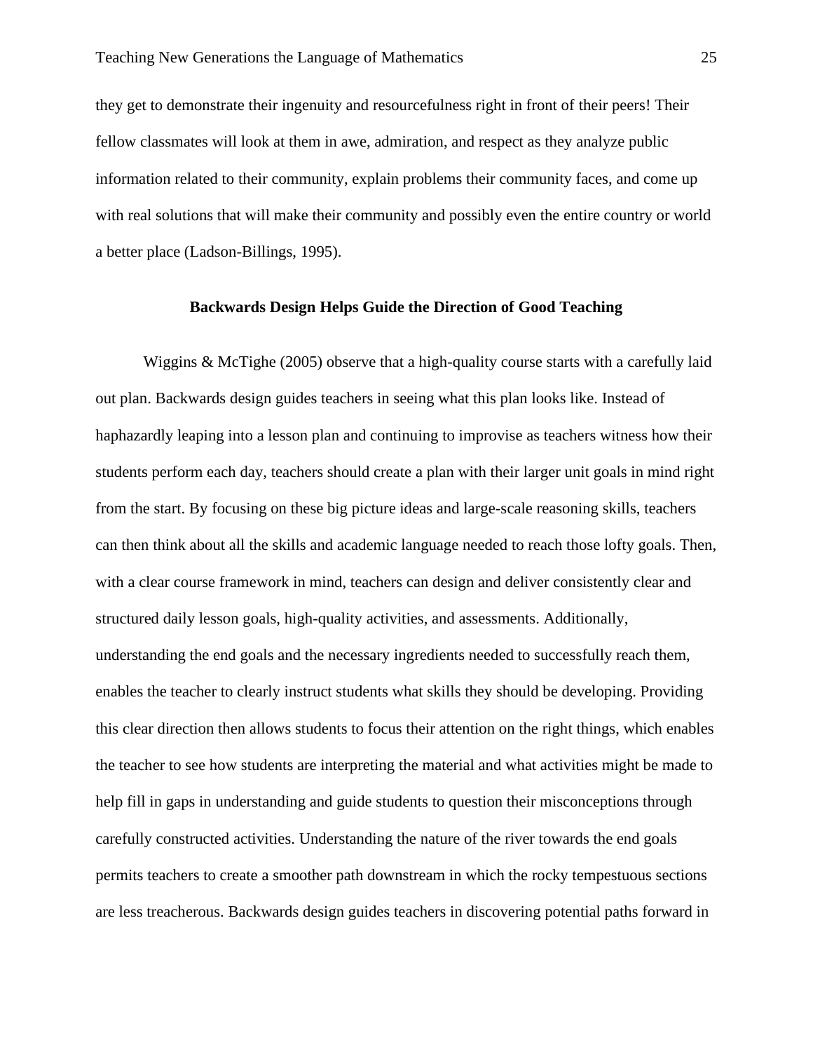they get to demonstrate their ingenuity and resourcefulness right in front of their peers! Their fellow classmates will look at them in awe, admiration, and respect as they analyze public information related to their community, explain problems their community faces, and come up with real solutions that will make their community and possibly even the entire country or world a better place (Ladson-Billings, 1995).

## Backwards Design Helps Guide the Direction of Good Teaching

Wiggins & McTighe (2005) observe that a high-quality course starts with a carefully laid out plan. Backwards design guides teachers in seeing what this plan looks like. Instead of haphazardly leaping into a lesson plan and continuing to improvise as teachers witness how their students perform each day, teachers should create a plan with their larger unit goals in mind right from the start. By focusing on these big picture ideas and large-scale reasoning skills, teachers can then think about all the skills and academic language needed to reach those lofty goals. Then, with a clear course framework in mind, teachers can design and deliver consistently clear and structured daily lesson goals, high-quality activities, and assessments. Additionally, understanding the end goals and the necessary ingredients needed to successfully reach them, enables the teacher to clearly instruct students what skills they should be developing. Providing this clear direction then allows students to focus their attention on the right things, which enables the teacher to see how students are interpreting the material and what activities might be made to help fill in gaps in understanding and guide students to question their misconceptions through carefully constructed activities. Understanding the nature of the river towards the end goals permits teachers to create a smoother path downstream in which the rocky tempestuous sections are less treacherous. Backwards design guides teachers in discovering potential paths forward in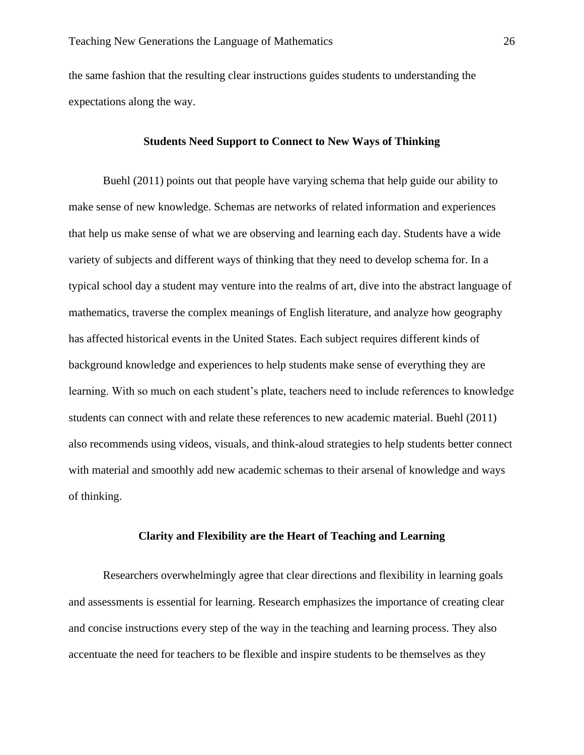the same fashion that the resulting clear instructions guides students to understanding the expectations along the way.

## Students Need Support to Connect to New Ways of Thinking

Buehl (2011) points out that people have varying schema that help guide our ability to make sense of new knowledge. Schemas are networks of related information and experiences that help us make sense of what we are observing and learning each day. Students have a wide variety of subjects and different ways of thinking that they need to develop schema for. In a typical school day a student may venture into the realms of art, dive into the abstract language of mathematics, traverse the complex meanings of English literature, and analyze how geography has affected historical events in the United States. Each subject requires different kinds of background knowledge and experiences to help students make sense of everything they are learning. With so much on each student's plate, teachers need to include references to knowledge students can connect with and relate these references to new academic material. Buehl (2011) also recommends using videos, visuals, and think-aloud strategies to help students better connect with material and smoothly add new academic schemas to their arsenal of knowledge and ways of thinking.

## Clarity and Flexibility are the Heart of Teaching and Learning

Researchers overwhelmingly agree that clear directions and flexibility in learning goals and assessments is essential for learning. Research emphasizes the importance of creating clear and concise instructions every step of the way in the teaching and learning process. They also accentuate the need for teachers to be flexible and inspire students to be themselves as they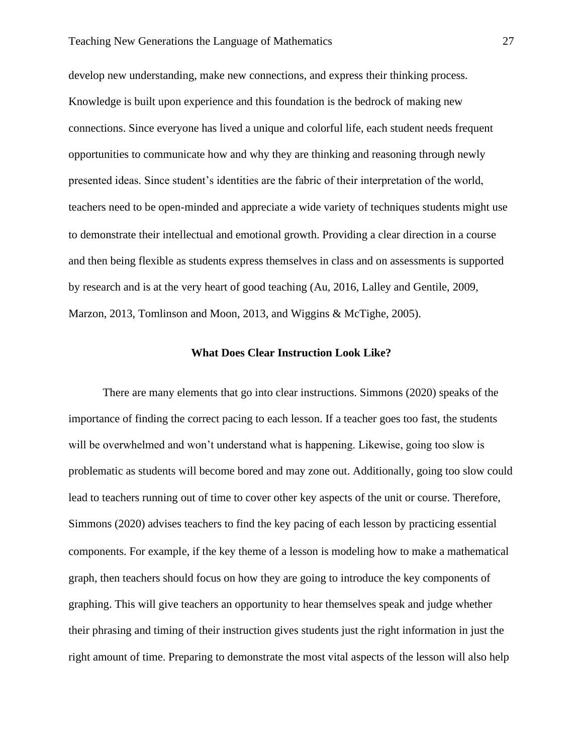develop new understanding, make new connections, and express their thinking process. Knowledge is built upon experience and this foundation is the bedrock of making new connections. Since everyone has lived a unique and colorful life, each student needs frequent opportunities to communicate how and why they are thinking and reasoning through newly presented ideas. Since student's identities are the fabric of their interpretation of the world, teachers need to be open-minded and appreciate a wide variety of techniques students might use to demonstrate their intellectual and emotional growth. Providing a clear direction in a course and then being flexible as students express themselves in class and on assessments is supported by research and is at the very heart of good teaching (Au, 2016, Lalley and Gentile, 2009, Marzon, 2013, Tomlinson and Moon, 2013, and Wiggins & McTighe, 2005).

## What Does Clear Instruction Look Like?

There are many elements that go into clear instructions. Simmons (2020) speaks of the importance of finding the correct pacing to each lesson. If a teacher goes too fast, the students will be overwhelmed and won't understand what is happening. Likewise, going too slow is problematic as students will become bored and may zone out. Additionally, going too slow could lead to teachers running out of time to cover other key aspects of the unit or course. Therefore, Simmons (2020) advises teachers to find the key pacing of each lesson by practicing essential components. For example, if the key theme of a lesson is modeling how to make a mathematical graph, then teachers should focus on how they are going to introduce the key components of graphing. This will give teachers an opportunity to hear themselves speak and judge whether their phrasing and timing of their instruction gives students just the right information in just the right amount of time. Preparing to demonstrate the most vital aspects of the lesson will also help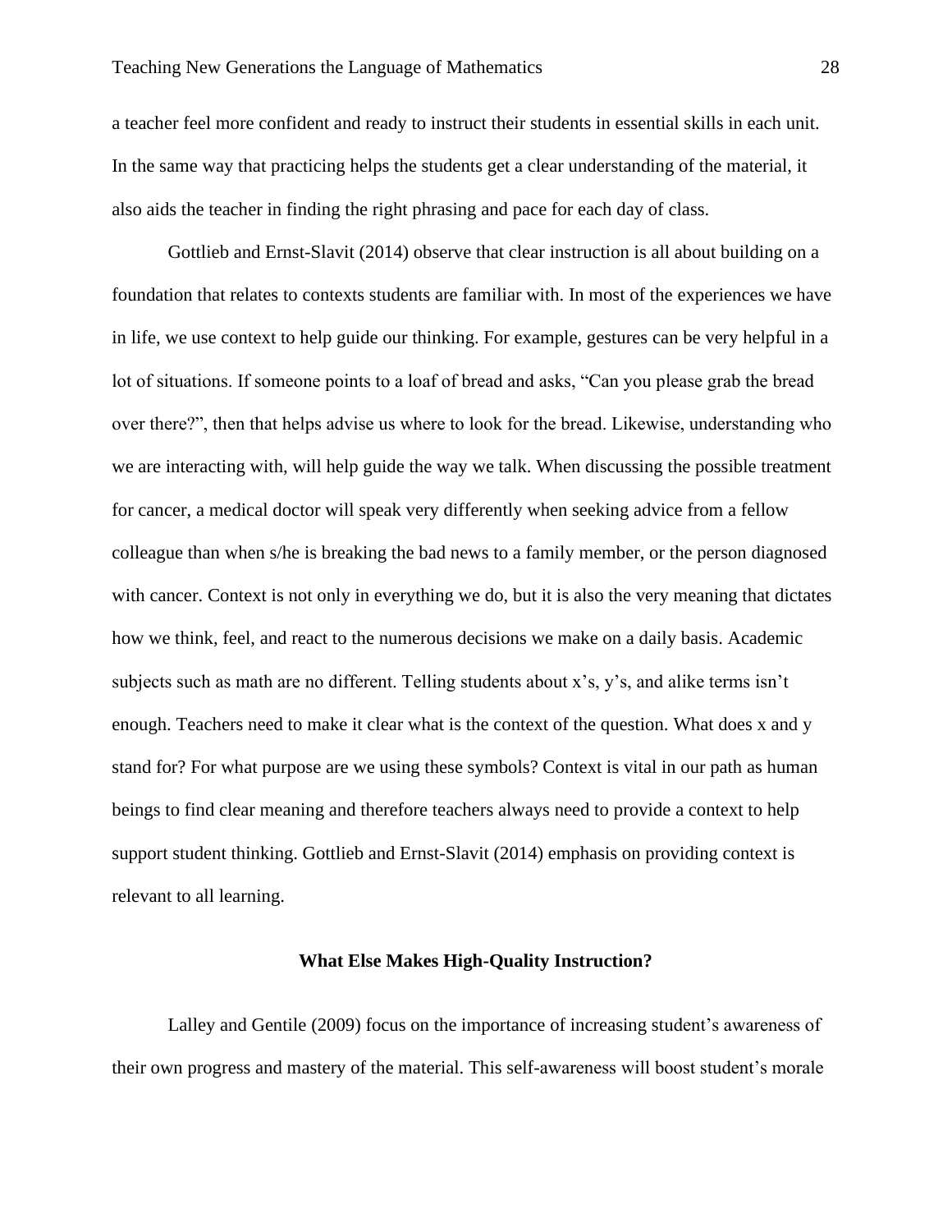a teacher feel more confident and ready to instruct their students in essential skills in each unit. In the same way that practicing helps the students get a clear understanding of the material, it also aids the teacher in finding the right phrasing and pace for each day of class.

Gottlieb and Ernst-Slavit (2014) observe that clear instruction is all about building on a foundation that relates to contexts students are familiar with. In most of the experiences we have in life, we use context to help guide our thinking. For example, gestures can be very helpful in a lot of situations. If someone points to a loaf of bread and asks, "Can you please grab the bread over there?", then that helps advise us where to look for the bread. Likewise, understanding who we are interacting with, will help guide the way we talk. When discussing the possible treatment for cancer, a medical doctor will speak very differently when seeking advice from a fellow colleague than when s/he is breaking the bad news to a family member, or the person diagnosed with cancer. Context is not only in everything we do, but it is also the very meaning that dictates how we think, feel, and react to the numerous decisions we make on a daily basis. Academic subjects such as math are no different. Telling students about x's, y's, and alike terms isn't enough. Teachers need to make it clear what is the context of the question. What does x and y stand for? For what purpose are we using these symbols? Context is vital in our path as human beings to find clear meaning and therefore teachers always need to provide a context to help support student thinking. Gottlieb and Ernst-Slavit (2014) emphasis on providing context is relevant to all learning.

## What Else Makes High-Quality Instruction?

Lalley and Gentile (2009) focus on the importance of increasing student's awareness of their own progress and mastery of the material. This self-awareness will boost student's morale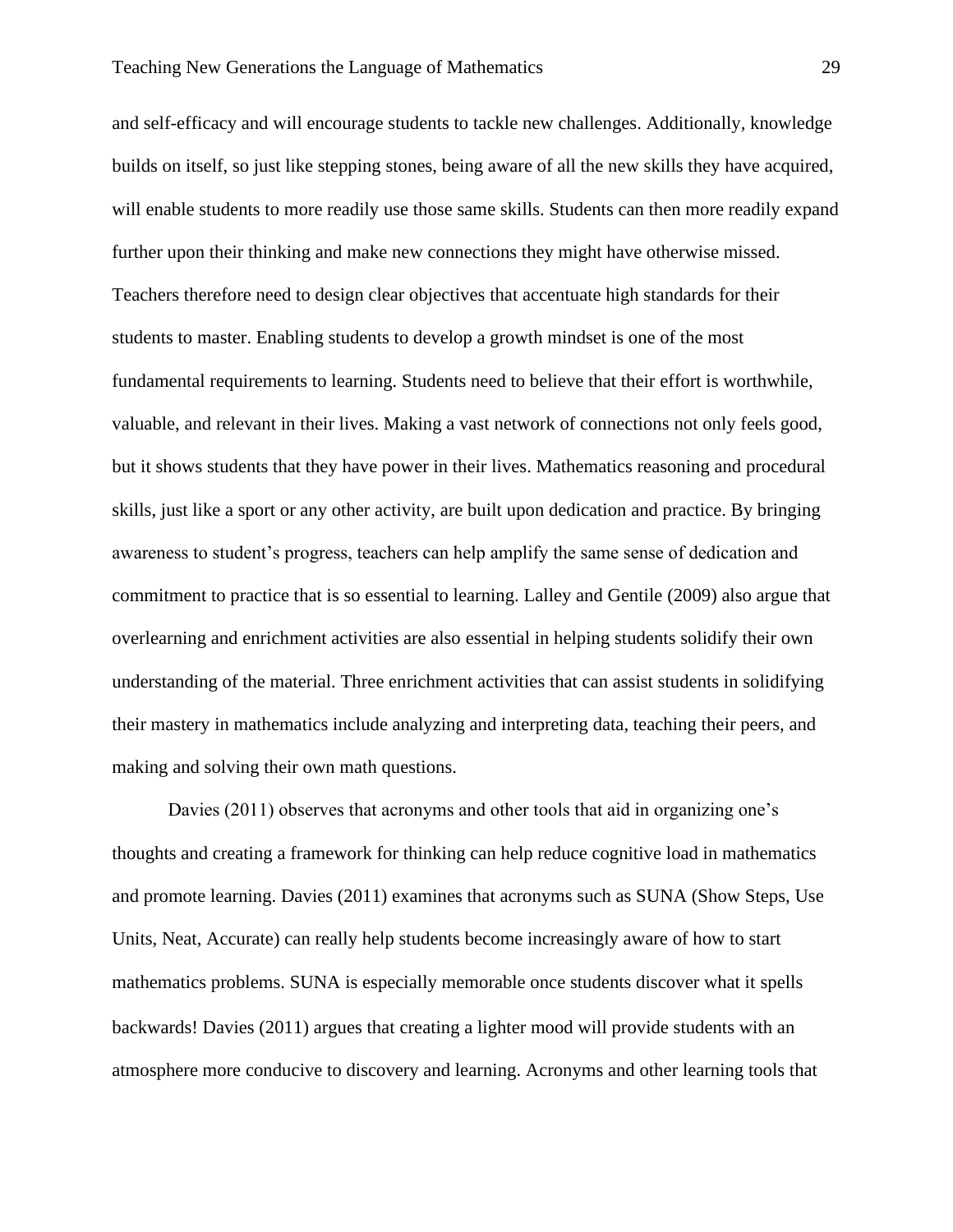and self-efficacy and will encourage students to tackle new challenges. Additionally, knowledge builds on itself, so just like stepping stones, being aware of all the new skills they have acquired, will enable students to more readily use those same skills. Students can then more readily expand further upon their thinking and make new connections they might have otherwise missed. Teachers therefore need to design clear objectives that accentuate high standards for their students to master. Enabling students to develop a growth mindset is one of the most fundamental requirements to learning. Students need to believe that their effort is worthwhile, valuable, and relevant in their lives. Making a vast network of connections not only feels good, but it shows students that they have power in their lives. Mathematics reasoning and procedural skills, just like a sport or any other activity, are built upon dedication and practice. By bringing awareness to student's progress, teachers can help amplify the same sense of dedication and commitment to practice that is so essential to learning. Lalley and Gentile (2009) also argue that overlearning and enrichment activities are also essential in helping students solidify their own understanding of the material. Three enrichment activities that can assist students in solidifying their mastery in mathematics include analyzing and interpreting data, teaching their peers, and making and solving their own math questions.

Davies (2011) observes that acronyms and other tools that aid in organizing one's thoughts and creating a framework for thinking can help reduce cognitive load in mathematics and promote learning. Davies (2011) examines that acronyms such as SUNA (Show Steps, Use Units, Neat, Accurate) can really help students become increasingly aware of how to start mathematics problems. SUNA is especially memorable once students discover what it spells backwards! Davies (2011) argues that creating a lighter mood will provide students with an atmosphere more conducive to discovery and learning. Acronyms and other learning tools that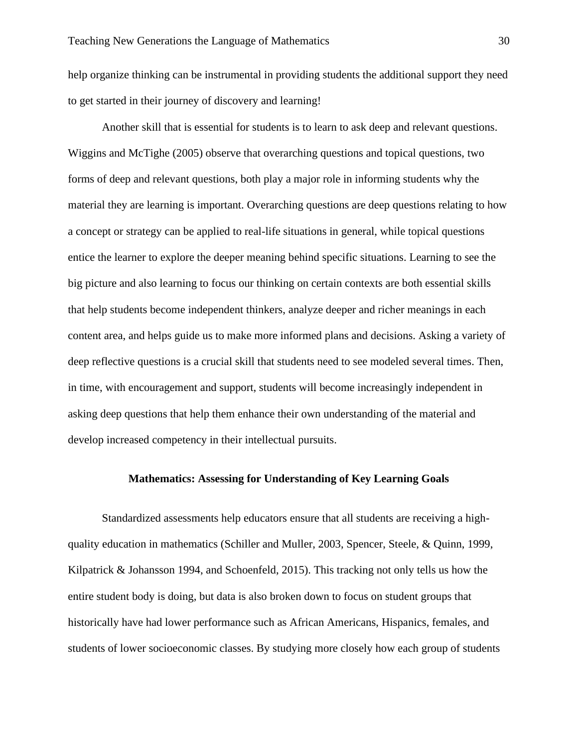help organize thinking can be instrumental in providing students the additional support they need to get started in their journey of discovery and learning!

Another skill that is essential for students is to learn to ask deep and relevant questions. Wiggins and McTighe (2005) observe that overarching questions and topical questions, two forms of deep and relevant questions, both play a major role in informing students why the material they are learning is important. Overarching questions are deep questions relating to how a concept or strategy can be applied to real-life situations in general, while topical questions entice the learner to explore the deeper meaning behind specific situations. Learning to see the big picture and also learning to focus our thinking on certain contexts are both essential skills that help students become independent thinkers, analyze deeper and richer meanings in each content area, and helps guide us to make more informed plans and decisions. Asking a variety of deep reflective questions is a crucial skill that students need to see modeled several times. Then, in time, with encouragement and support, students will become increasingly independent in asking deep questions that help them enhance their own understanding of the material and develop increased competency in their intellectual pursuits.

## Mathematics: Assessing for Understanding of Key Learning Goals

Standardized assessments help educators ensure that all students are receiving a high-quality education in mathematics (Schiller and Muller, 2003, Spencer, Steele, & Quinn, 1999, Kilpatrick & Johansson 1994, and Schoenfeld, 2015). This tracking not only tells us how the entire student body is doing, but data is also broken down to focus on student groups that historically have had lower performance such as African Americans, Hispanics, females, and students of lower socioeconomic classes. By studying more closely how each group of students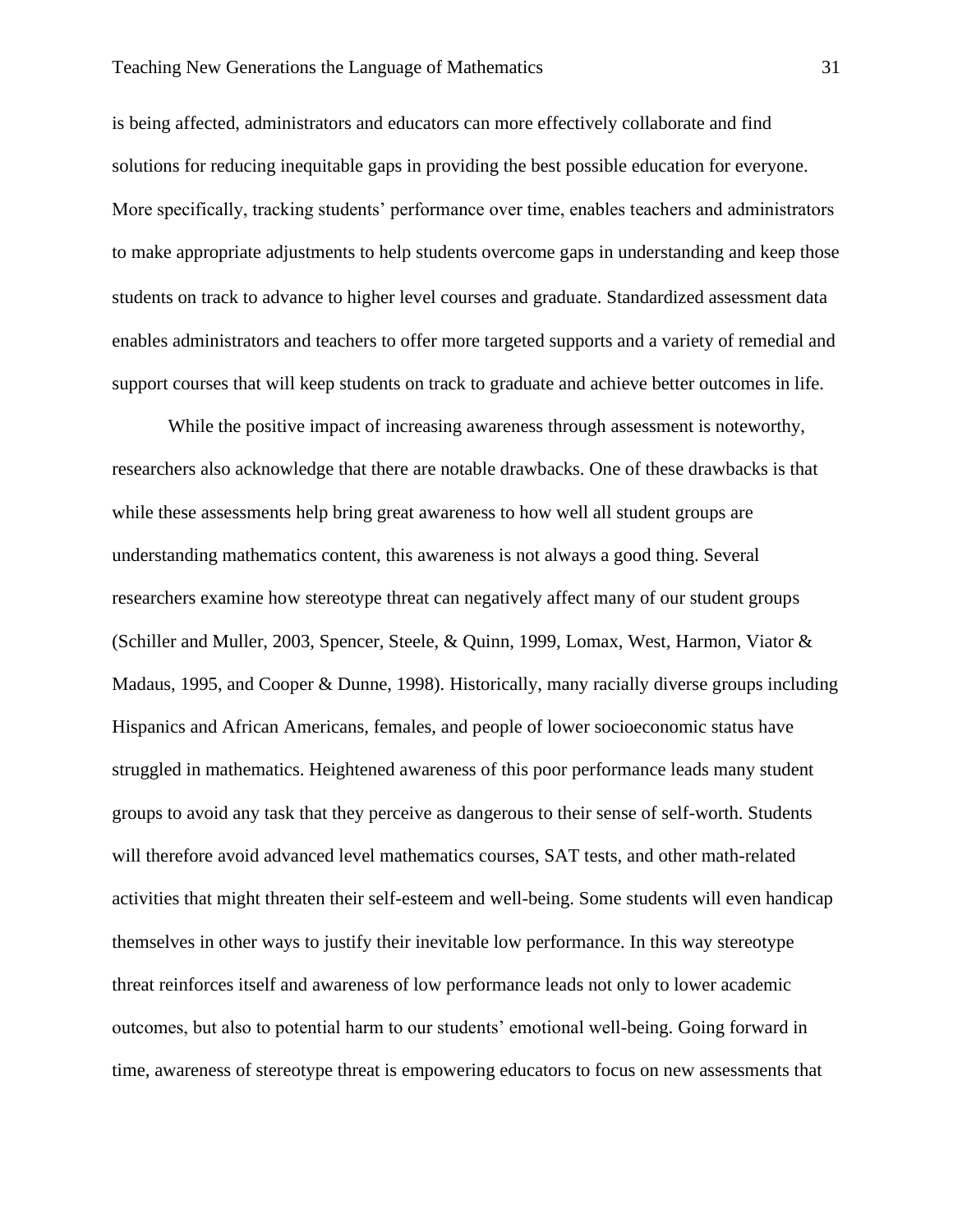is being affected, administrators and educators can more effectively collaborate and find solutions for reducing inequitable gaps in providing the best possible education for everyone. More specifically, tracking students' performance over time, enables teachers and administrators to make appropriate adjustments to help students overcome gaps in understanding and keep those students on track to advance to higher level courses and graduate. Standardized assessment data enables administrators and teachers to offer more targeted supports and a variety of remedial and support courses that will keep students on track to graduate and achieve better outcomes in life.

While the positive impact of increasing awareness through assessment is noteworthy, researchers also acknowledge that there are notable drawbacks. One of these drawbacks is that while these assessments help bring great awareness to how well all student groups are understanding mathematics content, this awareness is not always a good thing. Several researchers examine how stereotype threat can negatively affect many of our student groups (Schiller and Muller, 2003, Spencer, Steele, & Quinn, 1999, Lomax, West, Harmon, Viator & Madaus, 1995, and Cooper & Dunne, 1998). Historically, many racially diverse groups including Hispanics and African Americans, females, and people of lower socioeconomic status have struggled in mathematics. Heightened awareness of this poor performance leads many student groups to avoid any task that they perceive as dangerous to their sense of self-worth. Students will therefore avoid advanced level mathematics courses, SAT tests, and other math-related activities that might threaten their self-esteem and well-being. Some students will even handicap themselves in other ways to justify their inevitable low performance. In this way stereotype threat reinforces itself and awareness of low performance leads not only to lower academic outcomes, but also to potential harm to our students' emotional well-being. Going forward in time, awareness of stereotype threat is empowering educators to focus on new assessments that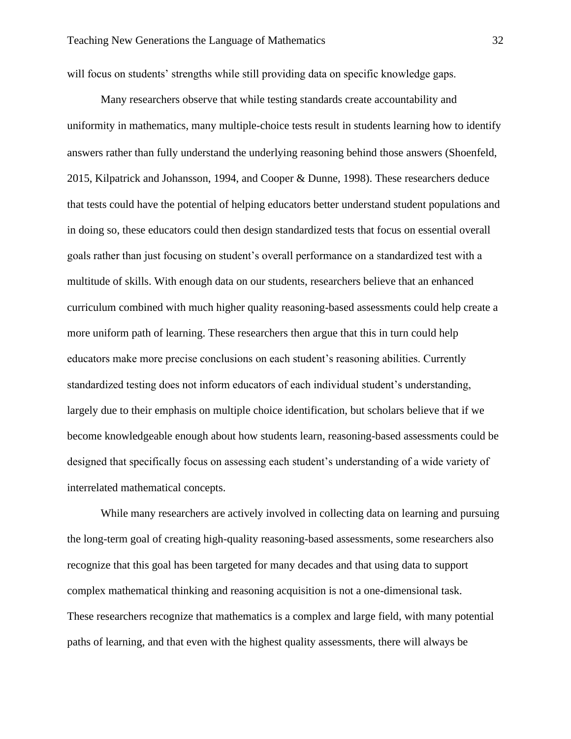will focus on students' strengths while still providing data on specific knowledge gaps.

Many researchers observe that while testing standards create accountability and uniformity in mathematics, many multiple-choice tests result in students learning how to identify answers rather than fully understand the underlying reasoning behind those answers (Shoenfeld, 2015, Kilpatrick and Johansson, 1994, and Cooper & Dunne, 1998). These researchers deduce that tests could have the potential of helping educators better understand student populations and in doing so, these educators could then design standardized tests that focus on essential overall goals rather than just focusing on student's overall performance on a standardized test with a multitude of skills. With enough data on our students, researchers believe that an enhanced curriculum combined with much higher quality reasoning-based assessments could help create a more uniform path of learning. These researchers then argue that this in turn could help educators make more precise conclusions on each student's reasoning abilities. Currently standardized testing does not inform educators of each individual student's understanding, largely due to their emphasis on multiple choice identification, but scholars believe that if we become knowledgeable enough about how students learn, reasoning-based assessments could be designed that specifically focus on assessing each student's understanding of a wide variety of interrelated mathematical concepts.

While many researchers are actively involved in collecting data on learning and pursuing the long-term goal of creating high-quality reasoning-based assessments, some researchers also recognize that this goal has been targeted for many decades and that using data to support complex mathematical thinking and reasoning acquisition is not a one-dimensional task. These researchers recognize that mathematics is a complex and large field, with many potential paths of learning, and that even with the highest quality assessments, there will always be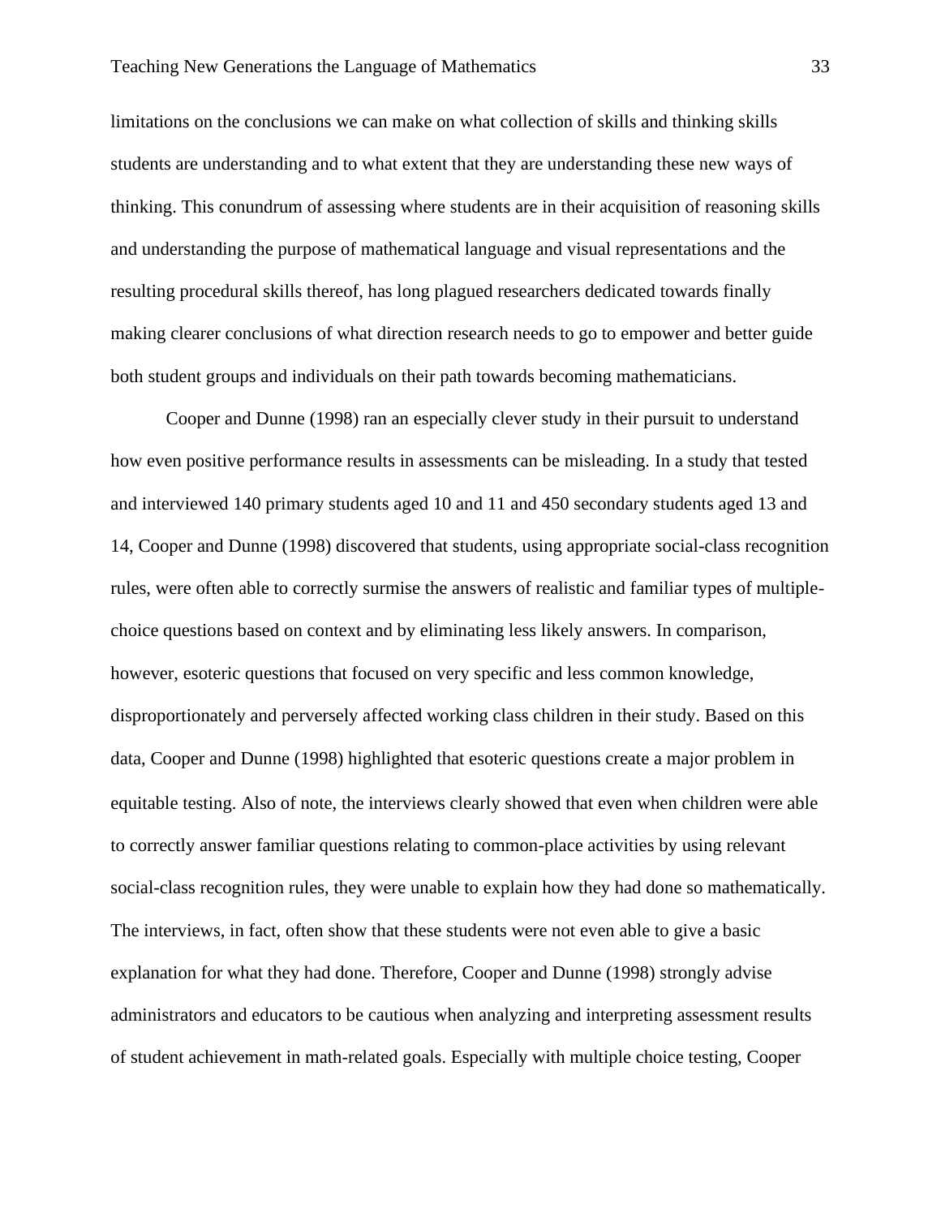limitations on the conclusions we can make on what collection of skills and thinking skills students are understanding and to what extent that they are understanding these new ways of thinking. This conundrum of assessing where students are in their acquisition of reasoning skills and understanding the purpose of mathematical language and visual representations and the resulting procedural skills thereof, has long plagued researchers dedicated towards finally making clearer conclusions of what direction research needs to go to empower and better guide both student groups and individuals on their path towards becoming mathematicians.

Cooper and Dunne (1998) ran an especially clever study in their pursuit to understand how even positive performance results in assessments can be misleading. In a study that tested and interviewed 140 primary students aged 10 and 11 and 450 secondary students aged 13 and 14, Cooper and Dunne (1998) discovered that students, using appropriate social-class recognition rules, were often able to correctly surmise the answers of realistic and familiar types of multiple-choice questions based on context and by eliminating less likely answers. In comparison, however, esoteric questions that focused on very specific and less common knowledge, disproportionately and perversely affected working class children in their study. Based on this data, Cooper and Dunne (1998) highlighted that esoteric questions create a major problem in equitable testing. Also of note, the interviews clearly showed that even when children were able to correctly answer familiar questions relating to common-place activities by using relevant social-class recognition rules, they were unable to explain how they had done so mathematically. The interviews, in fact, often show that these students were not even able to give a basic explanation for what they had done. Therefore, Cooper and Dunne (1998) strongly advise administrators and educators to be cautious when analyzing and interpreting assessment results of student achievement in math-related goals. Especially with multiple choice testing, Cooper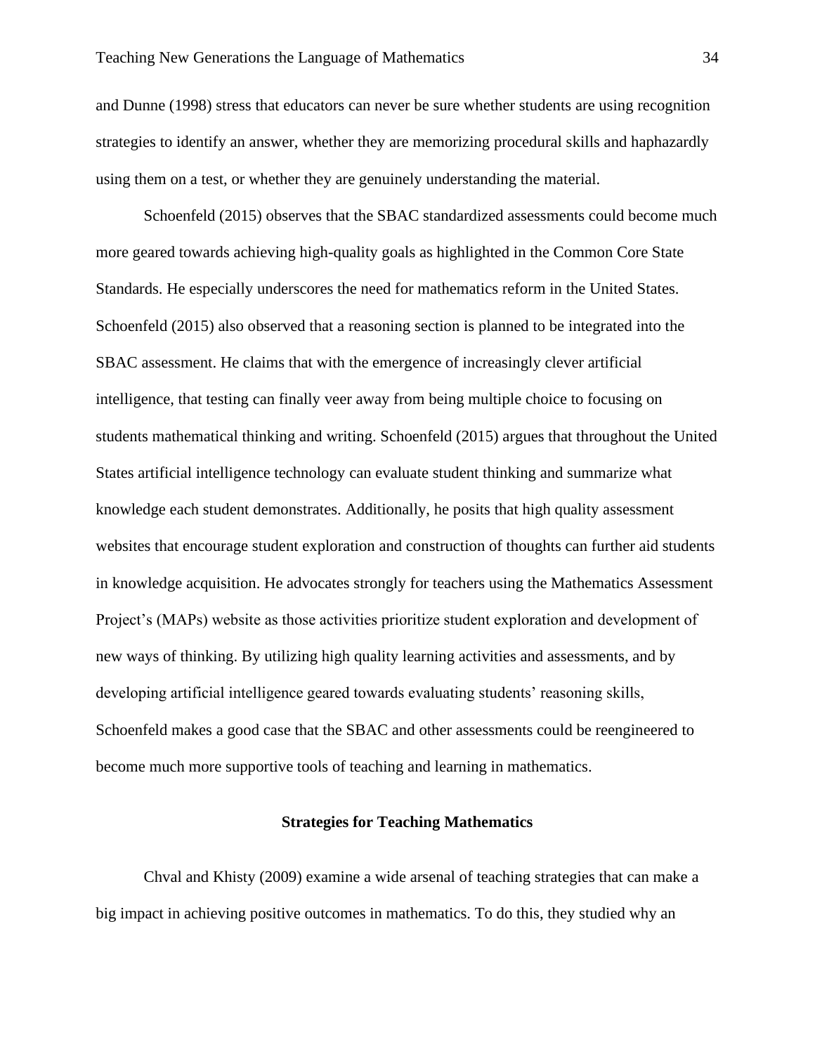and Dunne (1998) stress that educators can never be sure whether students are using recognition strategies to identify an answer, whether they are memorizing procedural skills and haphazardly using them on a test, or whether they are genuinely understanding the material.

Schoenfeld (2015) observes that the SBAC standardized assessments could become much more geared towards achieving high-quality goals as highlighted in the Common Core State Standards. He especially underscores the need for mathematics reform in the United States. Schoenfeld (2015) also observed that a reasoning section is planned to be integrated into the SBAC assessment. He claims that with the emergence of increasingly clever artificial intelligence, that testing can finally veer away from being multiple choice to focusing on students mathematical thinking and writing. Schoenfeld (2015) argues that throughout the United States artificial intelligence technology can evaluate student thinking and summarize what knowledge each student demonstrates. Additionally, he posits that high quality assessment websites that encourage student exploration and construction of thoughts can further aid students in knowledge acquisition. He advocates strongly for teachers using the Mathematics Assessment Project's (MAPs) website as those activities prioritize student exploration and development of new ways of thinking. By utilizing high quality learning activities and assessments, and by developing artificial intelligence geared towards evaluating students' reasoning skills, Schoenfeld makes a good case that the SBAC and other assessments could be reengineered to become much more supportive tools of teaching and learning in mathematics.

## Strategies for Teaching Mathematics

Chval and Khisty (2009) examine a wide arsenal of teaching strategies that can make a big impact in achieving positive outcomes in mathematics. To do this, they studied why an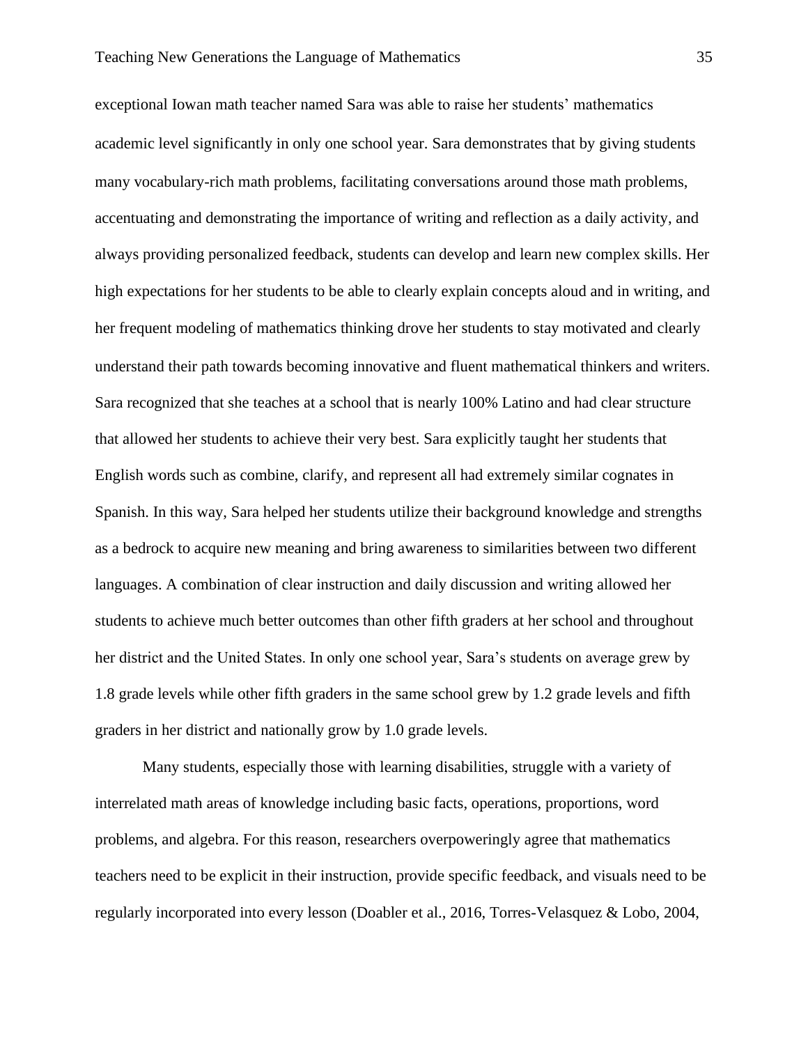exceptional Iowan math teacher named Sara was able to raise her students' mathematics academic level significantly in only one school year. Sara demonstrates that by giving students many vocabulary-rich math problems, facilitating conversations around those math problems, accentuating and demonstrating the importance of writing and reflection as a daily activity, and always providing personalized feedback, students can develop and learn new complex skills. Her high expectations for her students to be able to clearly explain concepts aloud and in writing, and her frequent modeling of mathematics thinking drove her students to stay motivated and clearly understand their path towards becoming innovative and fluent mathematical thinkers and writers. Sara recognized that she teaches at a school that is nearly 100% Latino and had clear structure that allowed her students to achieve their very best. Sara explicitly taught her students that English words such as combine, clarify, and represent all had extremely similar cognates in Spanish. In this way, Sara helped her students utilize their background knowledge and strengths as a bedrock to acquire new meaning and bring awareness to similarities between two different languages. A combination of clear instruction and daily discussion and writing allowed her students to achieve much better outcomes than other fifth graders at her school and throughout her district and the United States. In only one school year, Sara's students on average grew by 1.8 grade levels while other fifth graders in the same school grew by 1.2 grade levels and fifth graders in her district and nationally grow by 1.0 grade levels.

Many students, especially those with learning disabilities, struggle with a variety of interrelated math areas of knowledge including basic facts, operations, proportions, word problems, and algebra. For this reason, researchers overpoweringly agree that mathematics teachers need to be explicit in their instruction, provide specific feedback, and visuals need to be regularly incorporated into every lesson (Doabler et al., 2016, Torres-Velasquez & Lobo, 2004,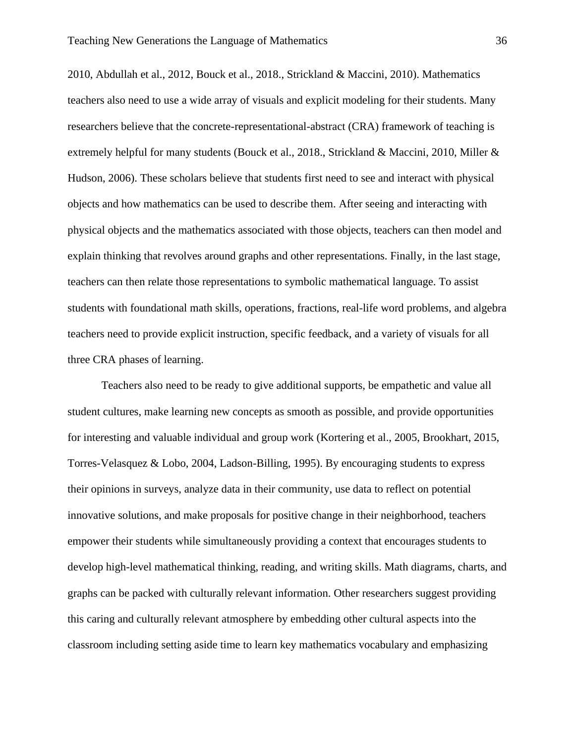2010, Abdullah et al., 2012, Bouck et al., 2018., Strickland & Maccini, 2010). Mathematics teachers also need to use a wide array of visuals and explicit modeling for their students. Many researchers believe that the concrete-representational-abstract (CRA) framework of teaching is extremely helpful for many students (Bouck et al., 2018., Strickland & Maccini, 2010, Miller & Hudson, 2006). These scholars believe that students first need to see and interact with physical objects and how mathematics can be used to describe them. After seeing and interacting with physical objects and the mathematics associated with those objects, teachers can then model and explain thinking that revolves around graphs and other representations. Finally, in the last stage, teachers can then relate those representations to symbolic mathematical language. To assist students with foundational math skills, operations, fractions, real-life word problems, and algebra teachers need to provide explicit instruction, specific feedback, and a variety of visuals for all three CRA phases of learning.

Teachers also need to be ready to give additional supports, be empathetic and value all student cultures, make learning new concepts as smooth as possible, and provide opportunities for interesting and valuable individual and group work (Kortering et al., 2005, Brookhart, 2015, Torres-Velasquez & Lobo, 2004, Ladson-Billing, 1995). By encouraging students to express their opinions in surveys, analyze data in their community, use data to reflect on potential innovative solutions, and make proposals for positive change in their neighborhood, teachers empower their students while simultaneously providing a context that encourages students to develop high-level mathematical thinking, reading, and writing skills. Math diagrams, charts, and graphs can be packed with culturally relevant information. Other researchers suggest providing this caring and culturally relevant atmosphere by embedding other cultural aspects into the classroom including setting aside time to learn key mathematics vocabulary and emphasizing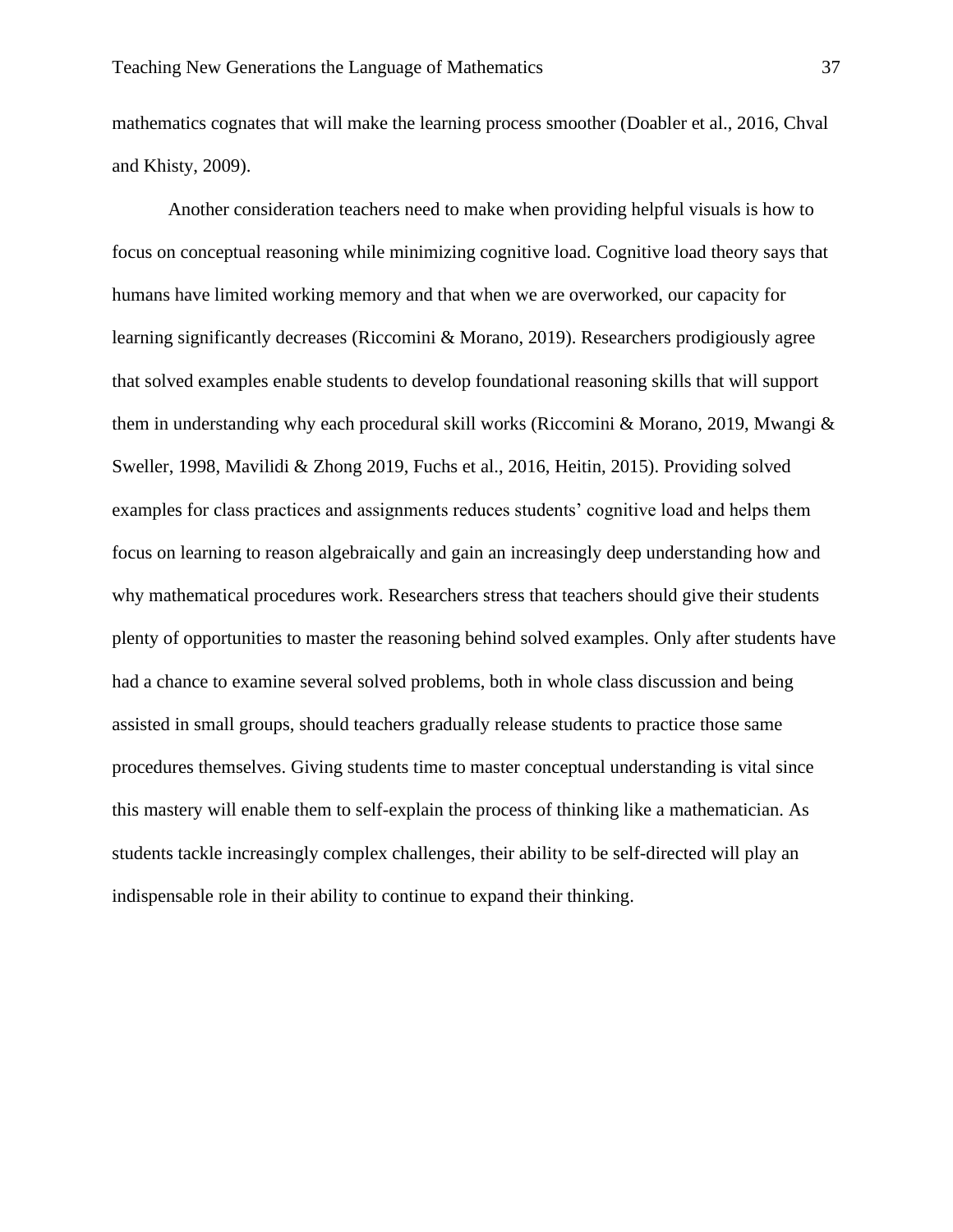mathematics cognates that will make the learning process smoother (Doabler et al., 2016, Chval and Khisty, 2009).

Another consideration teachers need to make when providing helpful visuals is how to focus on conceptual reasoning while minimizing cognitive load. Cognitive load theory says that humans have limited working memory and that when we are overworked, our capacity for learning significantly decreases (Riccomini & Morano, 2019). Researchers prodigiously agree that solved examples enable students to develop foundational reasoning skills that will support them in understanding why each procedural skill works (Riccomini & Morano, 2019, Mwangi & Sweller, 1998, Mavilidi & Zhong 2019, Fuchs et al., 2016, Heitin, 2015). Providing solved examples for class practices and assignments reduces students' cognitive load and helps them focus on learning to reason algebraically and gain an increasingly deep understanding how and why mathematical procedures work. Researchers stress that teachers should give their students plenty of opportunities to master the reasoning behind solved examples. Only after students have had a chance to examine several solved problems, both in whole class discussion and being assisted in small groups, should teachers gradually release students to practice those same procedures themselves. Giving students time to master conceptual understanding is vital since this mastery will enable them to self-explain the process of thinking like a mathematician. As students tackle increasingly complex challenges, their ability to be self-directed will play an indispensable role in their ability to continue to expand their thinking.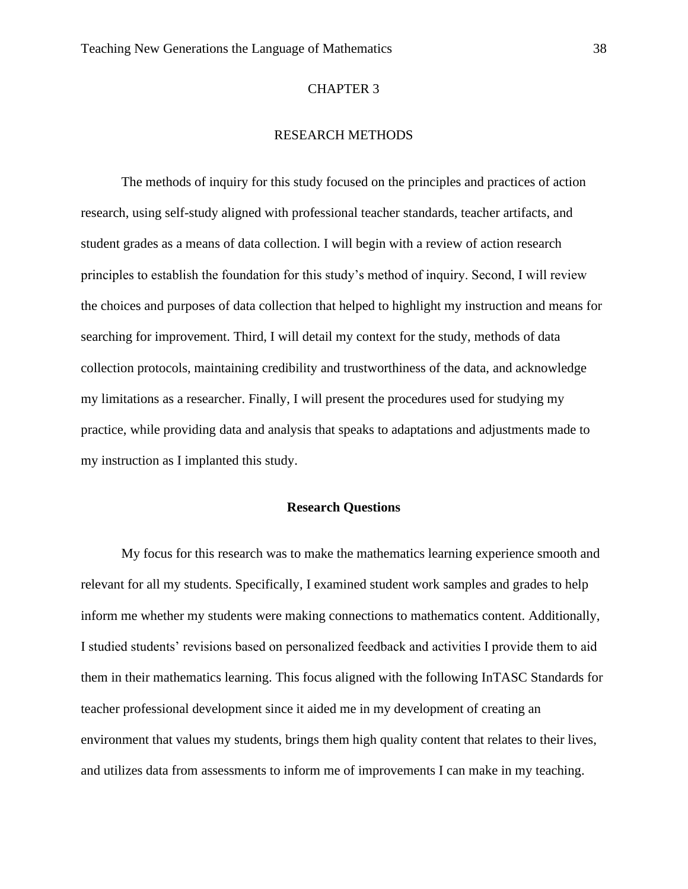# CHAPTER 3

# RESEARCH METHODS

The methods of inquiry for this study focused on the principles and practices of action research, using self-study aligned with professional teacher standards, teacher artifacts, and student grades as a means of data collection. I will begin with a review of action research principles to establish the foundation for this study's method of inquiry. Second, I will review the choices and purposes of data collection that helped to highlight my instruction and means for searching for improvement. Third, I will detail my context for the study, methods of data collection protocols, maintaining credibility and trustworthiness of the data, and acknowledge my limitations as a researcher. Finally, I will present the procedures used for studying my practice, while providing data and analysis that speaks to adaptations and adjustments made to my instruction as I implanted this study.

## Research Questions

My focus for this research was to make the mathematics learning experience smooth and relevant for all my students. Specifically, I examined student work samples and grades to help inform me whether my students were making connections to mathematics content. Additionally, I studied students' revisions based on personalized feedback and activities I provide them to aid them in their mathematics learning. This focus aligned with the following InTASC Standards for teacher professional development since it aided me in my development of creating an environment that values my students, brings them high quality content that relates to their lives, and utilizes data from assessments to inform me of improvements I can make in my teaching.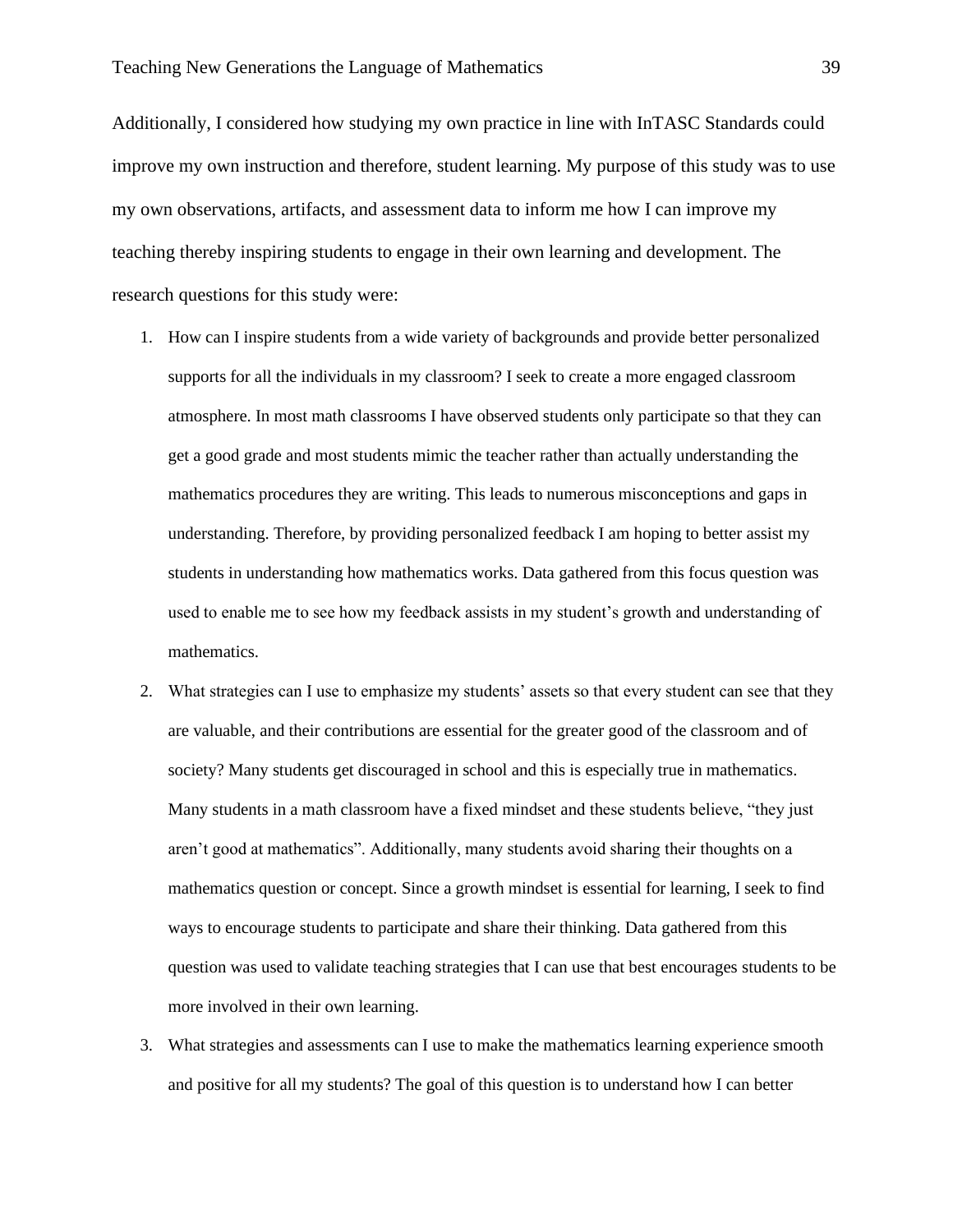Additionally, I considered how studying my own practice in line with InTASC Standards could improve my own instruction and therefore, student learning. My purpose of this study was to use my own observations, artifacts, and assessment data to inform me how I can improve my teaching thereby inspiring students to engage in their own learning and development. The research questions for this study were:

1. How can I inspire students from a wide variety of backgrounds and provide better personalized supports for all the individuals in my classroom? I seek to create a more engaged classroom atmosphere. In most math classrooms I have observed students only participate so that they can get a good grade and most students mimic the teacher rather than actually understanding the mathematics procedures they are writing. This leads to numerous misconceptions and gaps in understanding. Therefore, by providing personalized feedback I am hoping to better assist my students in understanding how mathematics works. Data gathered from this focus question was used to enable me to see how my feedback assists in my student's growth and understanding of mathematics.
2. What strategies can I use to emphasize my students' assets so that every student can see that they are valuable, and their contributions are essential for the greater good of the classroom and of society? Many students get discouraged in school and this is especially true in mathematics. Many students in a math classroom have a fixed mindset and these students believe, "they just aren't good at mathematics". Additionally, many students avoid sharing their thoughts on a mathematics question or concept. Since a growth mindset is essential for learning, I seek to find ways to encourage students to participate and share their thinking. Data gathered from this question was used to validate teaching strategies that I can use that best encourages students to be more involved in their own learning.
3. What strategies and assessments can I use to make the mathematics learning experience smooth and positive for all my students? The goal of this question is to understand how I can better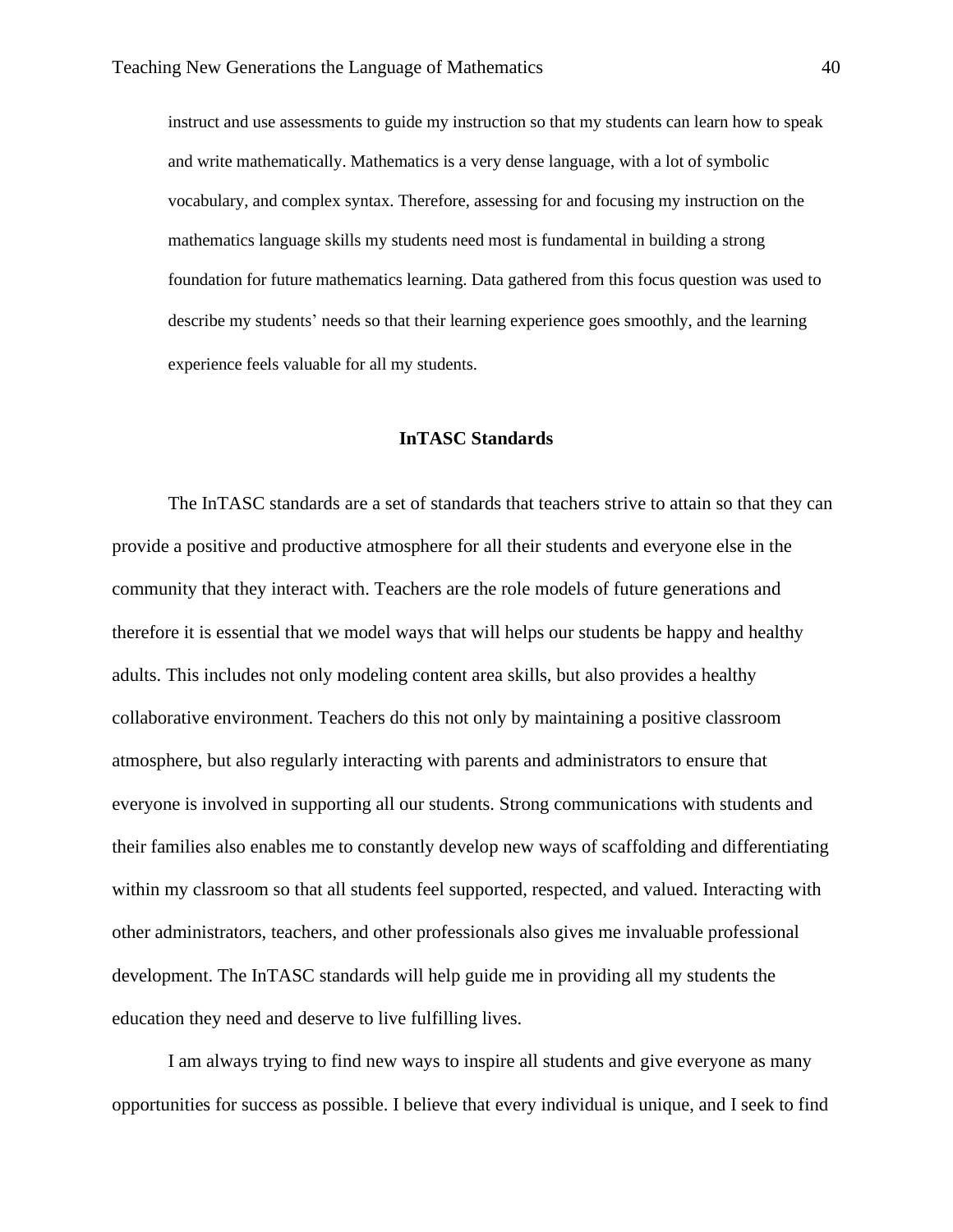instruct and use assessments to guide my instruction so that my students can learn how to speak and write mathematically. Mathematics is a very dense language, with a lot of symbolic vocabulary, and complex syntax. Therefore, assessing for and focusing my instruction on the mathematics language skills my students need most is fundamental in building a strong foundation for future mathematics learning. Data gathered from this focus question was used to describe my students' needs so that their learning experience goes smoothly, and the learning experience feels valuable for all my students.

## InTASC Standards

The InTASC standards are a set of standards that teachers strive to attain so that they can provide a positive and productive atmosphere for all their students and everyone else in the community that they interact with. Teachers are the role models of future generations and therefore it is essential that we model ways that will helps our students be happy and healthy adults. This includes not only modeling content area skills, but also provides a healthy collaborative environment. Teachers do this not only by maintaining a positive classroom atmosphere, but also regularly interacting with parents and administrators to ensure that everyone is involved in supporting all our students. Strong communications with students and their families also enables me to constantly develop new ways of scaffolding and differentiating within my classroom so that all students feel supported, respected, and valued. Interacting with other administrators, teachers, and other professionals also gives me invaluable professional development. The InTASC standards will help guide me in providing all my students the education they need and deserve to live fulfilling lives.

I am always trying to find new ways to inspire all students and give everyone as many opportunities for success as possible. I believe that every individual is unique, and I seek to find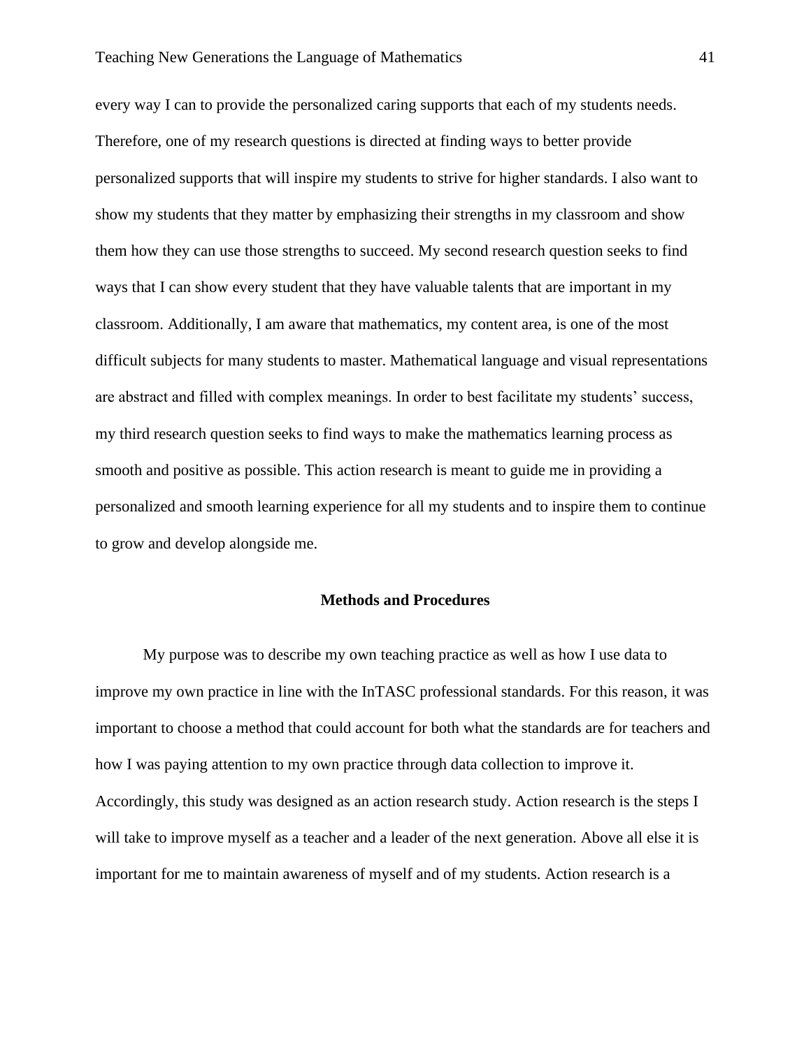every way I can to provide the personalized caring supports that each of my students needs. Therefore, one of my research questions is directed at finding ways to better provide personalized supports that will inspire my students to strive for higher standards. I also want to show my students that they matter by emphasizing their strengths in my classroom and show them how they can use those strengths to succeed. My second research question seeks to find ways that I can show every student that they have valuable talents that are important in my classroom. Additionally, I am aware that mathematics, my content area, is one of the most difficult subjects for many students to master. Mathematical language and visual representations are abstract and filled with complex meanings. In order to best facilitate my students' success, my third research question seeks to find ways to make the mathematics learning process as smooth and positive as possible. This action research is meant to guide me in providing a personalized and smooth learning experience for all my students and to inspire them to continue to grow and develop alongside me.

## Methods and Procedures

My purpose was to describe my own teaching practice as well as how I use data to improve my own practice in line with the InTASC professional standards. For this reason, it was important to choose a method that could account for both what the standards are for teachers and how I was paying attention to my own practice through data collection to improve it. Accordingly, this study was designed as an action research study. Action research is the steps I will take to improve myself as a teacher and a leader of the next generation. Above all else it is important for me to maintain awareness of myself and of my students. Action research is a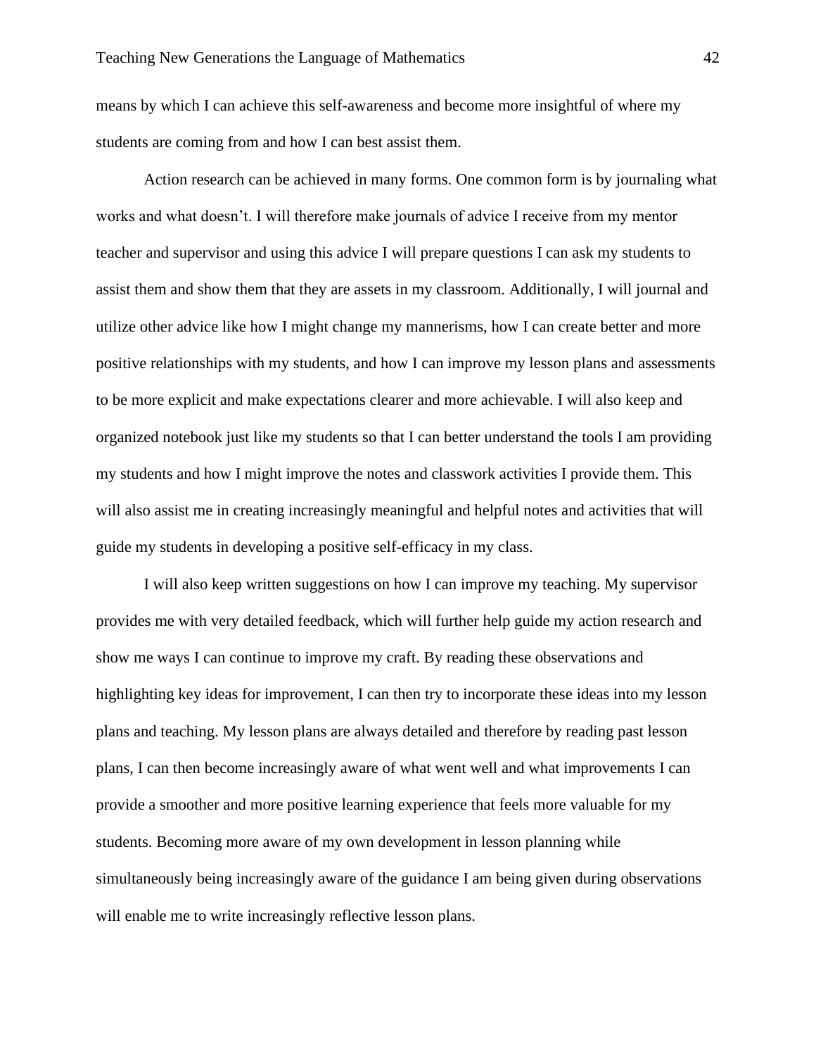means by which I can achieve this self-awareness and become more insightful of where my students are coming from and how I can best assist them.

Action research can be achieved in many forms. One common form is by journaling what works and what doesn't. I will therefore make journals of advice I receive from my mentor teacher and supervisor and using this advice I will prepare questions I can ask my students to assist them and show them that they are assets in my classroom. Additionally, I will journal and utilize other advice like how I might change my mannerisms, how I can create better and more positive relationships with my students, and how I can improve my lesson plans and assessments to be more explicit and make expectations clearer and more achievable. I will also keep and organized notebook just like my students so that I can better understand the tools I am providing my students and how I might improve the notes and classwork activities I provide them. This will also assist me in creating increasingly meaningful and helpful notes and activities that will guide my students in developing a positive self-efficacy in my class.

I will also keep written suggestions on how I can improve my teaching. My supervisor provides me with very detailed feedback, which will further help guide my action research and show me ways I can continue to improve my craft. By reading these observations and highlighting key ideas for improvement, I can then try to incorporate these ideas into my lesson plans and teaching. My lesson plans are always detailed and therefore by reading past lesson plans, I can then become increasingly aware of what went well and what improvements I can provide a smoother and more positive learning experience that feels more valuable for my students. Becoming more aware of my own development in lesson planning while simultaneously being increasingly aware of the guidance I am being given during observations will enable me to write increasingly reflective lesson plans.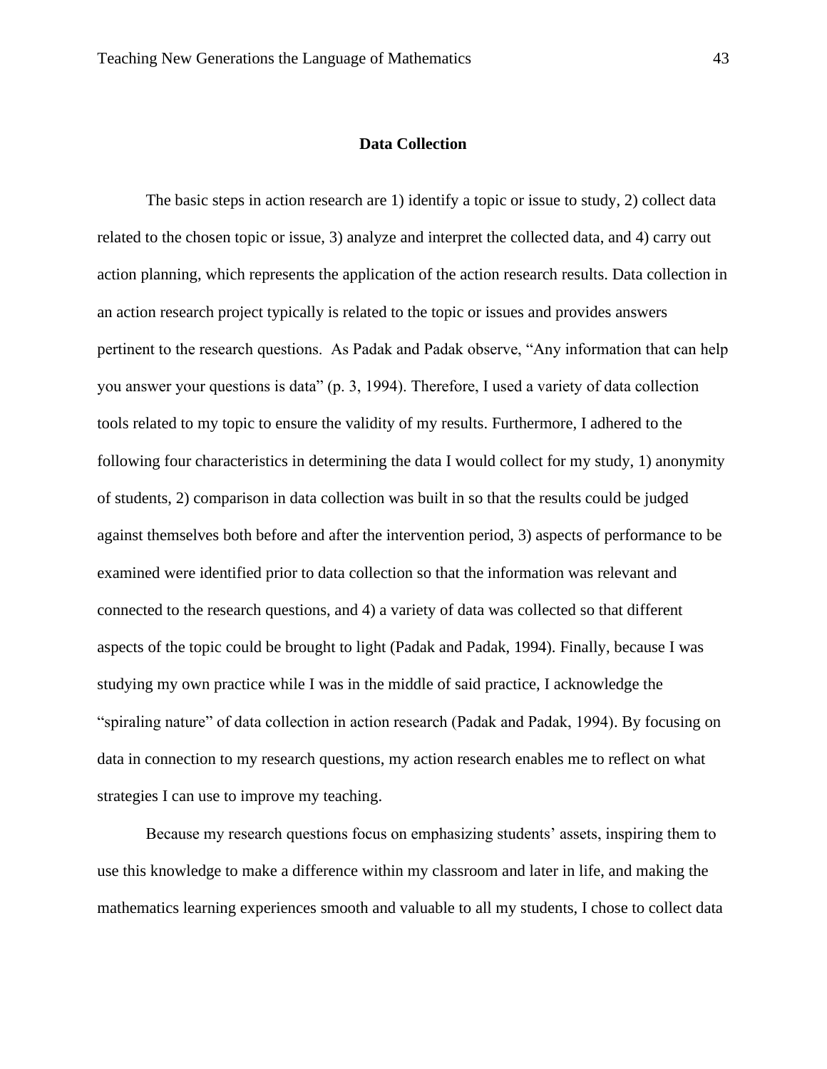## Data Collection

The basic steps in action research are 1) identify a topic or issue to study, 2) collect data related to the chosen topic or issue, 3) analyze and interpret the collected data, and 4) carry out action planning, which represents the application of the action research results. Data collection in an action research project typically is related to the topic or issues and provides answers pertinent to the research questions. As Padak and Padak observe, "Any information that can help you answer your questions is data" (p. 3, 1994). Therefore, I used a variety of data collection tools related to my topic to ensure the validity of my results. Furthermore, I adhered to the following four characteristics in determining the data I would collect for my study, 1) anonymity of students, 2) comparison in data collection was built in so that the results could be judged against themselves both before and after the intervention period, 3) aspects of performance to be examined were identified prior to data collection so that the information was relevant and connected to the research questions, and 4) a variety of data was collected so that different aspects of the topic could be brought to light (Padak and Padak, 1994). Finally, because I was studying my own practice while I was in the middle of said practice, I acknowledge the "spiraling nature" of data collection in action research (Padak and Padak, 1994). By focusing on data in connection to my research questions, my action research enables me to reflect on what strategies I can use to improve my teaching.

Because my research questions focus on emphasizing students' assets, inspiring them to use this knowledge to make a difference within my classroom and later in life, and making the mathematics learning experiences smooth and valuable to all my students, I chose to collect data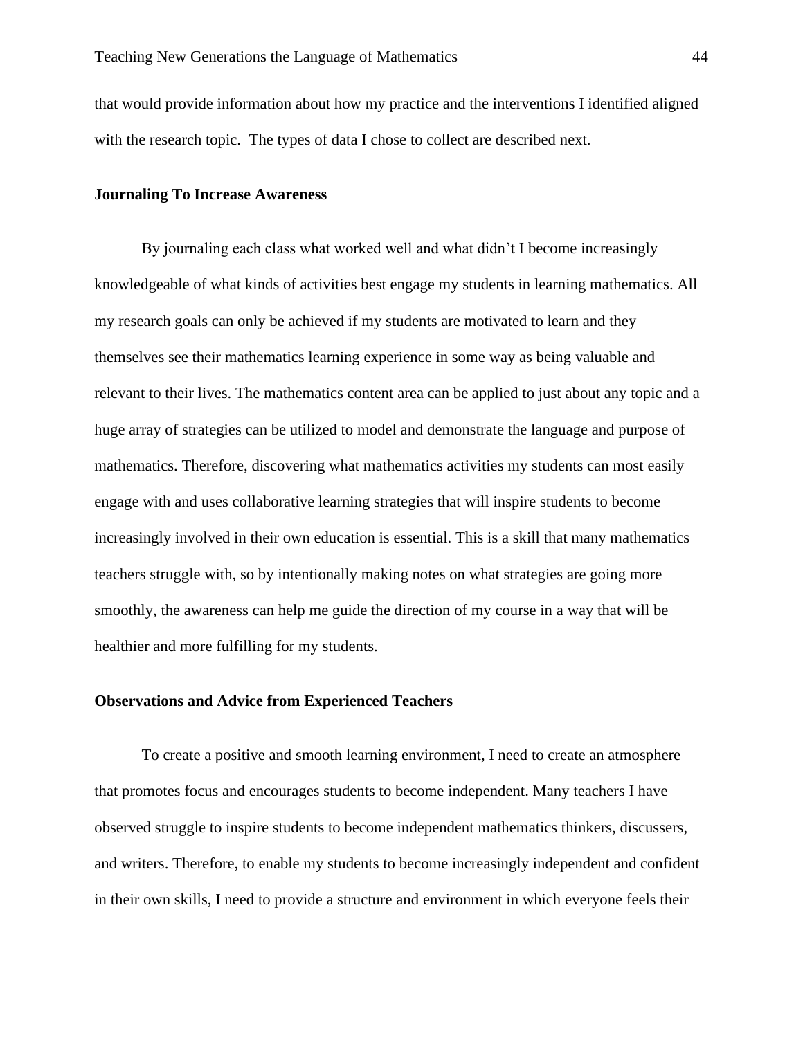that would provide information about how my practice and the interventions I identified aligned with the research topic. The types of data I chose to collect are described next.

### Journaling To Increase Awareness

By journaling each class what worked well and what didn't I become increasingly knowledgeable of what kinds of activities best engage my students in learning mathematics. All my research goals can only be achieved if my students are motivated to learn and they themselves see their mathematics learning experience in some way as being valuable and relevant to their lives. The mathematics content area can be applied to just about any topic and a huge array of strategies can be utilized to model and demonstrate the language and purpose of mathematics. Therefore, discovering what mathematics activities my students can most easily engage with and uses collaborative learning strategies that will inspire students to become increasingly involved in their own education is essential. This is a skill that many mathematics teachers struggle with, so by intentionally making notes on what strategies are going more smoothly, the awareness can help me guide the direction of my course in a way that will be healthier and more fulfilling for my students.

### Observations and Advice from Experienced Teachers

To create a positive and smooth learning environment, I need to create an atmosphere that promotes focus and encourages students to become independent. Many teachers I have observed struggle to inspire students to become independent mathematics thinkers, discussers, and writers. Therefore, to enable my students to become increasingly independent and confident in their own skills, I need to provide a structure and environment in which everyone feels their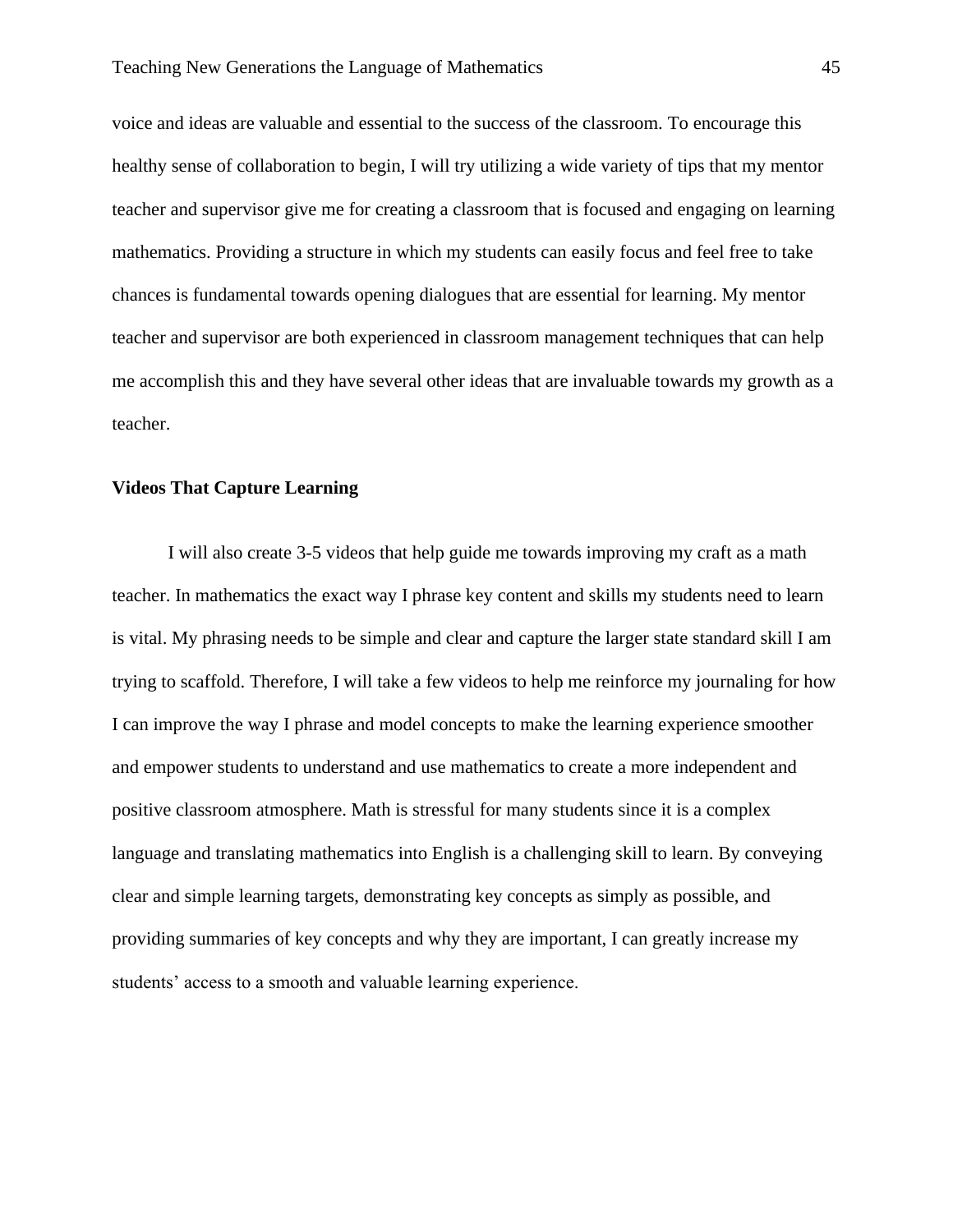voice and ideas are valuable and essential to the success of the classroom. To encourage this healthy sense of collaboration to begin, I will try utilizing a wide variety of tips that my mentor teacher and supervisor give me for creating a classroom that is focused and engaging on learning mathematics. Providing a structure in which my students can easily focus and feel free to take chances is fundamental towards opening dialogues that are essential for learning. My mentor teacher and supervisor are both experienced in classroom management techniques that can help me accomplish this and they have several other ideas that are invaluable towards my growth as a teacher.

**Videos That Capture Learning**

I will also create 3-5 videos that help guide me towards improving my craft as a math teacher. In mathematics the exact way I phrase key content and skills my students need to learn is vital. My phrasing needs to be simple and clear and capture the larger state standard skill I am trying to scaffold. Therefore, I will take a few videos to help me reinforce my journaling for how I can improve the way I phrase and model concepts to make the learning experience smoother and empower students to understand and use mathematics to create a more independent and positive classroom atmosphere. Math is stressful for many students since it is a complex language and translating mathematics into English is a challenging skill to learn. By conveying clear and simple learning targets, demonstrating key concepts as simply as possible, and providing summaries of key concepts and why they are important, I can greatly increase my students' access to a smooth and valuable learning experience.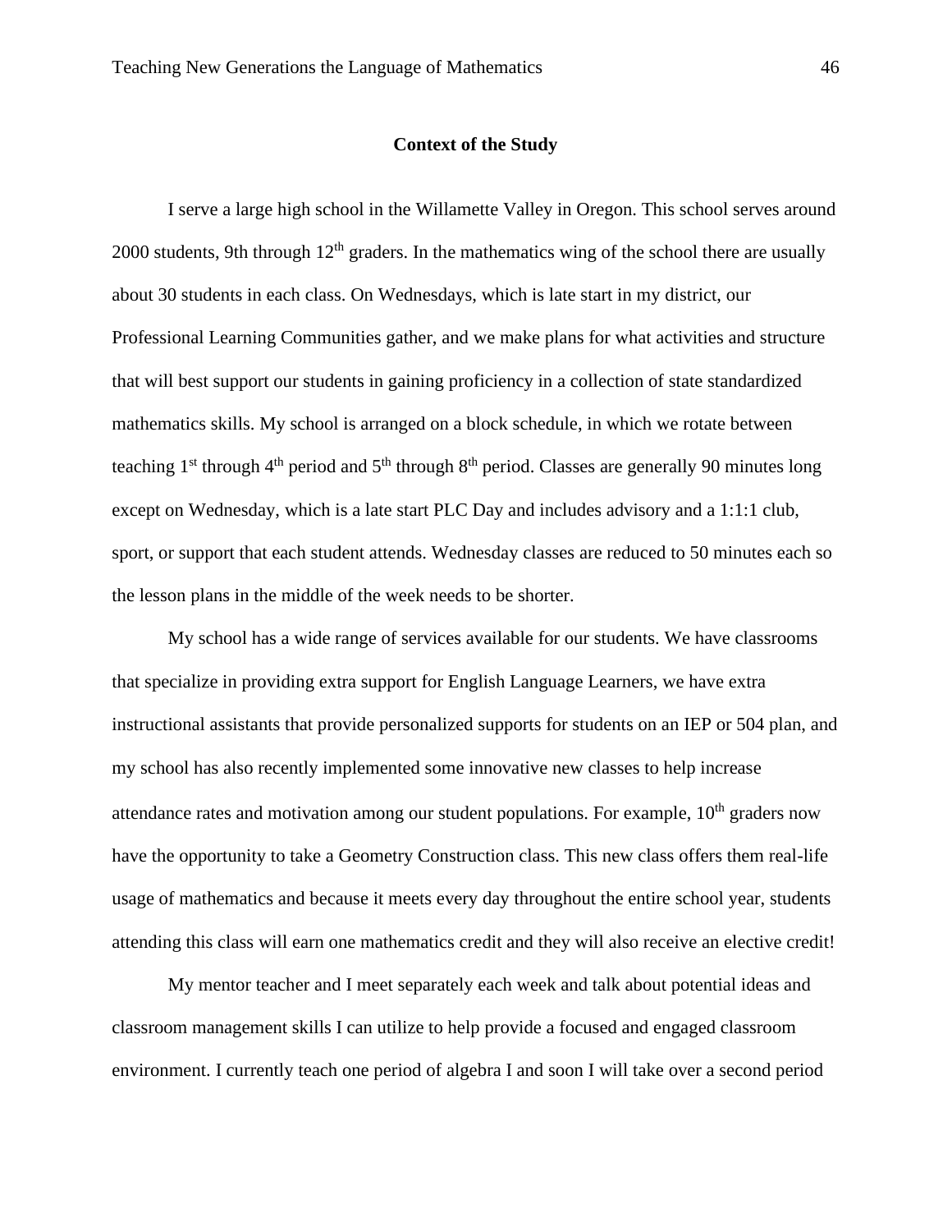## Context of the Study

I serve a large high school in the Willamette Valley in Oregon. This school serves around 2000 students, 9th through 12th graders. In the mathematics wing of the school there are usually about 30 students in each class. On Wednesdays, which is late start in my district, our Professional Learning Communities gather, and we make plans for what activities and structure that will best support our students in gaining proficiency in a collection of state standardized mathematics skills. My school is arranged on a block schedule, in which we rotate between teaching 1st through 4th period and 5th through 8th period. Classes are generally 90 minutes long except on Wednesday, which is a late start PLC Day and includes advisory and a 1:1:1 club, sport, or support that each student attends. Wednesday classes are reduced to 50 minutes each so the lesson plans in the middle of the week needs to be shorter.

My school has a wide range of services available for our students. We have classrooms that specialize in providing extra support for English Language Learners, we have extra instructional assistants that provide personalized supports for students on an IEP or 504 plan, and my school has also recently implemented some innovative new classes to help increase attendance rates and motivation among our student populations. For example, 10th graders now have the opportunity to take a Geometry Construction class. This new class offers them real-life usage of mathematics and because it meets every day throughout the entire school year, students attending this class will earn one mathematics credit and they will also receive an elective credit!

My mentor teacher and I meet separately each week and talk about potential ideas and classroom management skills I can utilize to help provide a focused and engaged classroom environment. I currently teach one period of algebra I and soon I will take over a second period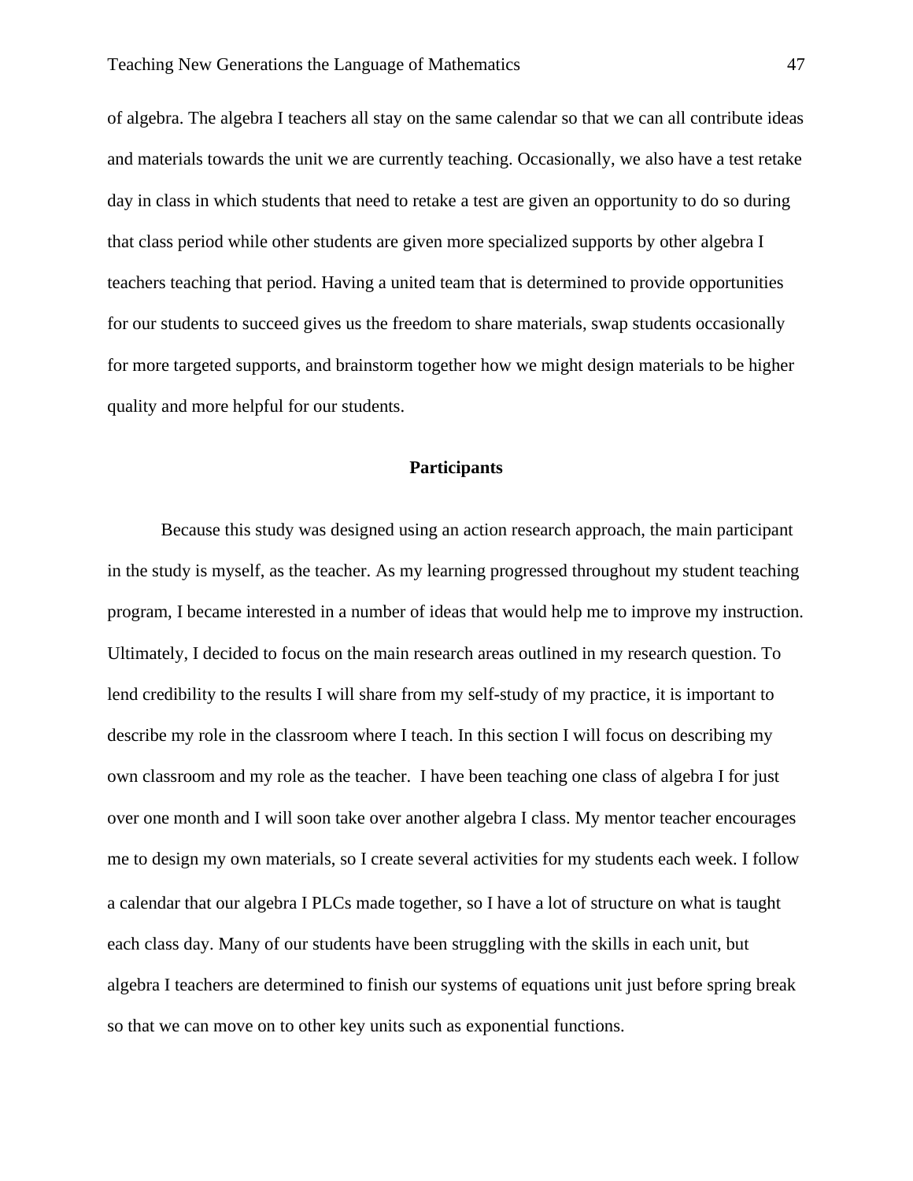of algebra. The algebra I teachers all stay on the same calendar so that we can all contribute ideas and materials towards the unit we are currently teaching. Occasionally, we also have a test retake day in class in which students that need to retake a test are given an opportunity to do so during that class period while other students are given more specialized supports by other algebra I teachers teaching that period. Having a united team that is determined to provide opportunities for our students to succeed gives us the freedom to share materials, swap students occasionally for more targeted supports, and brainstorm together how we might design materials to be higher quality and more helpful for our students.

## Participants

Because this study was designed using an action research approach, the main participant in the study is myself, as the teacher. As my learning progressed throughout my student teaching program, I became interested in a number of ideas that would help me to improve my instruction. Ultimately, I decided to focus on the main research areas outlined in my research question. To lend credibility to the results I will share from my self-study of my practice, it is important to describe my role in the classroom where I teach. In this section I will focus on describing my own classroom and my role as the teacher. I have been teaching one class of algebra I for just over one month and I will soon take over another algebra I class. My mentor teacher encourages me to design my own materials, so I create several activities for my students each week. I follow a calendar that our algebra I PLCs made together, so I have a lot of structure on what is taught each class day. Many of our students have been struggling with the skills in each unit, but algebra I teachers are determined to finish our systems of equations unit just before spring break so that we can move on to other key units such as exponential functions.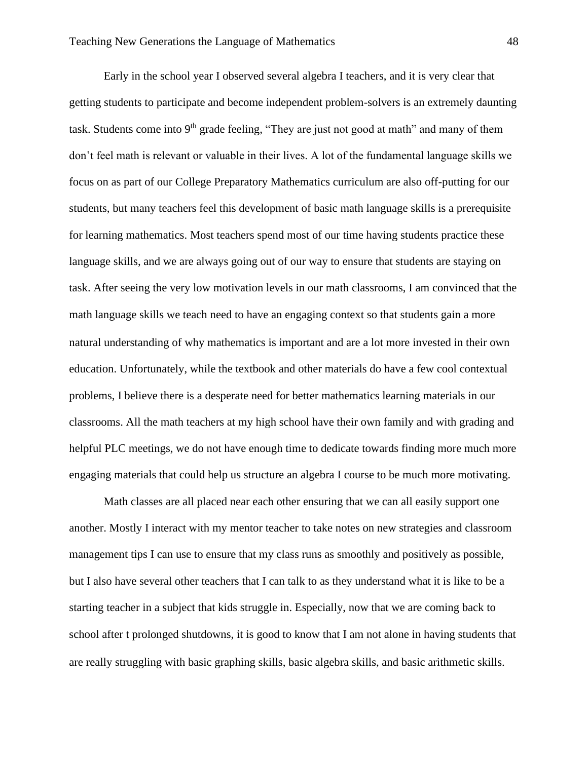Early in the school year I observed several algebra I teachers, and it is very clear that getting students to participate and become independent problem-solvers is an extremely daunting task. Students come into 9th grade feeling, "They are just not good at math" and many of them don't feel math is relevant or valuable in their lives. A lot of the fundamental language skills we focus on as part of our College Preparatory Mathematics curriculum are also off-putting for our students, but many teachers feel this development of basic math language skills is a prerequisite for learning mathematics. Most teachers spend most of our time having students practice these language skills, and we are always going out of our way to ensure that students are staying on task. After seeing the very low motivation levels in our math classrooms, I am convinced that the math language skills we teach need to have an engaging context so that students gain a more natural understanding of why mathematics is important and are a lot more invested in their own education. Unfortunately, while the textbook and other materials do have a few cool contextual problems, I believe there is a desperate need for better mathematics learning materials in our classrooms. All the math teachers at my high school have their own family and with grading and helpful PLC meetings, we do not have enough time to dedicate towards finding more much more engaging materials that could help us structure an algebra I course to be much more motivating.

Math classes are all placed near each other ensuring that we can all easily support one another. Mostly I interact with my mentor teacher to take notes on new strategies and classroom management tips I can use to ensure that my class runs as smoothly and positively as possible, but I also have several other teachers that I can talk to as they understand what it is like to be a starting teacher in a subject that kids struggle in. Especially, now that we are coming back to school after t prolonged shutdowns, it is good to know that I am not alone in having students that are really struggling with basic graphing skills, basic algebra skills, and basic arithmetic skills.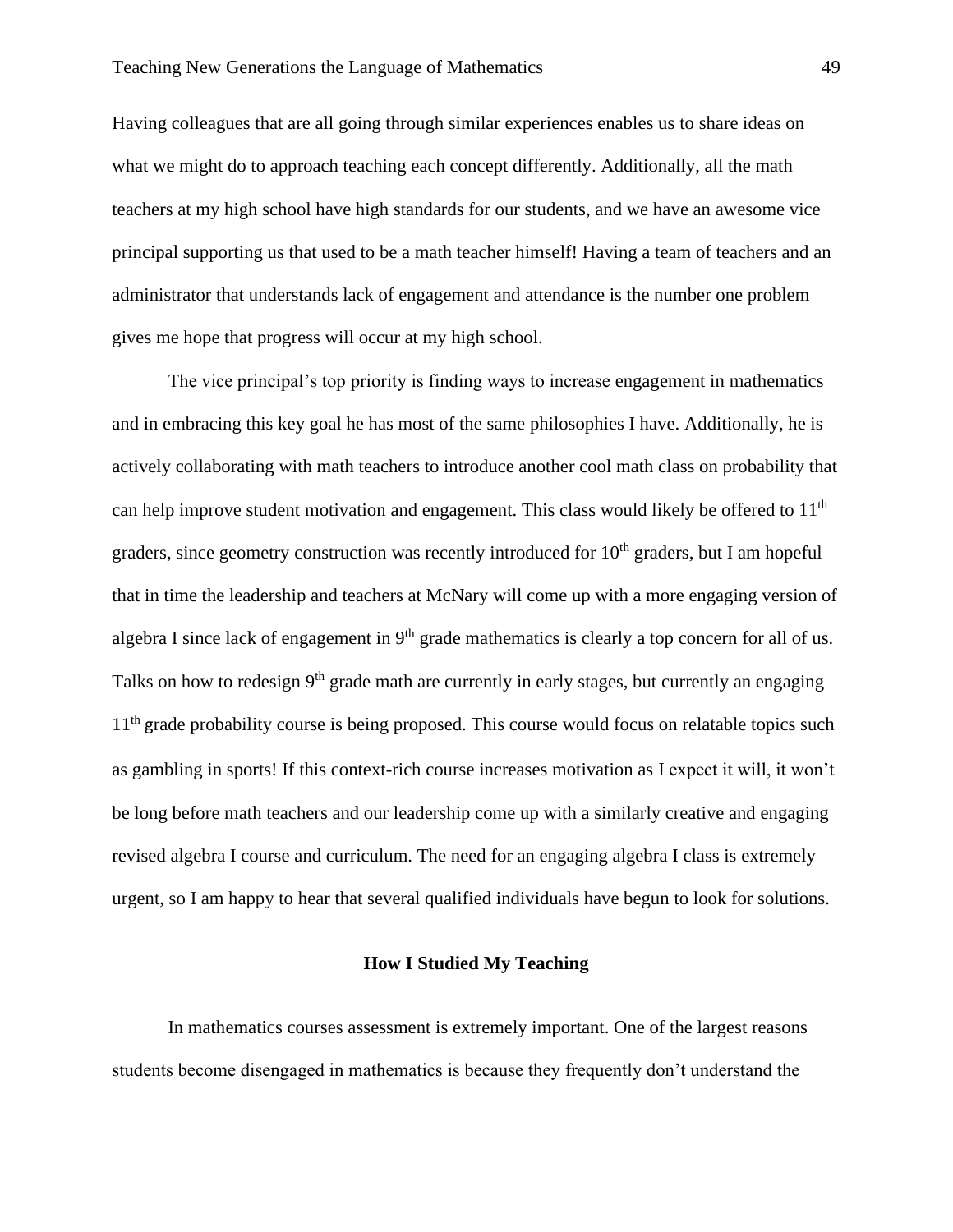Having colleagues that are all going through similar experiences enables us to share ideas on what we might do to approach teaching each concept differently. Additionally, all the math teachers at my high school have high standards for our students, and we have an awesome vice principal supporting us that used to be a math teacher himself! Having a team of teachers and an administrator that understands lack of engagement and attendance is the number one problem gives me hope that progress will occur at my high school.

The vice principal's top priority is finding ways to increase engagement in mathematics and in embracing this key goal he has most of the same philosophies I have. Additionally, he is actively collaborating with math teachers to introduce another cool math class on probability that can help improve student motivation and engagement. This class would likely be offered to 11th graders, since geometry construction was recently introduced for 10th graders, but I am hopeful that in time the leadership and teachers at McNary will come up with a more engaging version of algebra I since lack of engagement in 9th grade mathematics is clearly a top concern for all of us. Talks on how to redesign 9th grade math are currently in early stages, but currently an engaging 11th grade probability course is being proposed. This course would focus on relatable topics such as gambling in sports! If this context-rich course increases motivation as I expect it will, it won't be long before math teachers and our leadership come up with a similarly creative and engaging revised algebra I course and curriculum. The need for an engaging algebra I class is extremely urgent, so I am happy to hear that several qualified individuals have begun to look for solutions.

## How I Studied My Teaching

In mathematics courses assessment is extremely important. One of the largest reasons students become disengaged in mathematics is because they frequently don't understand the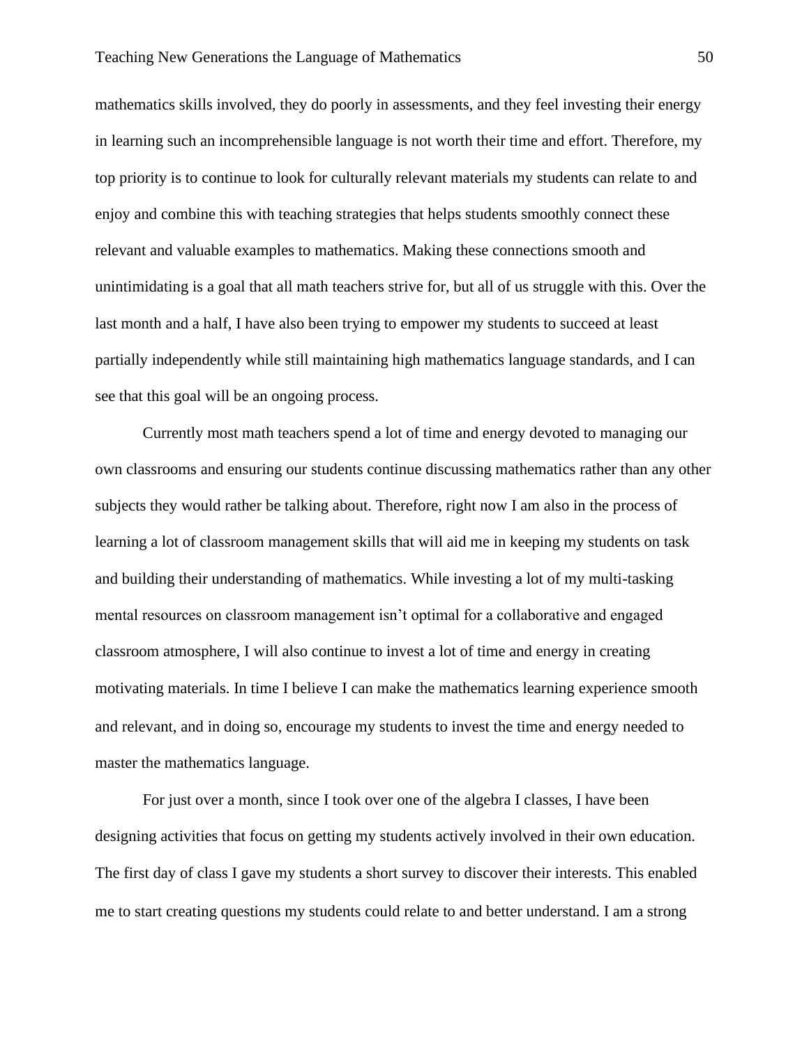mathematics skills involved, they do poorly in assessments, and they feel investing their energy in learning such an incomprehensible language is not worth their time and effort. Therefore, my top priority is to continue to look for culturally relevant materials my students can relate to and enjoy and combine this with teaching strategies that helps students smoothly connect these relevant and valuable examples to mathematics. Making these connections smooth and unintimidating is a goal that all math teachers strive for, but all of us struggle with this. Over the last month and a half, I have also been trying to empower my students to succeed at least partially independently while still maintaining high mathematics language standards, and I can see that this goal will be an ongoing process.

Currently most math teachers spend a lot of time and energy devoted to managing our own classrooms and ensuring our students continue discussing mathematics rather than any other subjects they would rather be talking about. Therefore, right now I am also in the process of learning a lot of classroom management skills that will aid me in keeping my students on task and building their understanding of mathematics. While investing a lot of my multi-tasking mental resources on classroom management isn't optimal for a collaborative and engaged classroom atmosphere, I will also continue to invest a lot of time and energy in creating motivating materials. In time I believe I can make the mathematics learning experience smooth and relevant, and in doing so, encourage my students to invest the time and energy needed to master the mathematics language.

For just over a month, since I took over one of the algebra I classes, I have been designing activities that focus on getting my students actively involved in their own education. The first day of class I gave my students a short survey to discover their interests. This enabled me to start creating questions my students could relate to and better understand. I am a strong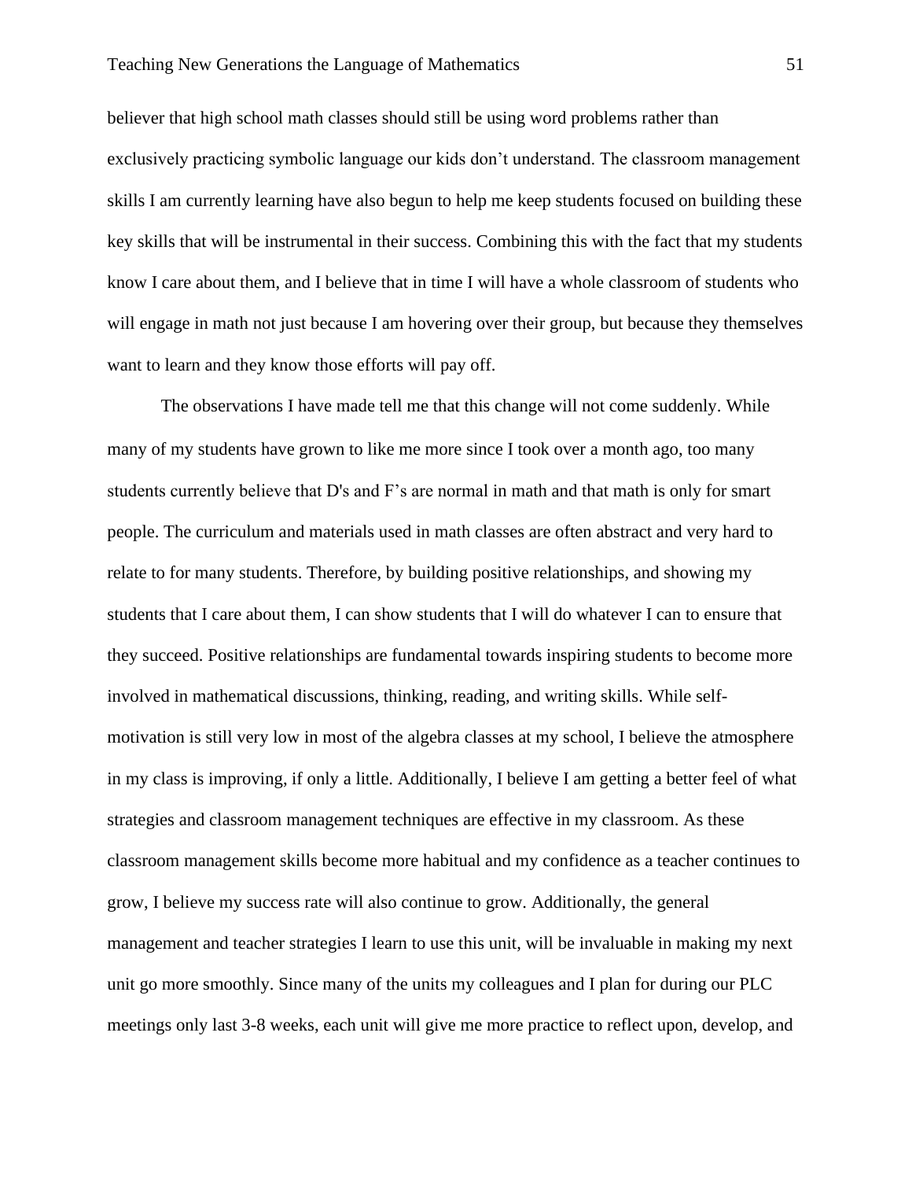believer that high school math classes should still be using word problems rather than exclusively practicing symbolic language our kids don't understand. The classroom management skills I am currently learning have also begun to help me keep students focused on building these key skills that will be instrumental in their success. Combining this with the fact that my students know I care about them, and I believe that in time I will have a whole classroom of students who will engage in math not just because I am hovering over their group, but because they themselves want to learn and they know those efforts will pay off.

The observations I have made tell me that this change will not come suddenly. While many of my students have grown to like me more since I took over a month ago, too many students currently believe that D's and F's are normal in math and that math is only for smart people. The curriculum and materials used in math classes are often abstract and very hard to relate to for many students. Therefore, by building positive relationships, and showing my students that I care about them, I can show students that I will do whatever I can to ensure that they succeed. Positive relationships are fundamental towards inspiring students to become more involved in mathematical discussions, thinking, reading, and writing skills. While self-motivation is still very low in most of the algebra classes at my school, I believe the atmosphere in my class is improving, if only a little. Additionally, I believe I am getting a better feel of what strategies and classroom management techniques are effective in my classroom. As these classroom management skills become more habitual and my confidence as a teacher continues to grow, I believe my success rate will also continue to grow. Additionally, the general management and teacher strategies I learn to use this unit, will be invaluable in making my next unit go more smoothly. Since many of the units my colleagues and I plan for during our PLC meetings only last 3-8 weeks, each unit will give me more practice to reflect upon, develop, and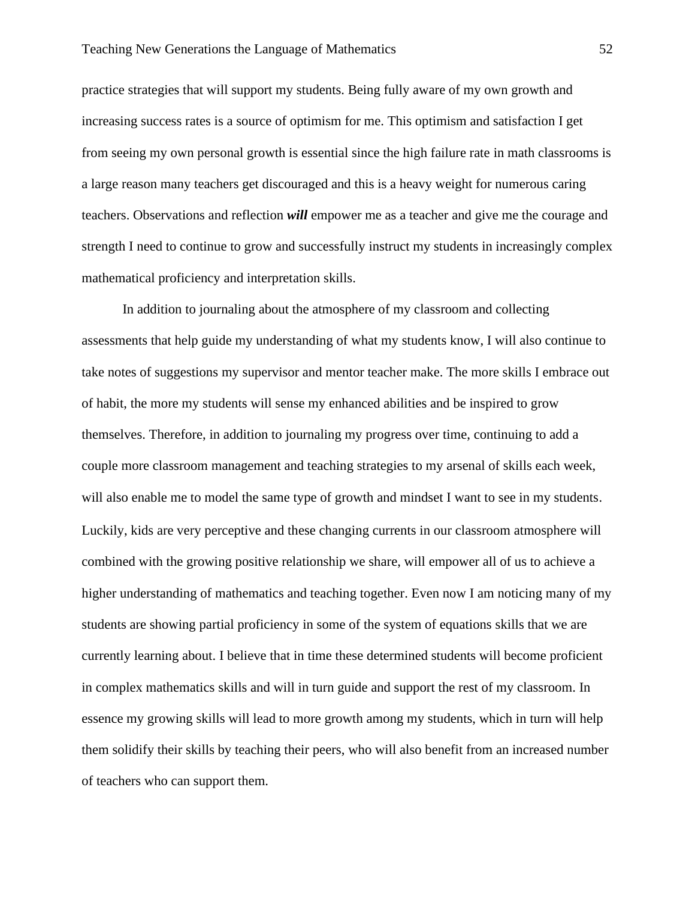practice strategies that will support my students. Being fully aware of my own growth and increasing success rates is a source of optimism for me. This optimism and satisfaction I get from seeing my own personal growth is essential since the high failure rate in math classrooms is a large reason many teachers get discouraged and this is a heavy weight for numerous caring teachers. Observations and reflection ***will*** empower me as a teacher and give me the courage and strength I need to continue to grow and successfully instruct my students in increasingly complex mathematical proficiency and interpretation skills.

In addition to journaling about the atmosphere of my classroom and collecting assessments that help guide my understanding of what my students know, I will also continue to take notes of suggestions my supervisor and mentor teacher make. The more skills I embrace out of habit, the more my students will sense my enhanced abilities and be inspired to grow themselves. Therefore, in addition to journaling my progress over time, continuing to add a couple more classroom management and teaching strategies to my arsenal of skills each week, will also enable me to model the same type of growth and mindset I want to see in my students. Luckily, kids are very perceptive and these changing currents in our classroom atmosphere will combined with the growing positive relationship we share, will empower all of us to achieve a higher understanding of mathematics and teaching together. Even now I am noticing many of my students are showing partial proficiency in some of the system of equations skills that we are currently learning about. I believe that in time these determined students will become proficient in complex mathematics skills and will in turn guide and support the rest of my classroom. In essence my growing skills will lead to more growth among my students, which in turn will help them solidify their skills by teaching their peers, who will also benefit from an increased number of teachers who can support them.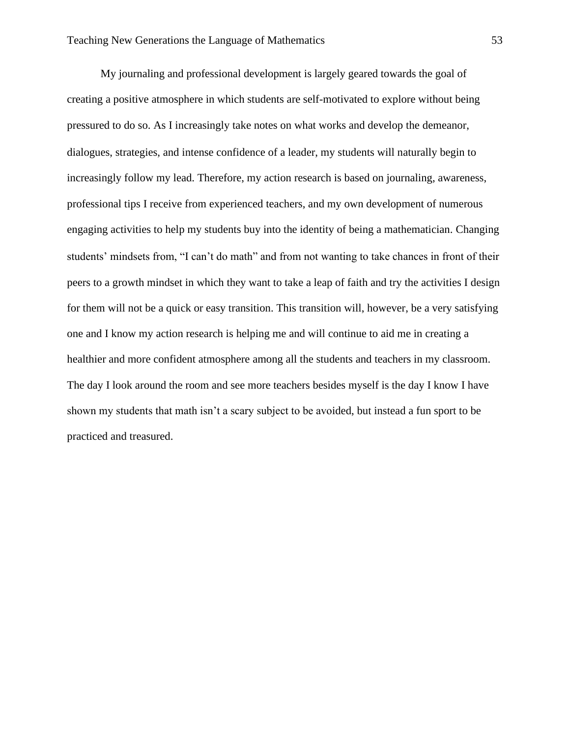My journaling and professional development is largely geared towards the goal of creating a positive atmosphere in which students are self-motivated to explore without being pressured to do so. As I increasingly take notes on what works and develop the demeanor, dialogues, strategies, and intense confidence of a leader, my students will naturally begin to increasingly follow my lead. Therefore, my action research is based on journaling, awareness, professional tips I receive from experienced teachers, and my own development of numerous engaging activities to help my students buy into the identity of being a mathematician. Changing students' mindsets from, "I can't do math" and from not wanting to take chances in front of their peers to a growth mindset in which they want to take a leap of faith and try the activities I design for them will not be a quick or easy transition. This transition will, however, be a very satisfying one and I know my action research is helping me and will continue to aid me in creating a healthier and more confident atmosphere among all the students and teachers in my classroom. The day I look around the room and see more teachers besides myself is the day I know I have shown my students that math isn't a scary subject to be avoided, but instead a fun sport to be practiced and treasured.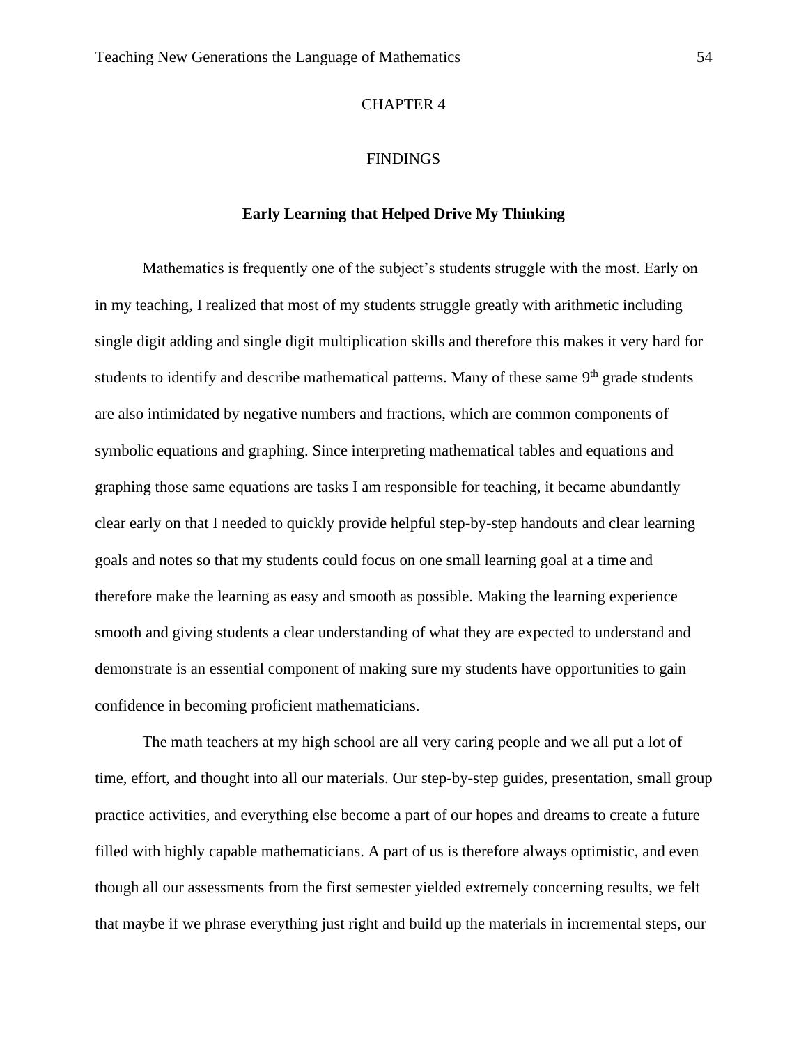# CHAPTER 4

# FINDINGS

## Early Learning that Helped Drive My Thinking

Mathematics is frequently one of the subject's students struggle with the most. Early on in my teaching, I realized that most of my students struggle greatly with arithmetic including single digit adding and single digit multiplication skills and therefore this makes it very hard for students to identify and describe mathematical patterns. Many of these same 9th grade students are also intimidated by negative numbers and fractions, which are common components of symbolic equations and graphing. Since interpreting mathematical tables and equations and graphing those same equations are tasks I am responsible for teaching, it became abundantly clear early on that I needed to quickly provide helpful step-by-step handouts and clear learning goals and notes so that my students could focus on one small learning goal at a time and therefore make the learning as easy and smooth as possible. Making the learning experience smooth and giving students a clear understanding of what they are expected to understand and demonstrate is an essential component of making sure my students have opportunities to gain confidence in becoming proficient mathematicians.

The math teachers at my high school are all very caring people and we all put a lot of time, effort, and thought into all our materials. Our step-by-step guides, presentation, small group practice activities, and everything else become a part of our hopes and dreams to create a future filled with highly capable mathematicians. A part of us is therefore always optimistic, and even though all our assessments from the first semester yielded extremely concerning results, we felt that maybe if we phrase everything just right and build up the materials in incremental steps, our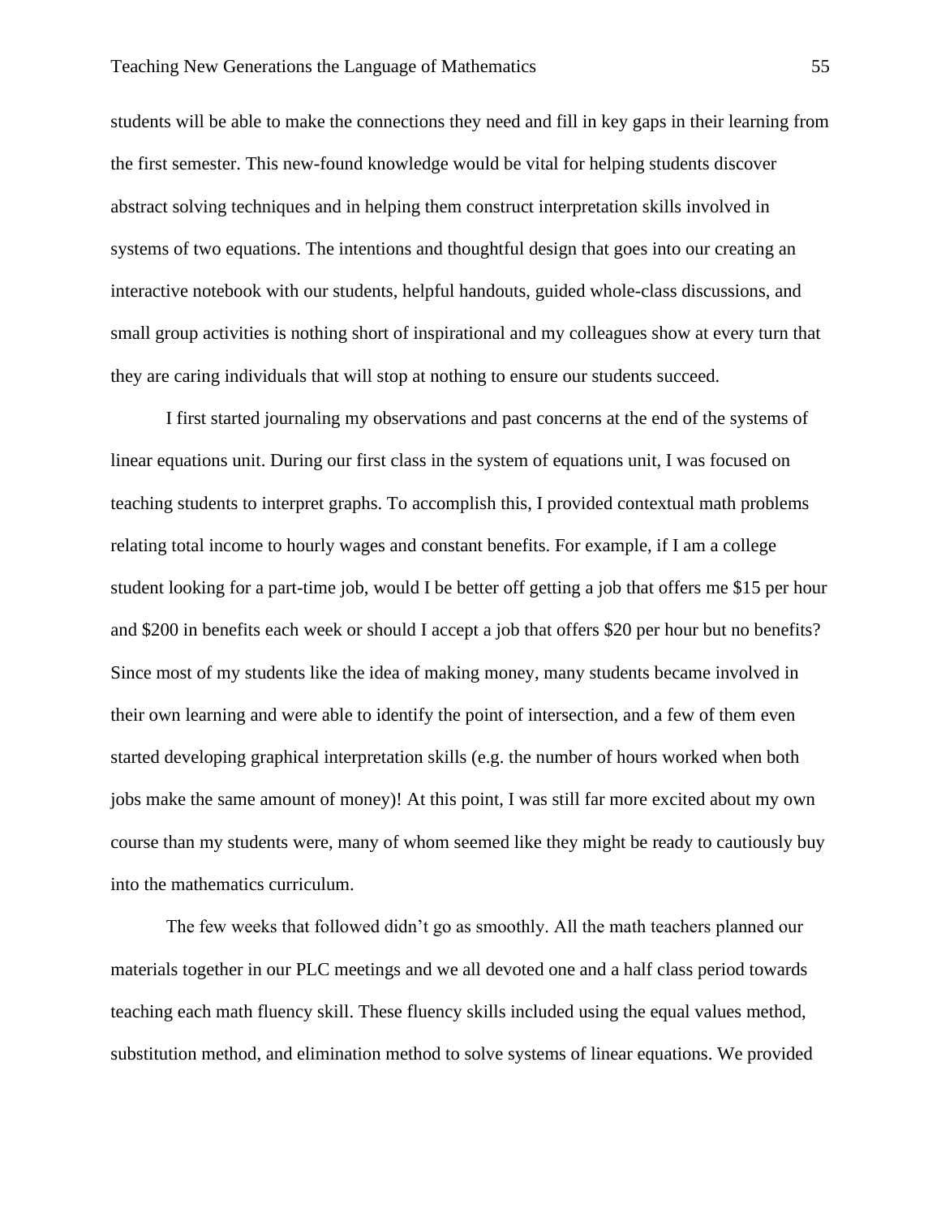students will be able to make the connections they need and fill in key gaps in their learning from the first semester. This new-found knowledge would be vital for helping students discover abstract solving techniques and in helping them construct interpretation skills involved in systems of two equations. The intentions and thoughtful design that goes into our creating an interactive notebook with our students, helpful handouts, guided whole-class discussions, and small group activities is nothing short of inspirational and my colleagues show at every turn that they are caring individuals that will stop at nothing to ensure our students succeed.

I first started journaling my observations and past concerns at the end of the systems of linear equations unit. During our first class in the system of equations unit, I was focused on teaching students to interpret graphs. To accomplish this, I provided contextual math problems relating total income to hourly wages and constant benefits. For example, if I am a college student looking for a part-time job, would I be better off getting a job that offers me $15 per hour and $200 in benefits each week or should I accept a job that offers $20 per hour but no benefits? Since most of my students like the idea of making money, many students became involved in their own learning and were able to identify the point of intersection, and a few of them even started developing graphical interpretation skills (e.g. the number of hours worked when both jobs make the same amount of money)! At this point, I was still far more excited about my own course than my students were, many of whom seemed like they might be ready to cautiously buy into the mathematics curriculum.

The few weeks that followed didn't go as smoothly. All the math teachers planned our materials together in our PLC meetings and we all devoted one and a half class period towards teaching each math fluency skill. These fluency skills included using the equal values method, substitution method, and elimination method to solve systems of linear equations. We provided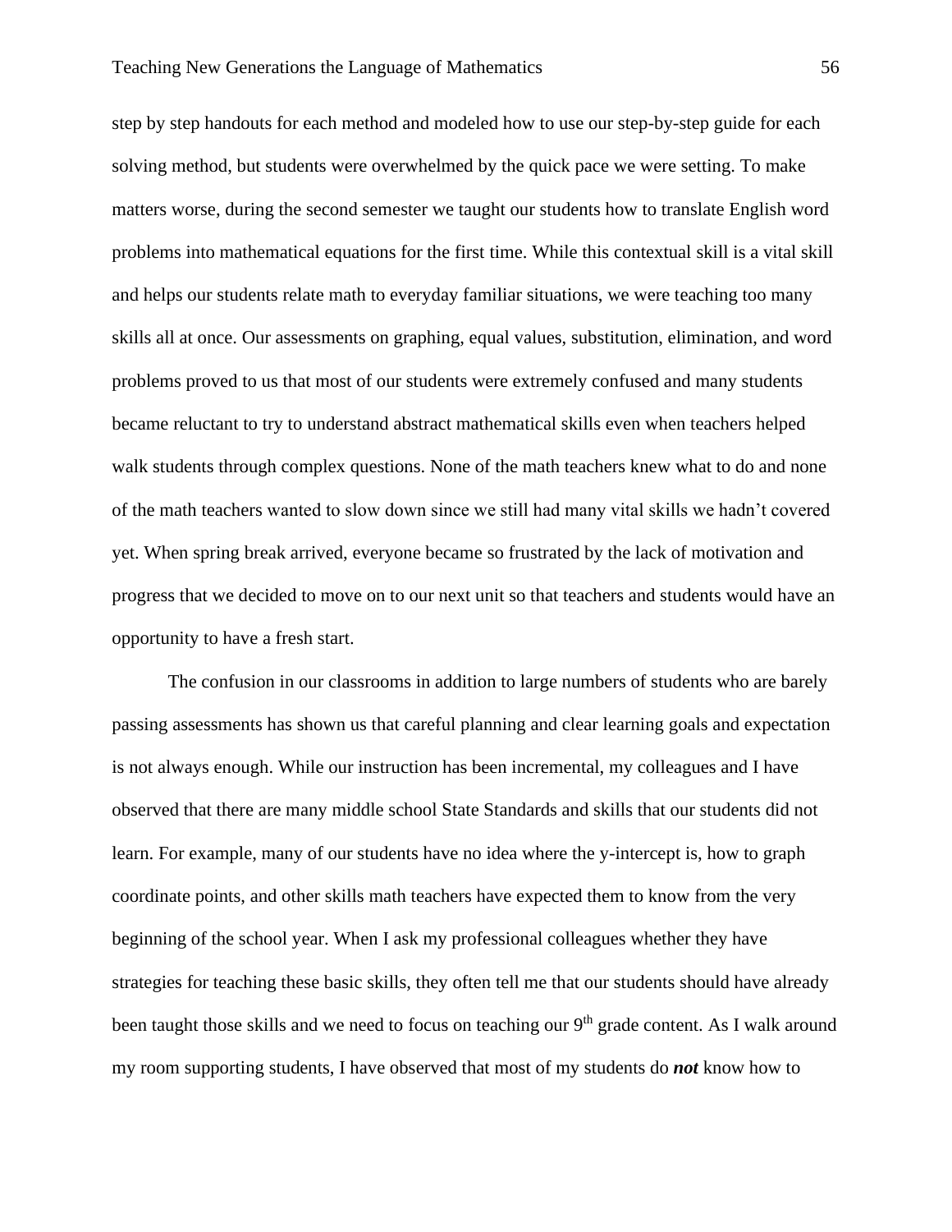step by step handouts for each method and modeled how to use our step-by-step guide for each solving method, but students were overwhelmed by the quick pace we were setting. To make matters worse, during the second semester we taught our students how to translate English word problems into mathematical equations for the first time. While this contextual skill is a vital skill and helps our students relate math to everyday familiar situations, we were teaching too many skills all at once. Our assessments on graphing, equal values, substitution, elimination, and word problems proved to us that most of our students were extremely confused and many students became reluctant to try to understand abstract mathematical skills even when teachers helped walk students through complex questions. None of the math teachers knew what to do and none of the math teachers wanted to slow down since we still had many vital skills we hadn't covered yet. When spring break arrived, everyone became so frustrated by the lack of motivation and progress that we decided to move on to our next unit so that teachers and students would have an opportunity to have a fresh start.

The confusion in our classrooms in addition to large numbers of students who are barely passing assessments has shown us that careful planning and clear learning goals and expectation is not always enough. While our instruction has been incremental, my colleagues and I have observed that there are many middle school State Standards and skills that our students did not learn. For example, many of our students have no idea where the y-intercept is, how to graph coordinate points, and other skills math teachers have expected them to know from the very beginning of the school year. When I ask my professional colleagues whether they have strategies for teaching these basic skills, they often tell me that our students should have already been taught those skills and we need to focus on teaching our 9th grade content. As I walk around my room supporting students, I have observed that most of my students do ***not*** know how to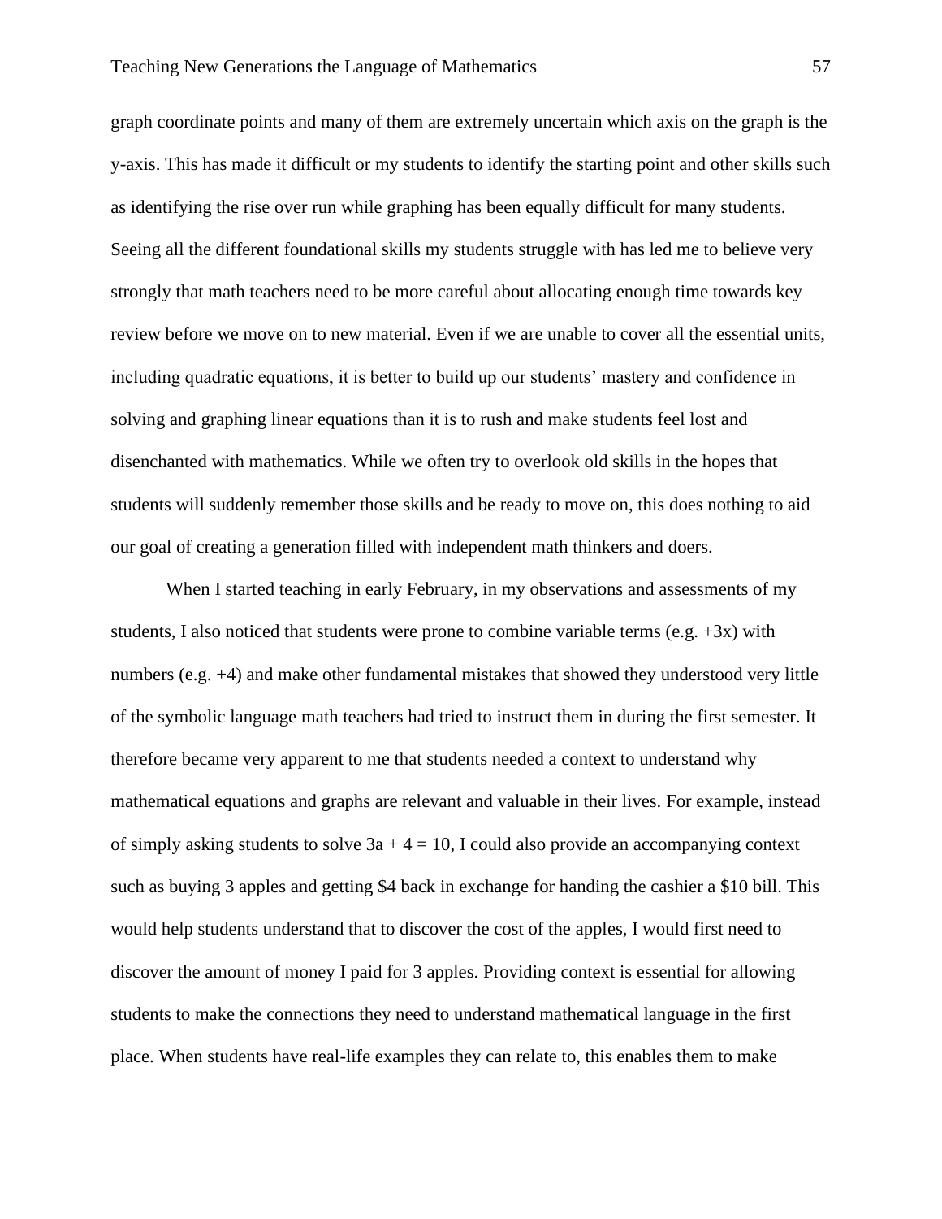graph coordinate points and many of them are extremely uncertain which axis on the graph is the y-axis. This has made it difficult or my students to identify the starting point and other skills such as identifying the rise over run while graphing has been equally difficult for many students. Seeing all the different foundational skills my students struggle with has led me to believe very strongly that math teachers need to be more careful about allocating enough time towards key review before we move on to new material. Even if we are unable to cover all the essential units, including quadratic equations, it is better to build up our students' mastery and confidence in solving and graphing linear equations than it is to rush and make students feel lost and disenchanted with mathematics. While we often try to overlook old skills in the hopes that students will suddenly remember those skills and be ready to move on, this does nothing to aid our goal of creating a generation filled with independent math thinkers and doers.

When I started teaching in early February, in my observations and assessments of my students, I also noticed that students were prone to combine variable terms (e.g. $+3x$) with numbers (e.g. $+4$) and make other fundamental mistakes that showed they understood very little of the symbolic language math teachers had tried to instruct them in during the first semester. It therefore became very apparent to me that students needed a context to understand why mathematical equations and graphs are relevant and valuable in their lives. For example, instead of simply asking students to solve $3a + 4 = 10$, I could also provide an accompanying context such as buying 3 apples and getting \$4 back in exchange for handing the cashier a \$10 bill. This would help students understand that to discover the cost of the apples, I would first need to discover the amount of money I paid for 3 apples. Providing context is essential for allowing students to make the connections they need to understand mathematical language in the first place. When students have real-life examples they can relate to, this enables them to make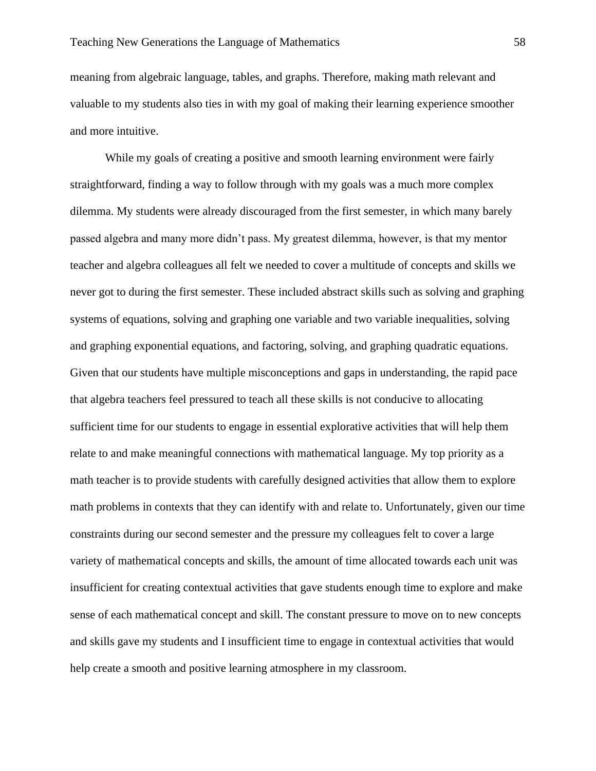meaning from algebraic language, tables, and graphs. Therefore, making math relevant and valuable to my students also ties in with my goal of making their learning experience smoother and more intuitive.

While my goals of creating a positive and smooth learning environment were fairly straightforward, finding a way to follow through with my goals was a much more complex dilemma. My students were already discouraged from the first semester, in which many barely passed algebra and many more didn't pass. My greatest dilemma, however, is that my mentor teacher and algebra colleagues all felt we needed to cover a multitude of concepts and skills we never got to during the first semester. These included abstract skills such as solving and graphing systems of equations, solving and graphing one variable and two variable inequalities, solving and graphing exponential equations, and factoring, solving, and graphing quadratic equations. Given that our students have multiple misconceptions and gaps in understanding, the rapid pace that algebra teachers feel pressured to teach all these skills is not conducive to allocating sufficient time for our students to engage in essential explorative activities that will help them relate to and make meaningful connections with mathematical language. My top priority as a math teacher is to provide students with carefully designed activities that allow them to explore math problems in contexts that they can identify with and relate to. Unfortunately, given our time constraints during our second semester and the pressure my colleagues felt to cover a large variety of mathematical concepts and skills, the amount of time allocated towards each unit was insufficient for creating contextual activities that gave students enough time to explore and make sense of each mathematical concept and skill. The constant pressure to move on to new concepts and skills gave my students and I insufficient time to engage in contextual activities that would help create a smooth and positive learning atmosphere in my classroom.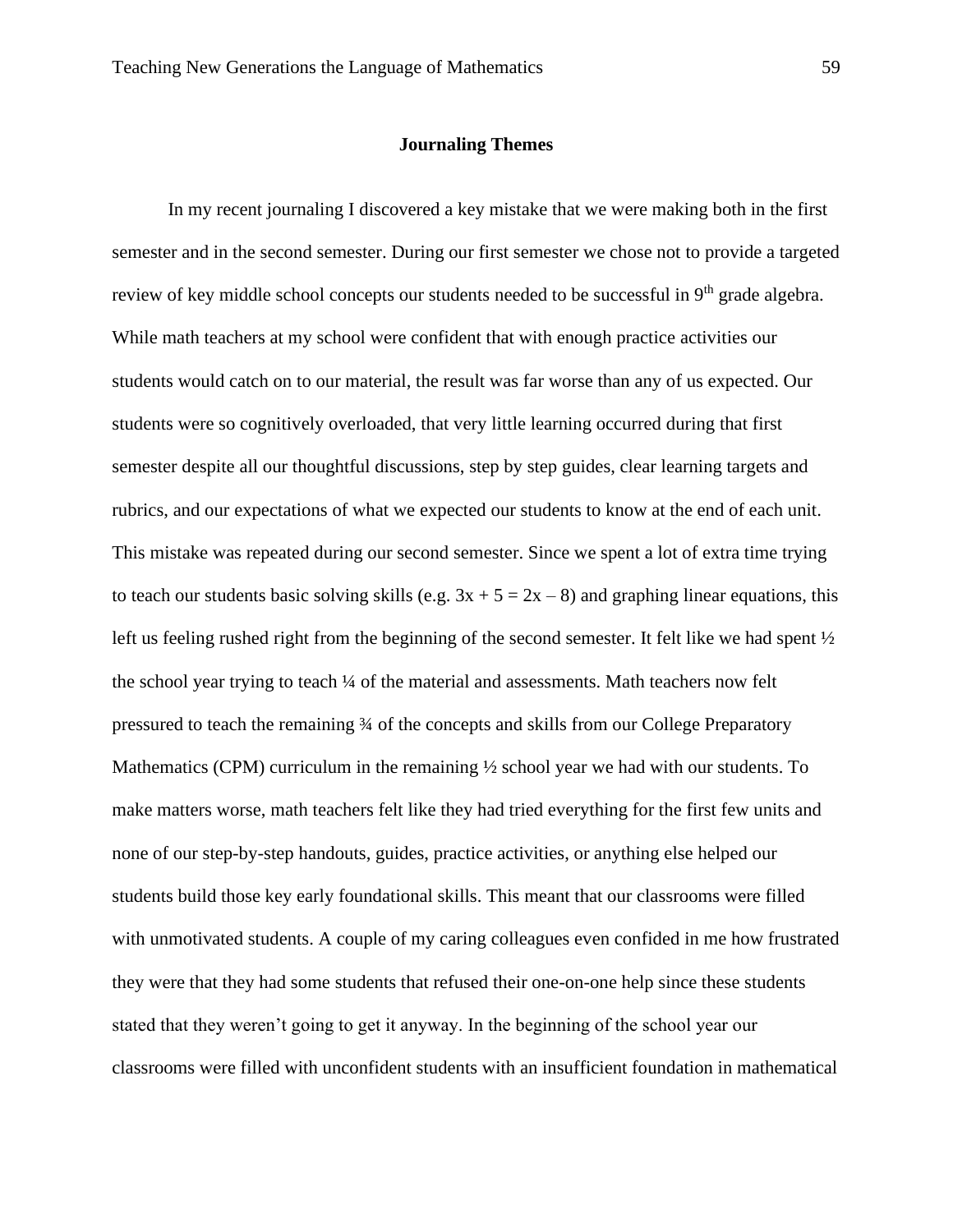## Journaling Themes

In my recent journaling I discovered a key mistake that we were making both in the first semester and in the second semester. During our first semester we chose not to provide a targeted review of key middle school concepts our students needed to be successful in 9th grade algebra. While math teachers at my school were confident that with enough practice activities our students would catch on to our material, the result was far worse than any of us expected. Our students were so cognitively overloaded, that very little learning occurred during that first semester despite all our thoughtful discussions, step by step guides, clear learning targets and rubrics, and our expectations of what we expected our students to know at the end of each unit. This mistake was repeated during our second semester. Since we spent a lot of extra time trying to teach our students basic solving skills (e.g. $3x + 5 = 2x – 8$) and graphing linear equations, this left us feeling rushed right from the beginning of the second semester. It felt like we had spent ½ the school year trying to teach ¼ of the material and assessments. Math teachers now felt pressured to teach the remaining ¾ of the concepts and skills from our College Preparatory Mathematics (CPM) curriculum in the remaining ½ school year we had with our students. To make matters worse, math teachers felt like they had tried everything for the first few units and none of our step-by-step handouts, guides, practice activities, or anything else helped our students build those key early foundational skills. This meant that our classrooms were filled with unmotivated students. A couple of my caring colleagues even confided in me how frustrated they were that they had some students that refused their one-on-one help since these students stated that they weren't going to get it anyway. In the beginning of the school year our classrooms were filled with unconfident students with an insufficient foundation in mathematical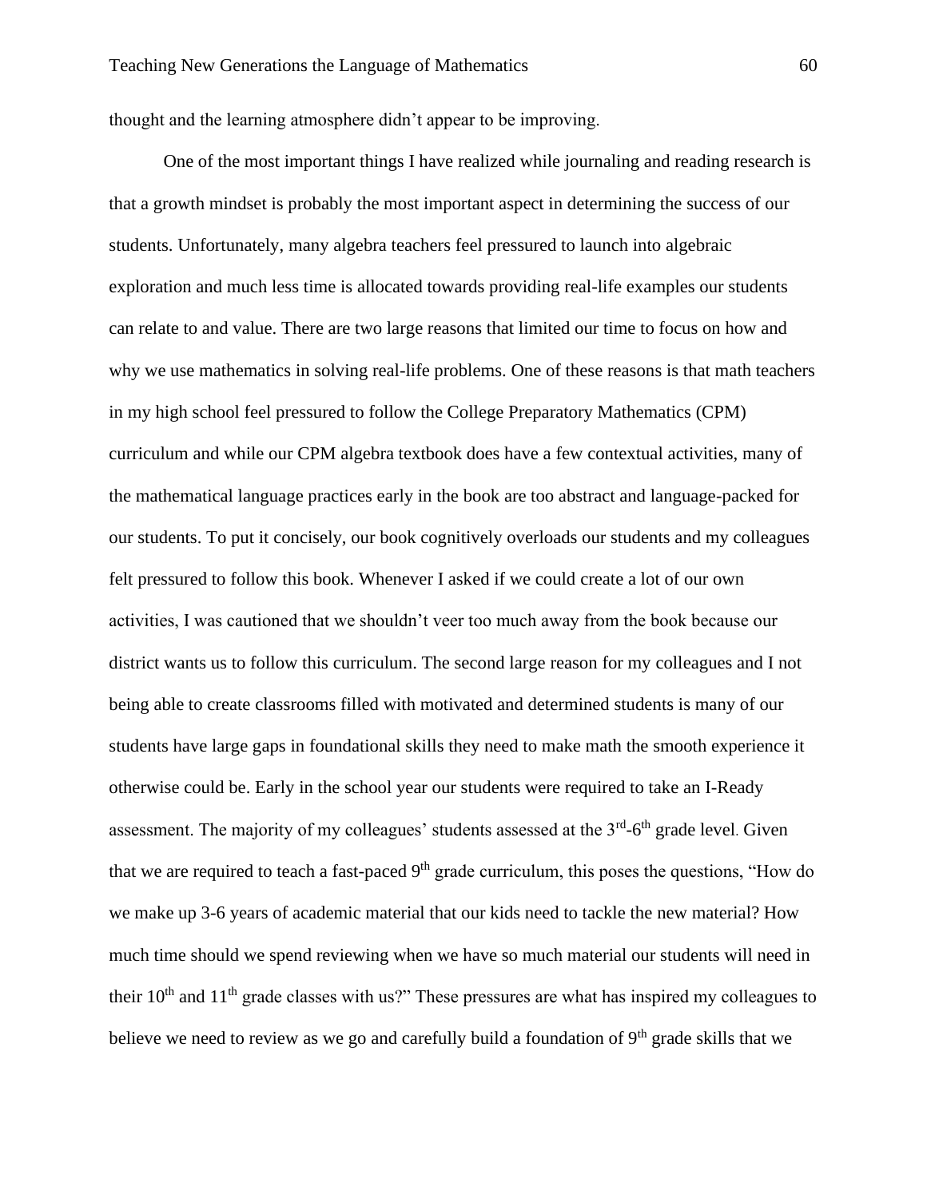thought and the learning atmosphere didn't appear to be improving.

One of the most important things I have realized while journaling and reading research is that a growth mindset is probably the most important aspect in determining the success of our students. Unfortunately, many algebra teachers feel pressured to launch into algebraic exploration and much less time is allocated towards providing real-life examples our students can relate to and value. There are two large reasons that limited our time to focus on how and why we use mathematics in solving real-life problems. One of these reasons is that math teachers in my high school feel pressured to follow the College Preparatory Mathematics (CPM) curriculum and while our CPM algebra textbook does have a few contextual activities, many of the mathematical language practices early in the book are too abstract and language-packed for our students. To put it concisely, our book cognitively overloads our students and my colleagues felt pressured to follow this book. Whenever I asked if we could create a lot of our own activities, I was cautioned that we shouldn't veer too much away from the book because our district wants us to follow this curriculum. The second large reason for my colleagues and I not being able to create classrooms filled with motivated and determined students is many of our students have large gaps in foundational skills they need to make math the smooth experience it otherwise could be. Early in the school year our students were required to take an I-Ready assessment. The majority of my colleagues' students assessed at the 3rd-6th grade level. Given that we are required to teach a fast-paced 9th grade curriculum, this poses the questions, "How do we make up 3-6 years of academic material that our kids need to tackle the new material? How much time should we spend reviewing when we have so much material our students will need in their 10th and 11th grade classes with us?" These pressures are what has inspired my colleagues to believe we need to review as we go and carefully build a foundation of 9th grade skills that we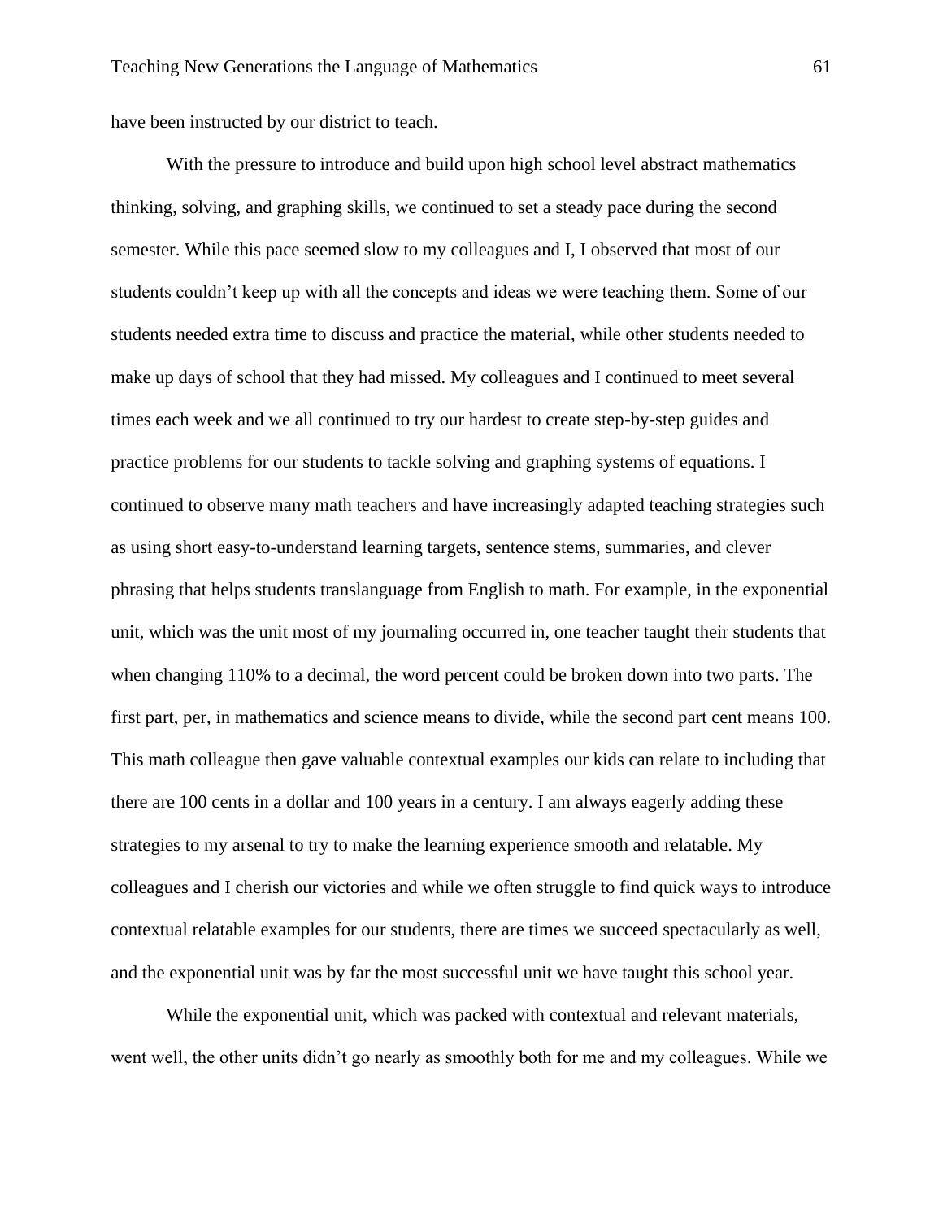have been instructed by our district to teach.

With the pressure to introduce and build upon high school level abstract mathematics thinking, solving, and graphing skills, we continued to set a steady pace during the second semester. While this pace seemed slow to my colleagues and I, I observed that most of our students couldn't keep up with all the concepts and ideas we were teaching them. Some of our students needed extra time to discuss and practice the material, while other students needed to make up days of school that they had missed. My colleagues and I continued to meet several times each week and we all continued to try our hardest to create step-by-step guides and practice problems for our students to tackle solving and graphing systems of equations. I continued to observe many math teachers and have increasingly adapted teaching strategies such as using short easy-to-understand learning targets, sentence stems, summaries, and clever phrasing that helps students translanguage from English to math. For example, in the exponential unit, which was the unit most of my journaling occurred in, one teacher taught their students that when changing 110% to a decimal, the word percent could be broken down into two parts. The first part, per, in mathematics and science means to divide, while the second part cent means 100. This math colleague then gave valuable contextual examples our kids can relate to including that there are 100 cents in a dollar and 100 years in a century. I am always eagerly adding these strategies to my arsenal to try to make the learning experience smooth and relatable. My colleagues and I cherish our victories and while we often struggle to find quick ways to introduce contextual relatable examples for our students, there are times we succeed spectacularly as well, and the exponential unit was by far the most successful unit we have taught this school year.

While the exponential unit, which was packed with contextual and relevant materials, went well, the other units didn't go nearly as smoothly both for me and my colleagues. While we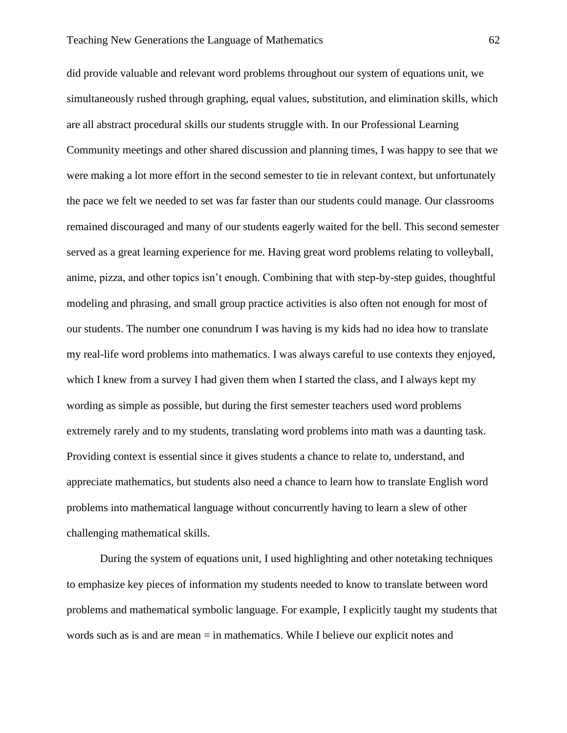did provide valuable and relevant word problems throughout our system of equations unit, we simultaneously rushed through graphing, equal values, substitution, and elimination skills, which are all abstract procedural skills our students struggle with. In our Professional Learning Community meetings and other shared discussion and planning times, I was happy to see that we were making a lot more effort in the second semester to tie in relevant context, but unfortunately the pace we felt we needed to set was far faster than our students could manage. Our classrooms remained discouraged and many of our students eagerly waited for the bell. This second semester served as a great learning experience for me. Having great word problems relating to volleyball, anime, pizza, and other topics isn't enough. Combining that with step-by-step guides, thoughtful modeling and phrasing, and small group practice activities is also often not enough for most of our students. The number one conundrum I was having is my kids had no idea how to translate my real-life word problems into mathematics. I was always careful to use contexts they enjoyed, which I knew from a survey I had given them when I started the class, and I always kept my wording as simple as possible, but during the first semester teachers used word problems extremely rarely and to my students, translating word problems into math was a daunting task. Providing context is essential since it gives students a chance to relate to, understand, and appreciate mathematics, but students also need a chance to learn how to translate English word problems into mathematical language without concurrently having to learn a slew of other challenging mathematical skills.

During the system of equations unit, I used highlighting and other notetaking techniques to emphasize key pieces of information my students needed to know to translate between word problems and mathematical symbolic language. For example, I explicitly taught my students that words such as is and are mean = in mathematics. While I believe our explicit notes and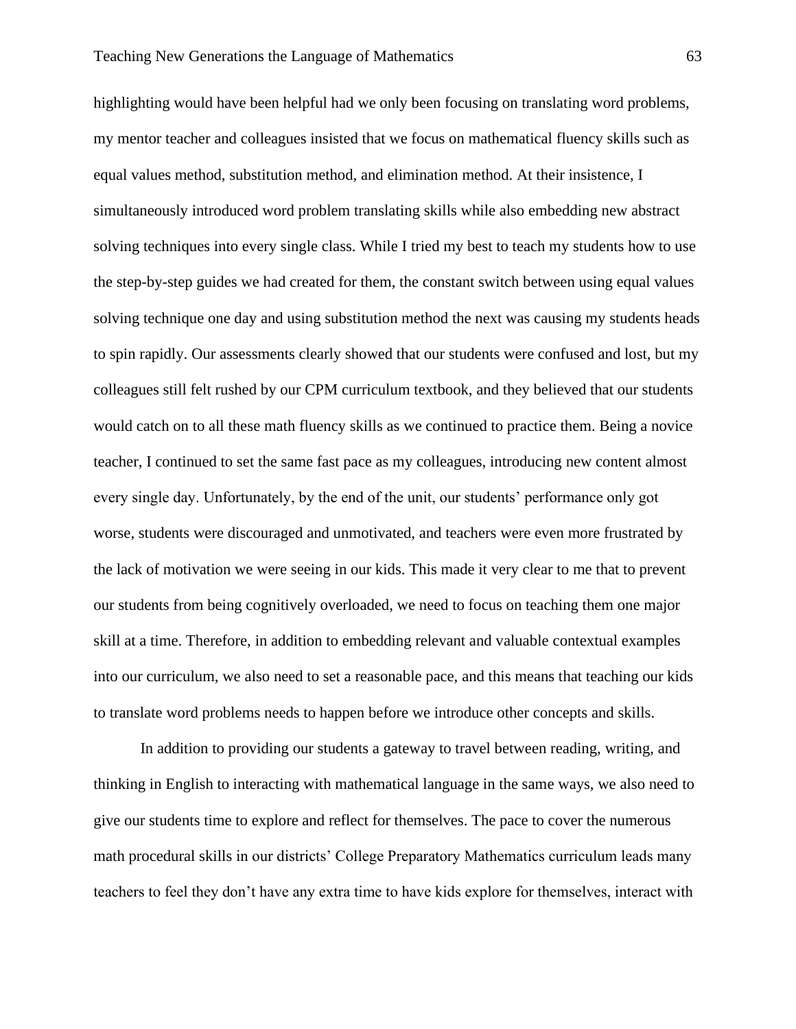highlighting would have been helpful had we only been focusing on translating word problems, my mentor teacher and colleagues insisted that we focus on mathematical fluency skills such as equal values method, substitution method, and elimination method. At their insistence, I simultaneously introduced word problem translating skills while also embedding new abstract solving techniques into every single class. While I tried my best to teach my students how to use the step-by-step guides we had created for them, the constant switch between using equal values solving technique one day and using substitution method the next was causing my students heads to spin rapidly. Our assessments clearly showed that our students were confused and lost, but my colleagues still felt rushed by our CPM curriculum textbook, and they believed that our students would catch on to all these math fluency skills as we continued to practice them. Being a novice teacher, I continued to set the same fast pace as my colleagues, introducing new content almost every single day. Unfortunately, by the end of the unit, our students' performance only got worse, students were discouraged and unmotivated, and teachers were even more frustrated by the lack of motivation we were seeing in our kids. This made it very clear to me that to prevent our students from being cognitively overloaded, we need to focus on teaching them one major skill at a time. Therefore, in addition to embedding relevant and valuable contextual examples into our curriculum, we also need to set a reasonable pace, and this means that teaching our kids to translate word problems needs to happen before we introduce other concepts and skills.

In addition to providing our students a gateway to travel between reading, writing, and thinking in English to interacting with mathematical language in the same ways, we also need to give our students time to explore and reflect for themselves. The pace to cover the numerous math procedural skills in our districts' College Preparatory Mathematics curriculum leads many teachers to feel they don't have any extra time to have kids explore for themselves, interact with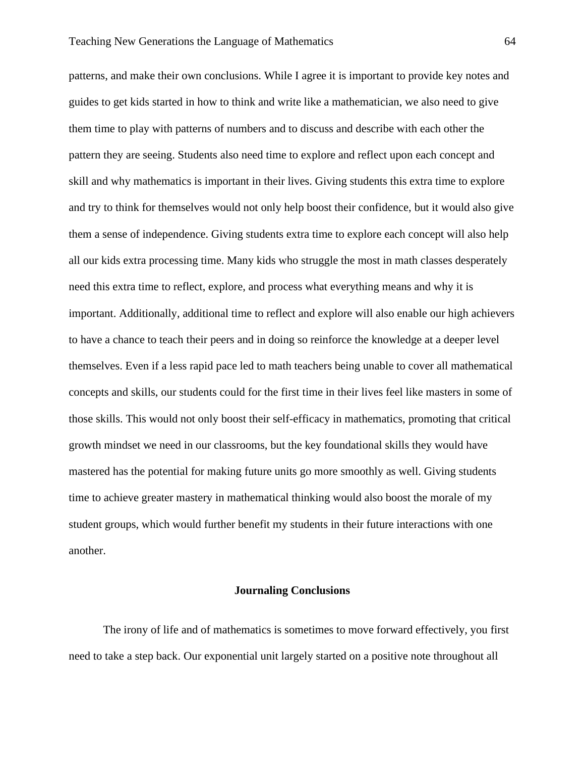patterns, and make their own conclusions. While I agree it is important to provide key notes and guides to get kids started in how to think and write like a mathematician, we also need to give them time to play with patterns of numbers and to discuss and describe with each other the pattern they are seeing. Students also need time to explore and reflect upon each concept and skill and why mathematics is important in their lives. Giving students this extra time to explore and try to think for themselves would not only help boost their confidence, but it would also give them a sense of independence. Giving students extra time to explore each concept will also help all our kids extra processing time. Many kids who struggle the most in math classes desperately need this extra time to reflect, explore, and process what everything means and why it is important. Additionally, additional time to reflect and explore will also enable our high achievers to have a chance to teach their peers and in doing so reinforce the knowledge at a deeper level themselves. Even if a less rapid pace led to math teachers being unable to cover all mathematical concepts and skills, our students could for the first time in their lives feel like masters in some of those skills. This would not only boost their self-efficacy in mathematics, promoting that critical growth mindset we need in our classrooms, but the key foundational skills they would have mastered has the potential for making future units go more smoothly as well. Giving students time to achieve greater mastery in mathematical thinking would also boost the morale of my student groups, which would further benefit my students in their future interactions with one another.

## Journaling Conclusions

The irony of life and of mathematics is sometimes to move forward effectively, you first need to take a step back. Our exponential unit largely started on a positive note throughout all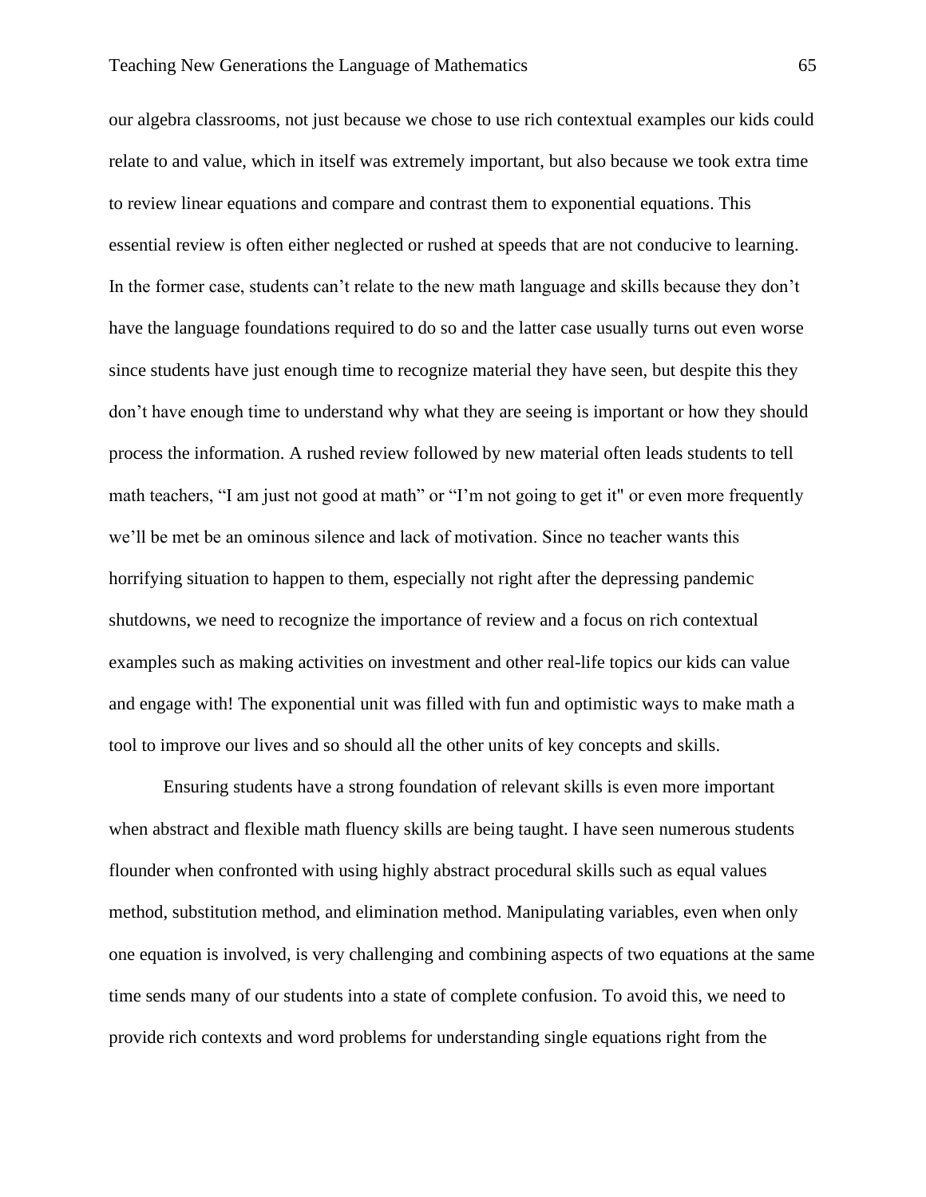our algebra classrooms, not just because we chose to use rich contextual examples our kids could relate to and value, which in itself was extremely important, but also because we took extra time to review linear equations and compare and contrast them to exponential equations. This essential review is often either neglected or rushed at speeds that are not conducive to learning. In the former case, students can't relate to the new math language and skills because they don't have the language foundations required to do so and the latter case usually turns out even worse since students have just enough time to recognize material they have seen, but despite this they don't have enough time to understand why what they are seeing is important or how they should process the information. A rushed review followed by new material often leads students to tell math teachers, "I am just not good at math" or "I'm not going to get it" or even more frequently we'll be met be an ominous silence and lack of motivation. Since no teacher wants this horrifying situation to happen to them, especially not right after the depressing pandemic shutdowns, we need to recognize the importance of review and a focus on rich contextual examples such as making activities on investment and other real-life topics our kids can value and engage with! The exponential unit was filled with fun and optimistic ways to make math a tool to improve our lives and so should all the other units of key concepts and skills.

Ensuring students have a strong foundation of relevant skills is even more important when abstract and flexible math fluency skills are being taught. I have seen numerous students flounder when confronted with using highly abstract procedural skills such as equal values method, substitution method, and elimination method. Manipulating variables, even when only one equation is involved, is very challenging and combining aspects of two equations at the same time sends many of our students into a state of complete confusion. To avoid this, we need to provide rich contexts and word problems for understanding single equations right from the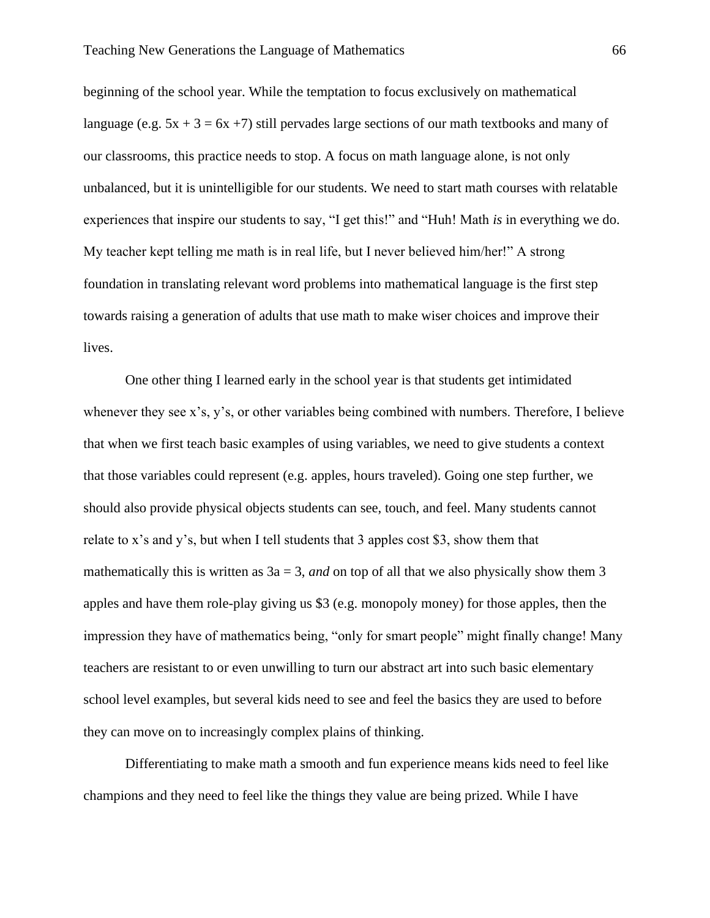beginning of the school year. While the temptation to focus exclusively on mathematical language (e.g. $5x + 3 = 6x + 7$) still pervades large sections of our math textbooks and many of our classrooms, this practice needs to stop. A focus on math language alone, is not only unbalanced, but it is unintelligible for our students. We need to start math courses with relatable experiences that inspire our students to say, "I get this!" and "Huh! Math *is* in everything we do. My teacher kept telling me math is in real life, but I never believed him/her!" A strong foundation in translating relevant word problems into mathematical language is the first step towards raising a generation of adults that use math to make wiser choices and improve their lives.

One other thing I learned early in the school year is that students get intimidated whenever they see x's, y's, or other variables being combined with numbers. Therefore, I believe that when we first teach basic examples of using variables, we need to give students a context that those variables could represent (e.g. apples, hours traveled). Going one step further, we should also provide physical objects students can see, touch, and feel. Many students cannot relate to x's and y's, but when I tell students that 3 apples cost \$3, show them that mathematically this is written as $3a = 3$, *and* on top of all that we also physically show them 3 apples and have them role-play giving us \$3 (e.g. monopoly money) for those apples, then the impression they have of mathematics being, "only for smart people" might finally change! Many teachers are resistant to or even unwilling to turn our abstract art into such basic elementary school level examples, but several kids need to see and feel the basics they are used to before they can move on to increasingly complex plains of thinking.

Differentiating to make math a smooth and fun experience means kids need to feel like champions and they need to feel like the things they value are being prized. While I have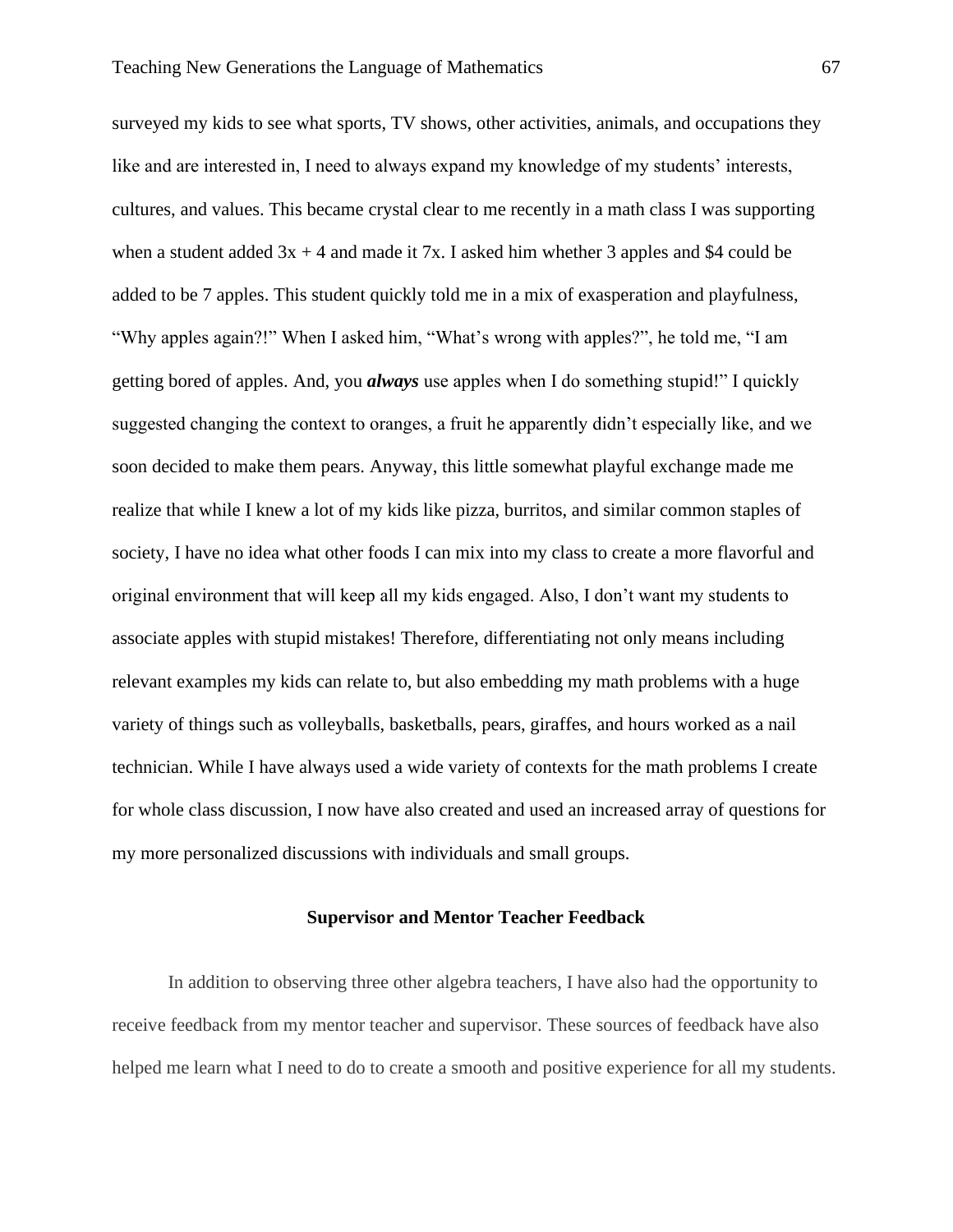surveyed my kids to see what sports, TV shows, other activities, animals, and occupations they like and are interested in, I need to always expand my knowledge of my students' interests, cultures, and values. This became crystal clear to me recently in a math class I was supporting when a student added $3x + 4$ and made it $7x$. I asked him whether 3 apples and $4 could be added to be 7 apples. This student quickly told me in a mix of exasperation and playfulness, "Why apples again?!" When I asked him, "What's wrong with apples?", he told me, "I am getting bored of apples. And, you ***always*** use apples when I do something stupid!" I quickly suggested changing the context to oranges, a fruit he apparently didn't especially like, and we soon decided to make them pears. Anyway, this little somewhat playful exchange made me realize that while I knew a lot of my kids like pizza, burritos, and similar common staples of society, I have no idea what other foods I can mix into my class to create a more flavorful and original environment that will keep all my kids engaged. Also, I don't want my students to associate apples with stupid mistakes! Therefore, differentiating not only means including relevant examples my kids can relate to, but also embedding my math problems with a huge variety of things such as volleyballs, basketballs, pears, giraffes, and hours worked as a nail technician. While I have always used a wide variety of contexts for the math problems I create for whole class discussion, I now have also created and used an increased array of questions for my more personalized discussions with individuals and small groups.

## Supervisor and Mentor Teacher Feedback

In addition to observing three other algebra teachers, I have also had the opportunity to receive feedback from my mentor teacher and supervisor. These sources of feedback have also helped me learn what I need to do to create a smooth and positive experience for all my students.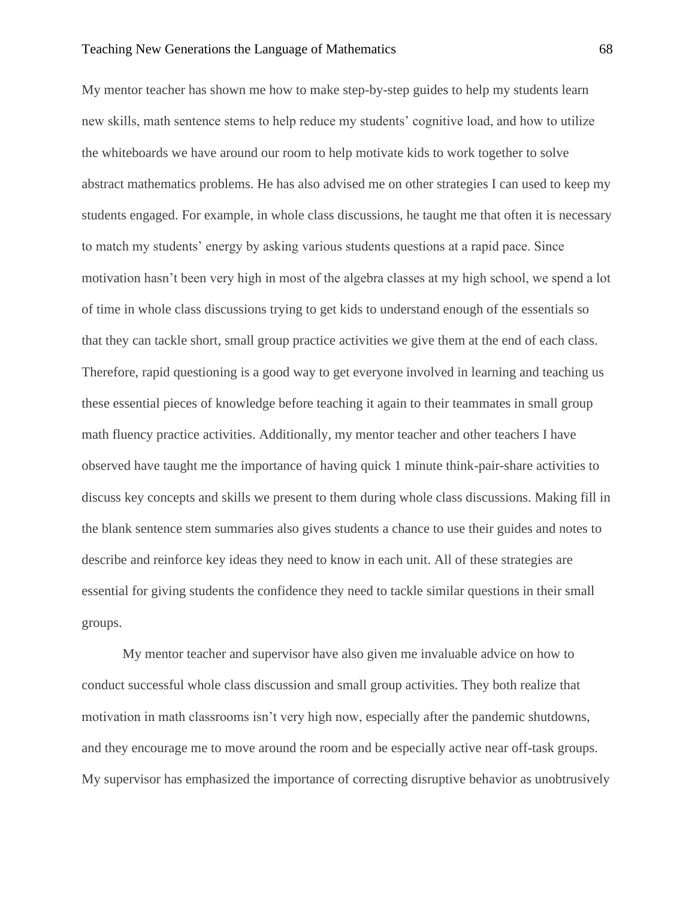My mentor teacher has shown me how to make step-by-step guides to help my students learn new skills, math sentence stems to help reduce my students' cognitive load, and how to utilize the whiteboards we have around our room to help motivate kids to work together to solve abstract mathematics problems. He has also advised me on other strategies I can used to keep my students engaged. For example, in whole class discussions, he taught me that often it is necessary to match my students' energy by asking various students questions at a rapid pace. Since motivation hasn't been very high in most of the algebra classes at my high school, we spend a lot of time in whole class discussions trying to get kids to understand enough of the essentials so that they can tackle short, small group practice activities we give them at the end of each class. Therefore, rapid questioning is a good way to get everyone involved in learning and teaching us these essential pieces of knowledge before teaching it again to their teammates in small group math fluency practice activities. Additionally, my mentor teacher and other teachers I have observed have taught me the importance of having quick 1 minute think-pair-share activities to discuss key concepts and skills we present to them during whole class discussions. Making fill in the blank sentence stem summaries also gives students a chance to use their guides and notes to describe and reinforce key ideas they need to know in each unit. All of these strategies are essential for giving students the confidence they need to tackle similar questions in their small groups.

My mentor teacher and supervisor have also given me invaluable advice on how to conduct successful whole class discussion and small group activities. They both realize that motivation in math classrooms isn't very high now, especially after the pandemic shutdowns, and they encourage me to move around the room and be especially active near off-task groups. My supervisor has emphasized the importance of correcting disruptive behavior as unobtrusively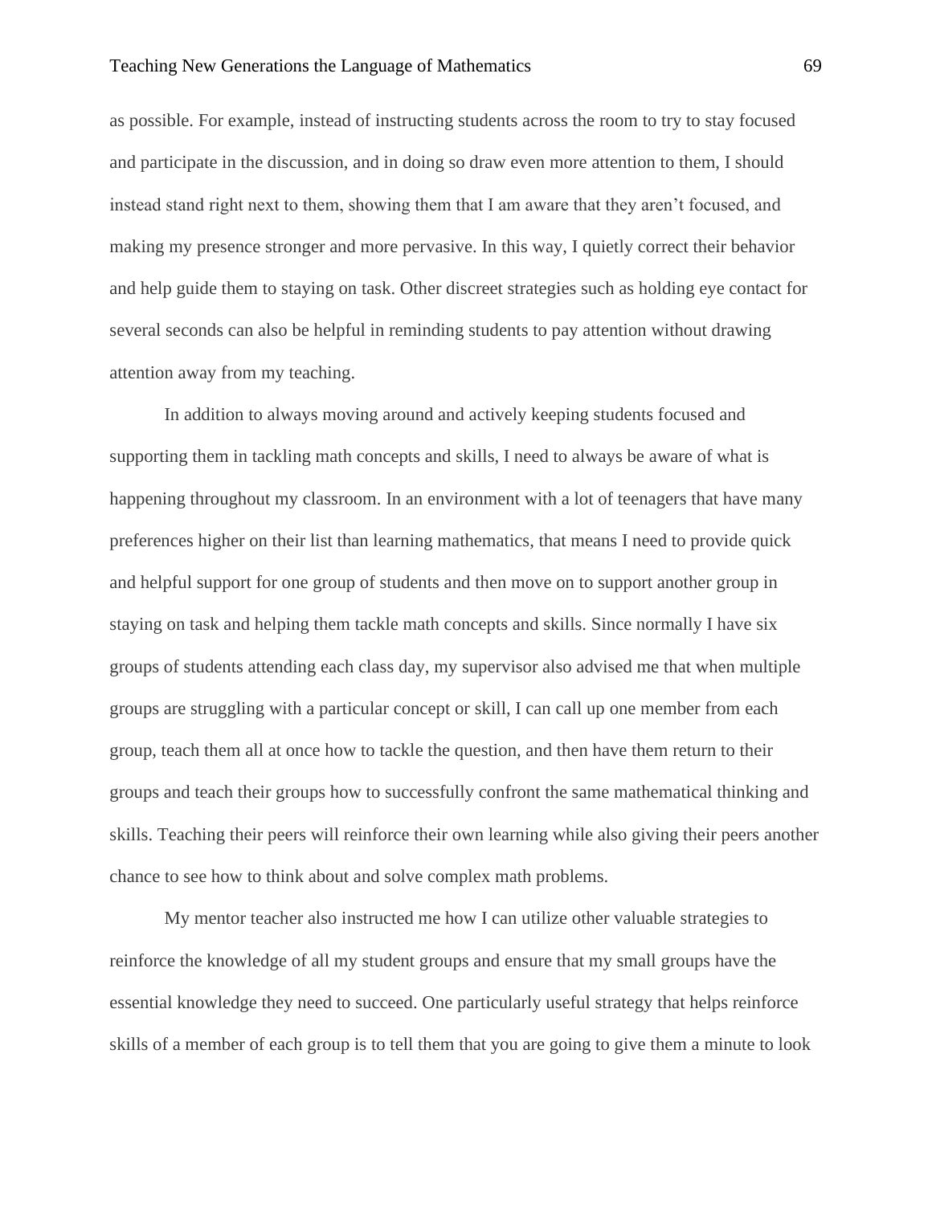as possible. For example, instead of instructing students across the room to try to stay focused and participate in the discussion, and in doing so draw even more attention to them, I should instead stand right next to them, showing them that I am aware that they aren't focused, and making my presence stronger and more pervasive. In this way, I quietly correct their behavior and help guide them to staying on task. Other discreet strategies such as holding eye contact for several seconds can also be helpful in reminding students to pay attention without drawing attention away from my teaching.

In addition to always moving around and actively keeping students focused and supporting them in tackling math concepts and skills, I need to always be aware of what is happening throughout my classroom. In an environment with a lot of teenagers that have many preferences higher on their list than learning mathematics, that means I need to provide quick and helpful support for one group of students and then move on to support another group in staying on task and helping them tackle math concepts and skills. Since normally I have six groups of students attending each class day, my supervisor also advised me that when multiple groups are struggling with a particular concept or skill, I can call up one member from each group, teach them all at once how to tackle the question, and then have them return to their groups and teach their groups how to successfully confront the same mathematical thinking and skills. Teaching their peers will reinforce their own learning while also giving their peers another chance to see how to think about and solve complex math problems.

My mentor teacher also instructed me how I can utilize other valuable strategies to reinforce the knowledge of all my student groups and ensure that my small groups have the essential knowledge they need to succeed. One particularly useful strategy that helps reinforce skills of a member of each group is to tell them that you are going to give them a minute to look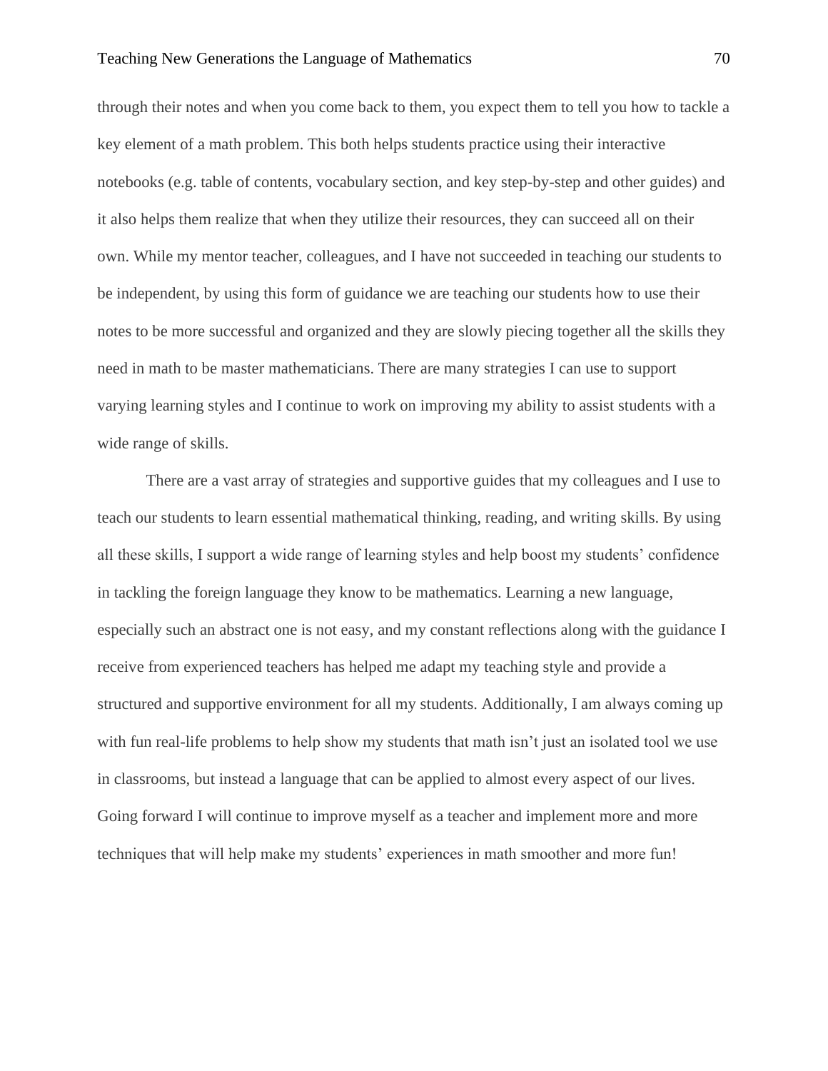through their notes and when you come back to them, you expect them to tell you how to tackle a key element of a math problem. This both helps students practice using their interactive notebooks (e.g. table of contents, vocabulary section, and key step-by-step and other guides) and it also helps them realize that when they utilize their resources, they can succeed all on their own. While my mentor teacher, colleagues, and I have not succeeded in teaching our students to be independent, by using this form of guidance we are teaching our students how to use their notes to be more successful and organized and they are slowly piecing together all the skills they need in math to be master mathematicians. There are many strategies I can use to support varying learning styles and I continue to work on improving my ability to assist students with a wide range of skills.

There are a vast array of strategies and supportive guides that my colleagues and I use to teach our students to learn essential mathematical thinking, reading, and writing skills. By using all these skills, I support a wide range of learning styles and help boost my students' confidence in tackling the foreign language they know to be mathematics. Learning a new language, especially such an abstract one is not easy, and my constant reflections along with the guidance I receive from experienced teachers has helped me adapt my teaching style and provide a structured and supportive environment for all my students. Additionally, I am always coming up with fun real-life problems to help show my students that math isn't just an isolated tool we use in classrooms, but instead a language that can be applied to almost every aspect of our lives. Going forward I will continue to improve myself as a teacher and implement more and more techniques that will help make my students' experiences in math smoother and more fun!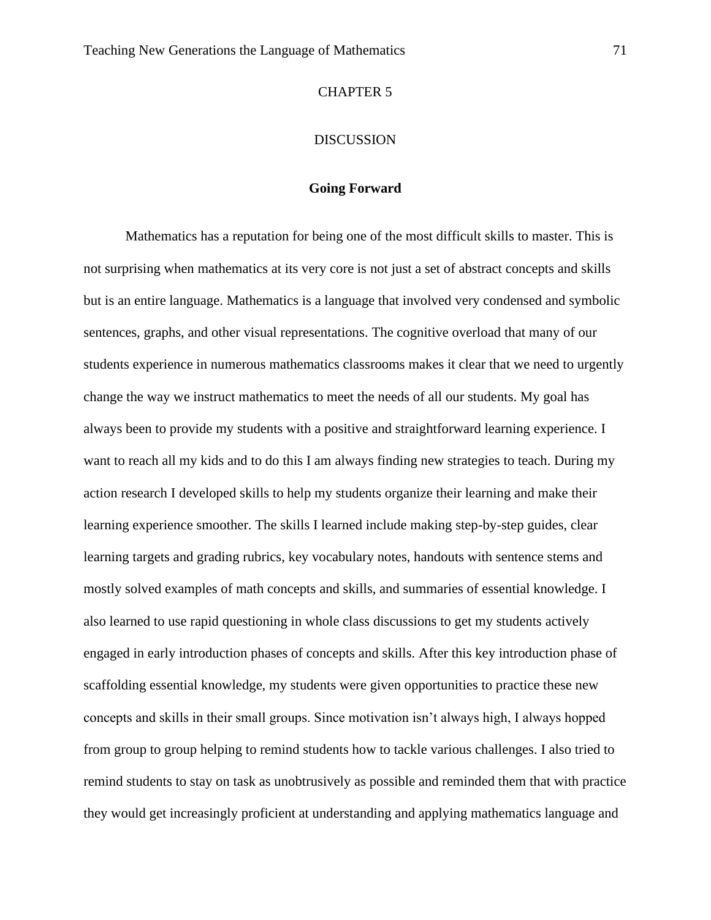# CHAPTER 5

# DISCUSSION

## Going Forward

Mathematics has a reputation for being one of the most difficult skills to master. This is not surprising when mathematics at its very core is not just a set of abstract concepts and skills but is an entire language. Mathematics is a language that involved very condensed and symbolic sentences, graphs, and other visual representations. The cognitive overload that many of our students experience in numerous mathematics classrooms makes it clear that we need to urgently change the way we instruct mathematics to meet the needs of all our students. My goal has always been to provide my students with a positive and straightforward learning experience. I want to reach all my kids and to do this I am always finding new strategies to teach. During my action research I developed skills to help my students organize their learning and make their learning experience smoother. The skills I learned include making step-by-step guides, clear learning targets and grading rubrics, key vocabulary notes, handouts with sentence stems and mostly solved examples of math concepts and skills, and summaries of essential knowledge. I also learned to use rapid questioning in whole class discussions to get my students actively engaged in early introduction phases of concepts and skills. After this key introduction phase of scaffolding essential knowledge, my students were given opportunities to practice these new concepts and skills in their small groups. Since motivation isn't always high, I always hopped from group to group helping to remind students how to tackle various challenges. I also tried to remind students to stay on task as unobtrusively as possible and reminded them that with practice they would get increasingly proficient at understanding and applying mathematics language and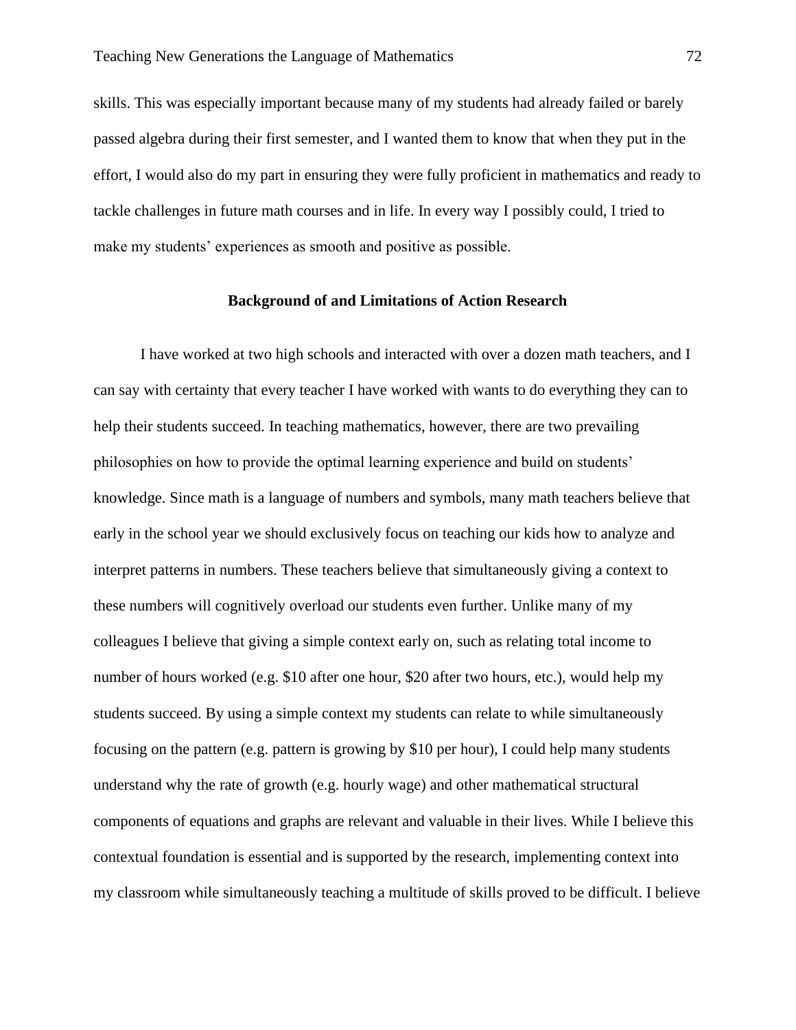skills. This was especially important because many of my students had already failed or barely passed algebra during their first semester, and I wanted them to know that when they put in the effort, I would also do my part in ensuring they were fully proficient in mathematics and ready to tackle challenges in future math courses and in life. In every way I possibly could, I tried to make my students' experiences as smooth and positive as possible.

## Background of and Limitations of Action Research

I have worked at two high schools and interacted with over a dozen math teachers, and I can say with certainty that every teacher I have worked with wants to do everything they can to help their students succeed. In teaching mathematics, however, there are two prevailing philosophies on how to provide the optimal learning experience and build on students' knowledge. Since math is a language of numbers and symbols, many math teachers believe that early in the school year we should exclusively focus on teaching our kids how to analyze and interpret patterns in numbers. These teachers believe that simultaneously giving a context to these numbers will cognitively overload our students even further. Unlike many of my colleagues I believe that giving a simple context early on, such as relating total income to number of hours worked (e.g. $10 after one hour, $20 after two hours, etc.), would help my students succeed. By using a simple context my students can relate to while simultaneously focusing on the pattern (e.g. pattern is growing by $10 per hour), I could help many students understand why the rate of growth (e.g. hourly wage) and other mathematical structural components of equations and graphs are relevant and valuable in their lives. While I believe this contextual foundation is essential and is supported by the research, implementing context into my classroom while simultaneously teaching a multitude of skills proved to be difficult. I believe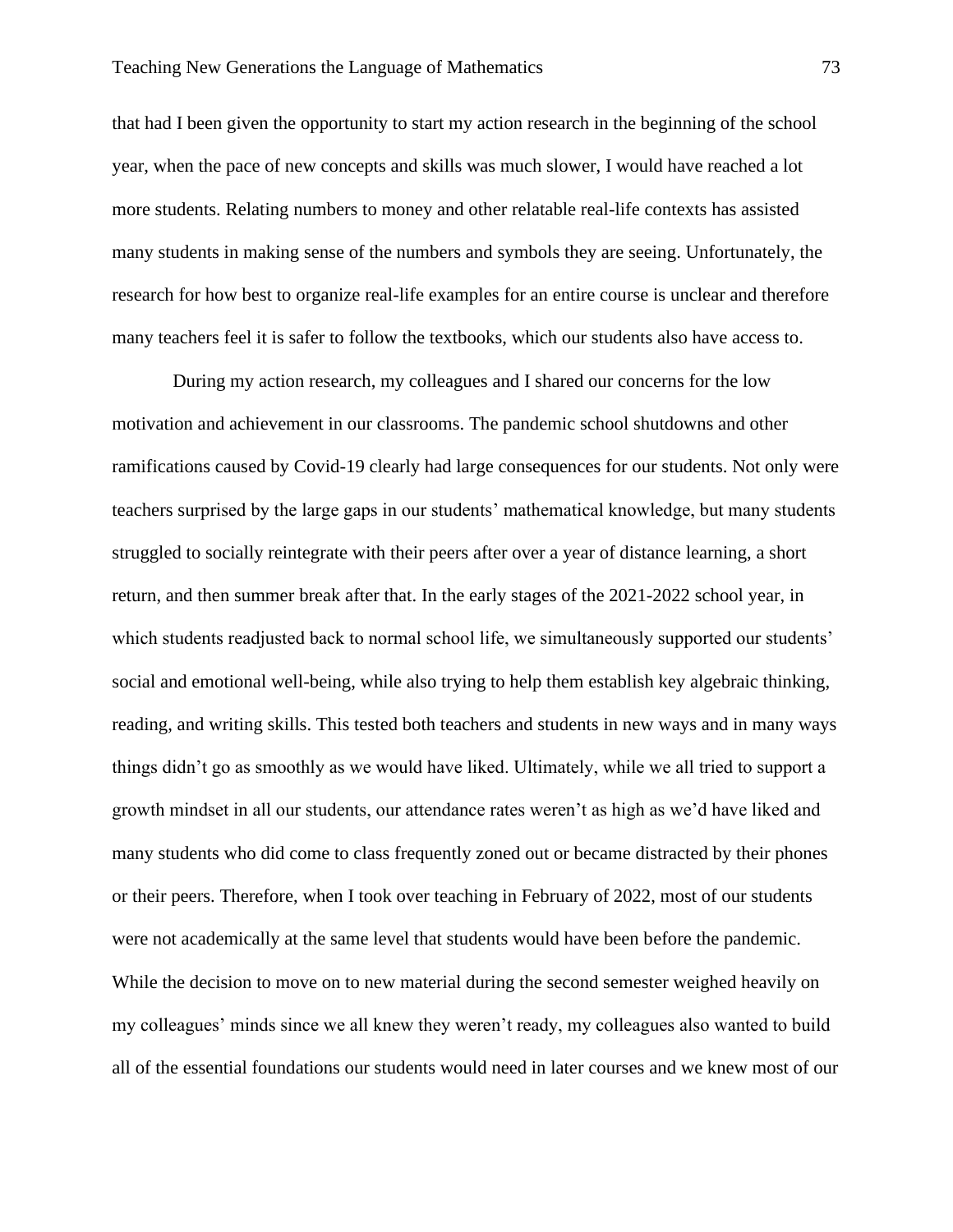that had I been given the opportunity to start my action research in the beginning of the school year, when the pace of new concepts and skills was much slower, I would have reached a lot more students. Relating numbers to money and other relatable real-life contexts has assisted many students in making sense of the numbers and symbols they are seeing. Unfortunately, the research for how best to organize real-life examples for an entire course is unclear and therefore many teachers feel it is safer to follow the textbooks, which our students also have access to.

During my action research, my colleagues and I shared our concerns for the low motivation and achievement in our classrooms. The pandemic school shutdowns and other ramifications caused by Covid-19 clearly had large consequences for our students. Not only were teachers surprised by the large gaps in our students' mathematical knowledge, but many students struggled to socially reintegrate with their peers after over a year of distance learning, a short return, and then summer break after that. In the early stages of the 2021-2022 school year, in which students readjusted back to normal school life, we simultaneously supported our students' social and emotional well-being, while also trying to help them establish key algebraic thinking, reading, and writing skills. This tested both teachers and students in new ways and in many ways things didn't go as smoothly as we would have liked. Ultimately, while we all tried to support a growth mindset in all our students, our attendance rates weren't as high as we'd have liked and many students who did come to class frequently zoned out or became distracted by their phones or their peers. Therefore, when I took over teaching in February of 2022, most of our students were not academically at the same level that students would have been before the pandemic. While the decision to move on to new material during the second semester weighed heavily on my colleagues' minds since we all knew they weren't ready, my colleagues also wanted to build all of the essential foundations our students would need in later courses and we knew most of our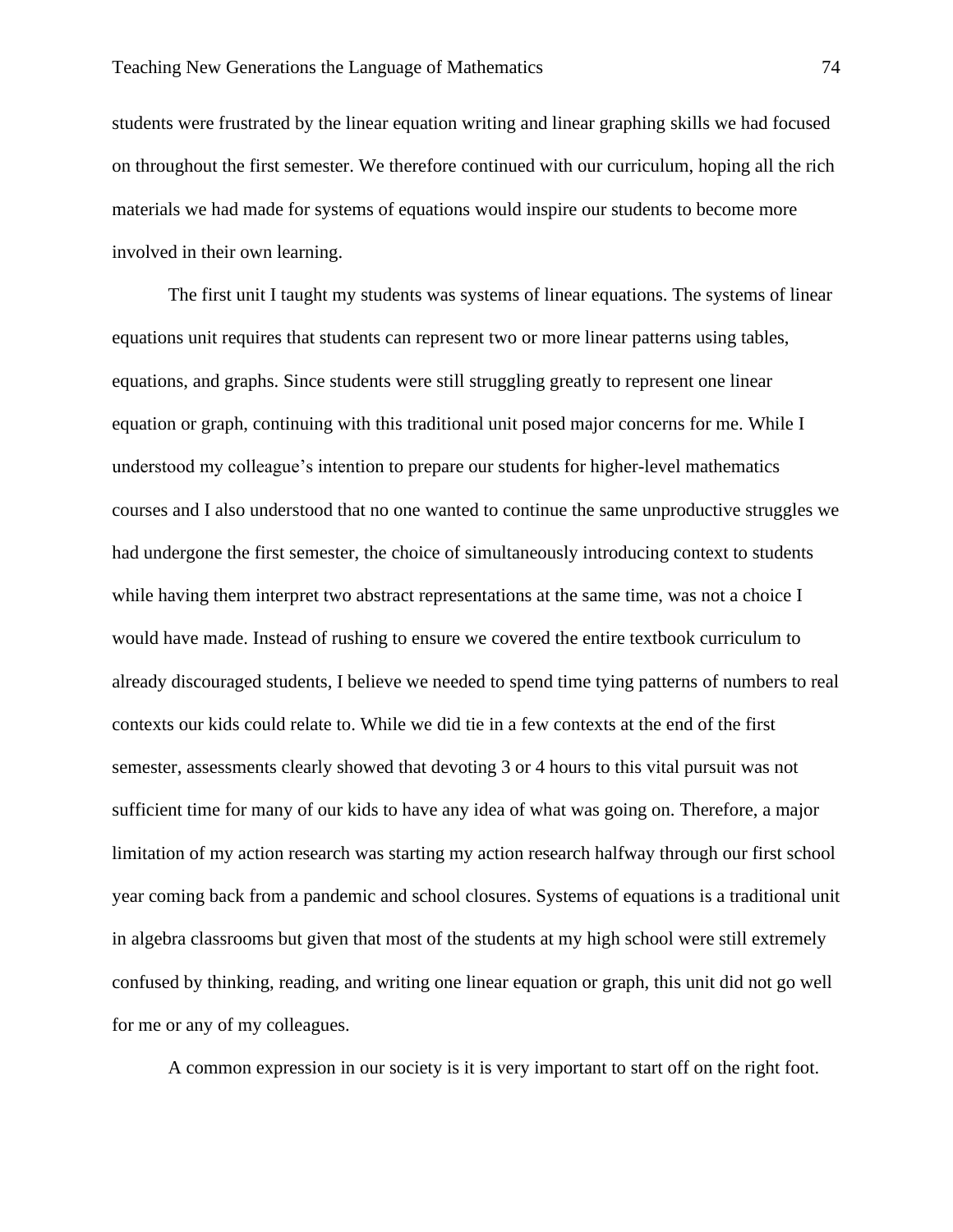students were frustrated by the linear equation writing and linear graphing skills we had focused on throughout the first semester. We therefore continued with our curriculum, hoping all the rich materials we had made for systems of equations would inspire our students to become more involved in their own learning.

The first unit I taught my students was systems of linear equations. The systems of linear equations unit requires that students can represent two or more linear patterns using tables, equations, and graphs. Since students were still struggling greatly to represent one linear equation or graph, continuing with this traditional unit posed major concerns for me. While I understood my colleague's intention to prepare our students for higher-level mathematics courses and I also understood that no one wanted to continue the same unproductive struggles we had undergone the first semester, the choice of simultaneously introducing context to students while having them interpret two abstract representations at the same time, was not a choice I would have made. Instead of rushing to ensure we covered the entire textbook curriculum to already discouraged students, I believe we needed to spend time tying patterns of numbers to real contexts our kids could relate to. While we did tie in a few contexts at the end of the first semester, assessments clearly showed that devoting 3 or 4 hours to this vital pursuit was not sufficient time for many of our kids to have any idea of what was going on. Therefore, a major limitation of my action research was starting my action research halfway through our first school year coming back from a pandemic and school closures. Systems of equations is a traditional unit in algebra classrooms but given that most of the students at my high school were still extremely confused by thinking, reading, and writing one linear equation or graph, this unit did not go well for me or any of my colleagues.

A common expression in our society is it is very important to start off on the right foot.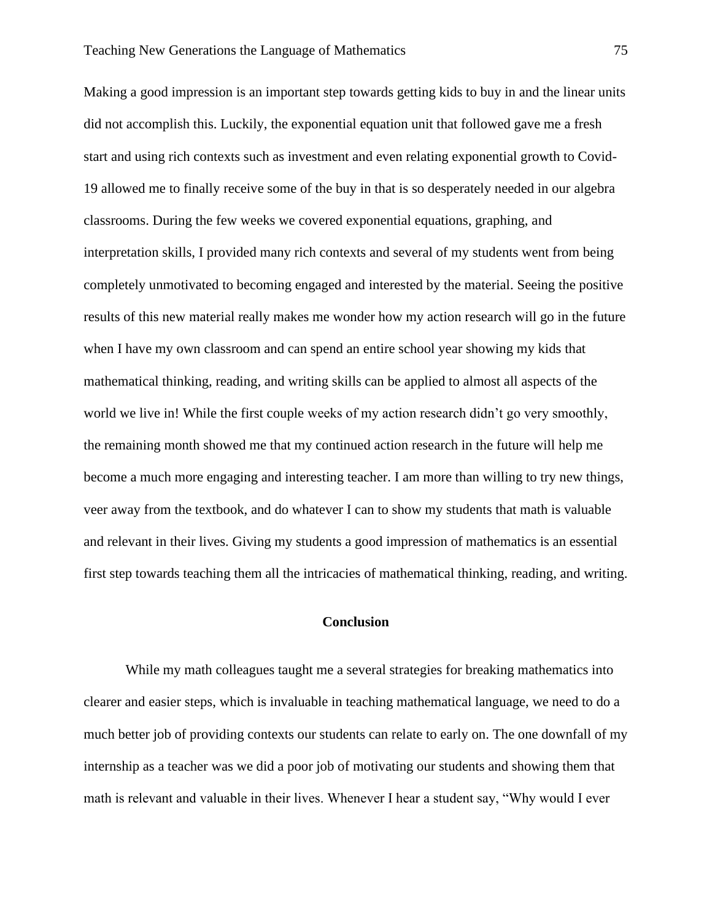Making a good impression is an important step towards getting kids to buy in and the linear units did not accomplish this. Luckily, the exponential equation unit that followed gave me a fresh start and using rich contexts such as investment and even relating exponential growth to Covid-19 allowed me to finally receive some of the buy in that is so desperately needed in our algebra classrooms. During the few weeks we covered exponential equations, graphing, and interpretation skills, I provided many rich contexts and several of my students went from being completely unmotivated to becoming engaged and interested by the material. Seeing the positive results of this new material really makes me wonder how my action research will go in the future when I have my own classroom and can spend an entire school year showing my kids that mathematical thinking, reading, and writing skills can be applied to almost all aspects of the world we live in! While the first couple weeks of my action research didn't go very smoothly, the remaining month showed me that my continued action research in the future will help me become a much more engaging and interesting teacher. I am more than willing to try new things, veer away from the textbook, and do whatever I can to show my students that math is valuable and relevant in their lives. Giving my students a good impression of mathematics is an essential first step towards teaching them all the intricacies of mathematical thinking, reading, and writing.

## Conclusion

While my math colleagues taught me a several strategies for breaking mathematics into clearer and easier steps, which is invaluable in teaching mathematical language, we need to do a much better job of providing contexts our students can relate to early on. The one downfall of my internship as a teacher was we did a poor job of motivating our students and showing them that math is relevant and valuable in their lives. Whenever I hear a student say, "Why would I ever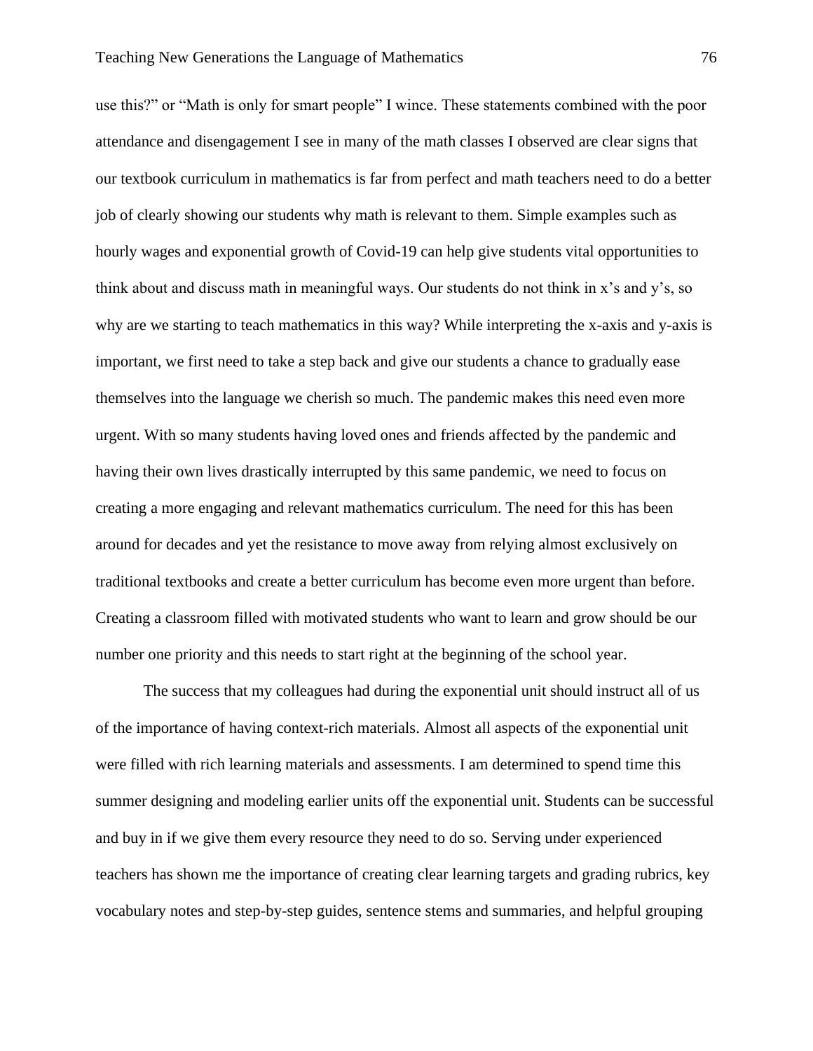use this?" or "Math is only for smart people" I wince. These statements combined with the poor attendance and disengagement I see in many of the math classes I observed are clear signs that our textbook curriculum in mathematics is far from perfect and math teachers need to do a better job of clearly showing our students why math is relevant to them. Simple examples such as hourly wages and exponential growth of Covid-19 can help give students vital opportunities to think about and discuss math in meaningful ways. Our students do not think in x's and y's, so why are we starting to teach mathematics in this way? While interpreting the x-axis and y-axis is important, we first need to take a step back and give our students a chance to gradually ease themselves into the language we cherish so much. The pandemic makes this need even more urgent. With so many students having loved ones and friends affected by the pandemic and having their own lives drastically interrupted by this same pandemic, we need to focus on creating a more engaging and relevant mathematics curriculum. The need for this has been around for decades and yet the resistance to move away from relying almost exclusively on traditional textbooks and create a better curriculum has become even more urgent than before. Creating a classroom filled with motivated students who want to learn and grow should be our number one priority and this needs to start right at the beginning of the school year.

The success that my colleagues had during the exponential unit should instruct all of us of the importance of having context-rich materials. Almost all aspects of the exponential unit were filled with rich learning materials and assessments. I am determined to spend time this summer designing and modeling earlier units off the exponential unit. Students can be successful and buy in if we give them every resource they need to do so. Serving under experienced teachers has shown me the importance of creating clear learning targets and grading rubrics, key vocabulary notes and step-by-step guides, sentence stems and summaries, and helpful grouping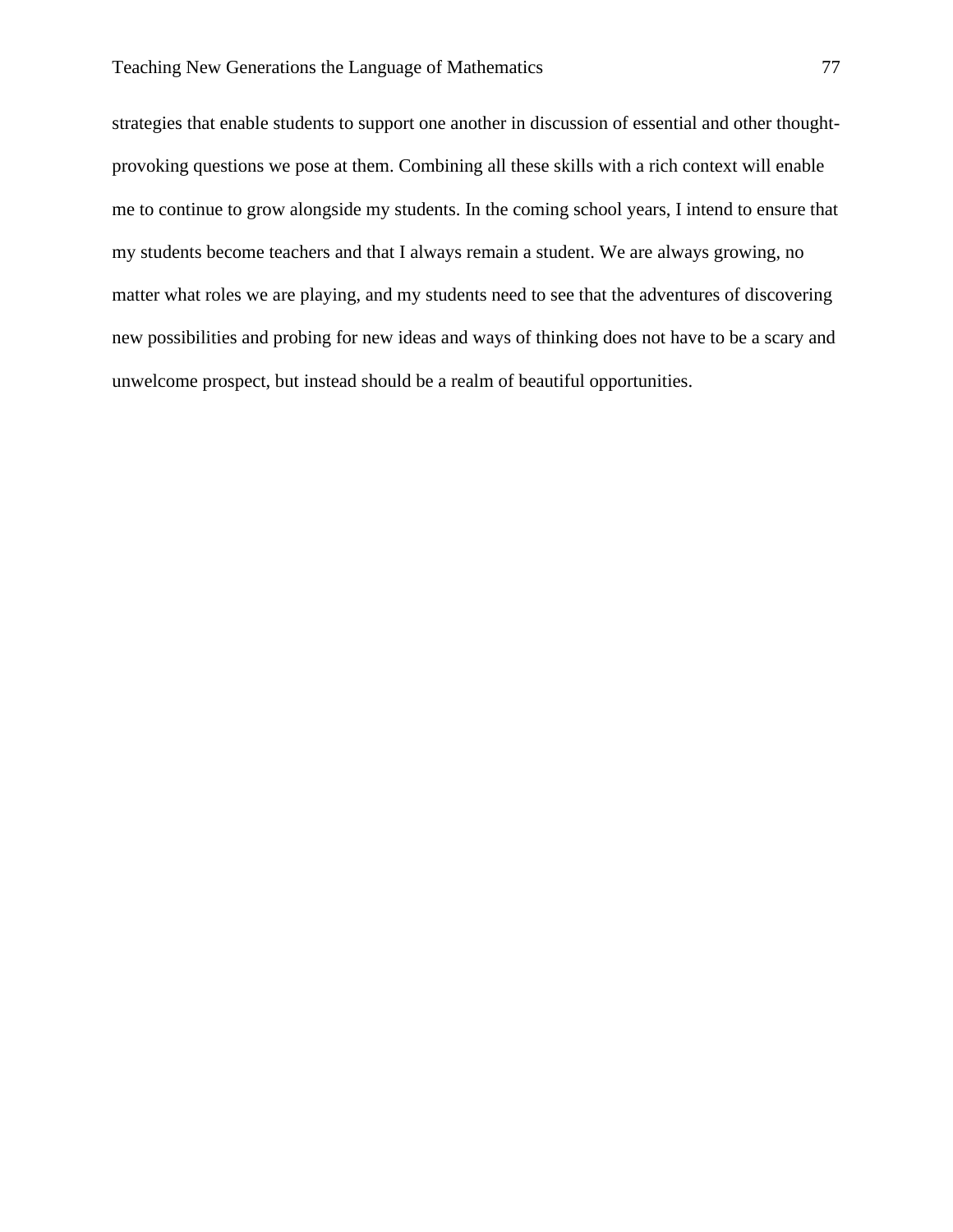strategies that enable students to support one another in discussion of essential and other thought-provoking questions we pose at them. Combining all these skills with a rich context will enable me to continue to grow alongside my students. In the coming school years, I intend to ensure that my students become teachers and that I always remain a student. We are always growing, no matter what roles we are playing, and my students need to see that the adventures of discovering new possibilities and probing for new ideas and ways of thinking does not have to be a scary and unwelcome prospect, but instead should be a realm of beautiful opportunities.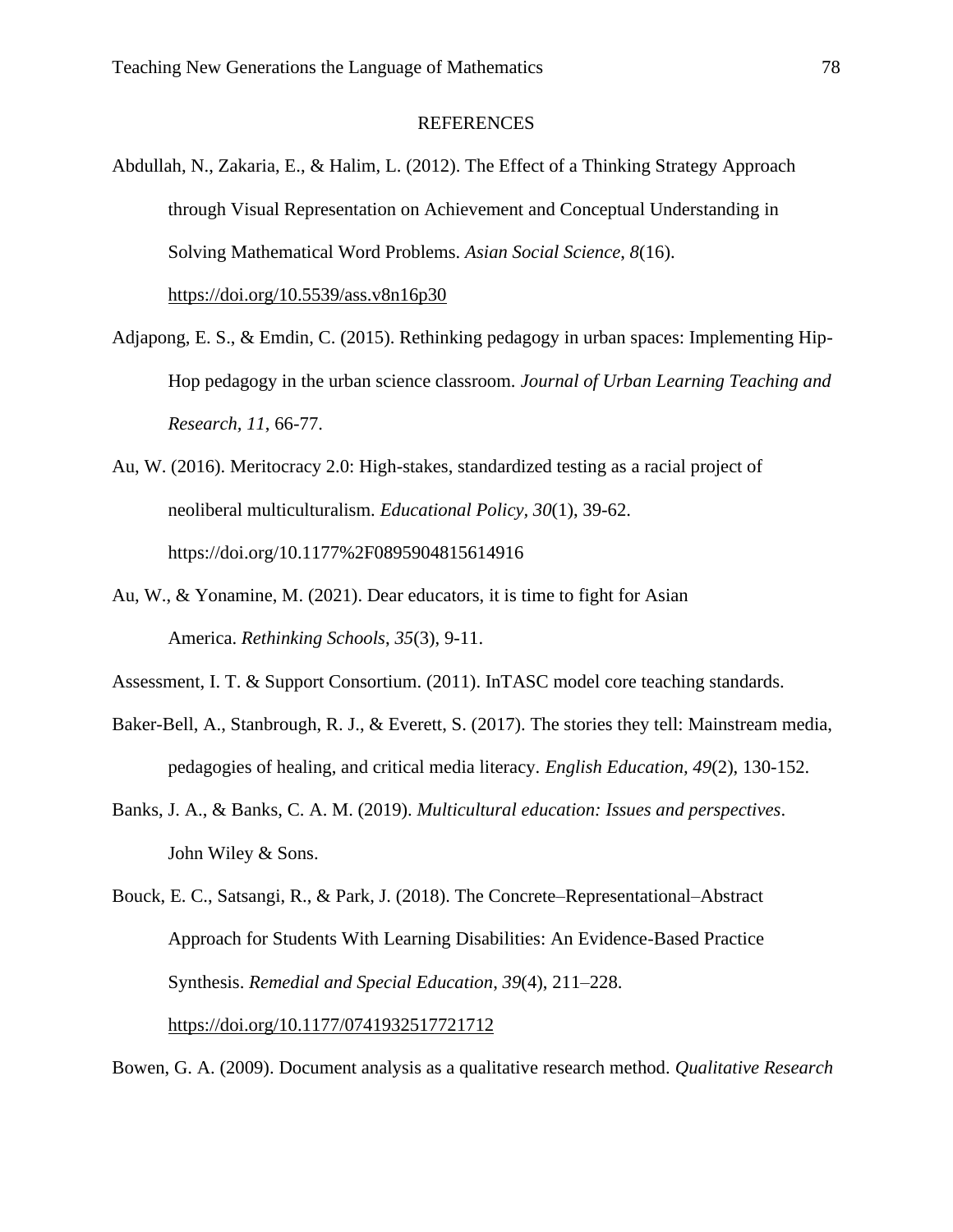# REFERENCES

Abdullah, N., Zakaria, E., & Halim, L. (2012). The Effect of a Thinking Strategy Approach through Visual Representation on Achievement and Conceptual Understanding in Solving Mathematical Word Problems. *Asian Social Science, 8*(16). https://doi.org/10.5539/ass.v8n16p30

Adjapong, E. S., & Emdin, C. (2015). Rethinking pedagogy in urban spaces: Implementing Hip-Hop pedagogy in the urban science classroom. *Journal of Urban Learning Teaching and Research, 11*, 66-77.

Au, W. (2016). Meritocracy 2.0: High-stakes, standardized testing as a racial project of neoliberal multiculturalism. *Educational Policy, 30*(1), 39-62. https://doi.org/10.1177%2F0895904815614916

Au, W., & Yonamine, M. (2021). Dear educators, it is time to fight for Asian America. *Rethinking Schools, 35*(3), 9-11.

Assessment, I. T. & Support Consortium. (2011). InTASC model core teaching standards.

Baker-Bell, A., Stanbrough, R. J., & Everett, S. (2017). The stories they tell: Mainstream media, pedagogies of healing, and critical media literacy. *English Education, 49*(2), 130-152.

Banks, J. A., & Banks, C. A. M. (2019). *Multicultural education: Issues and perspectives*. John Wiley & Sons.

Bouck, E. C., Satsangi, R., & Park, J. (2018). The Concrete–Representational–Abstract Approach for Students With Learning Disabilities: An Evidence-Based Practice Synthesis. *Remedial and Special Education*, *39*(4), 211–228. https://doi.org/10.1177/0741932517721712

Bowen, G. A. (2009). Document analysis as a qualitative research method. *Qualitative Research*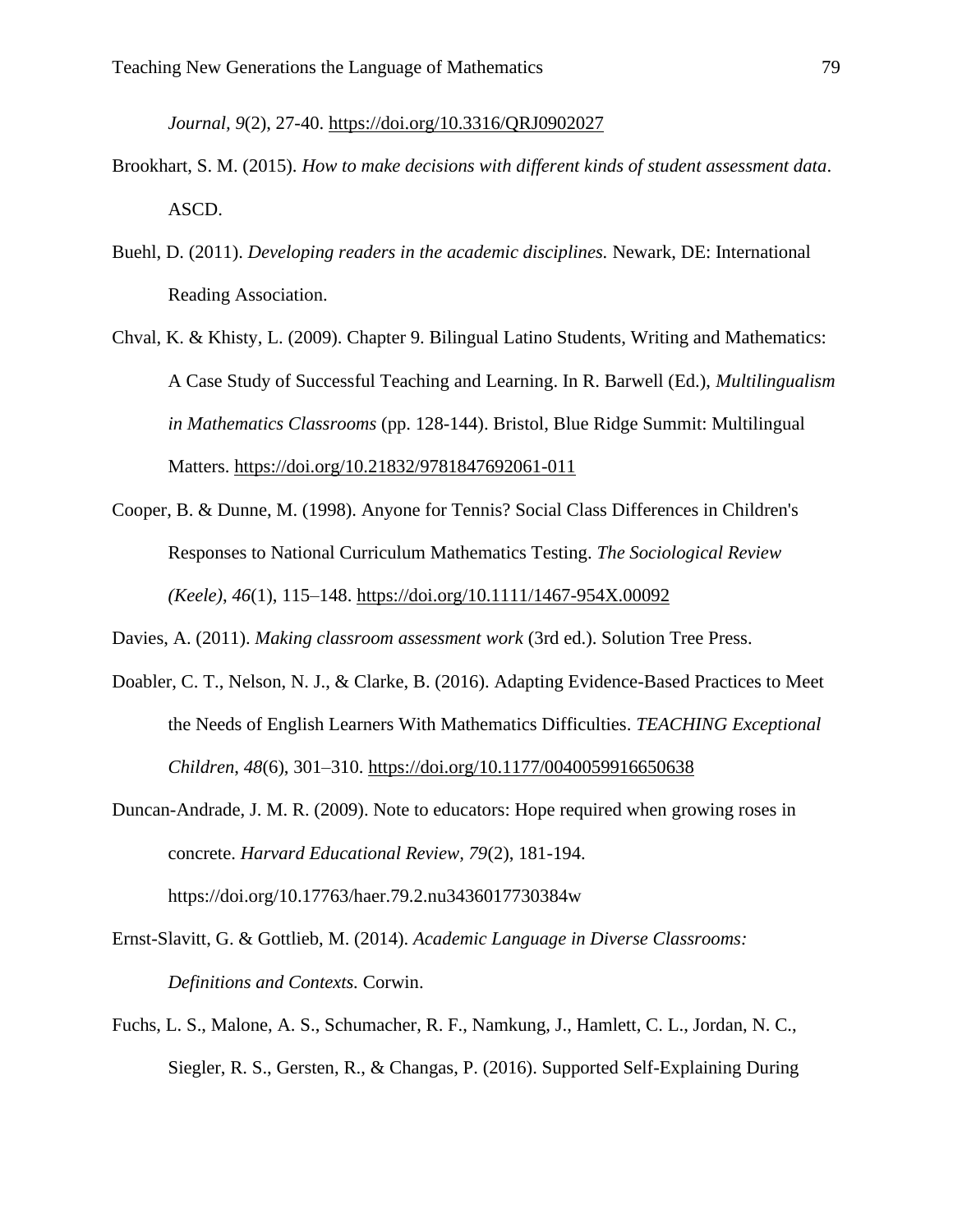*Journal*, *9*(2), 27-40. https://doi.org/10.3316/QRJ0902027

Brookhart, S. M. (2015). *How to make decisions with different kinds of student assessment data*. ASCD.

Buehl, D. (2011). *Developing readers in the academic disciplines.* Newark, DE: International Reading Association.

Chval, K. & Khisty, L. (2009). Chapter 9. Bilingual Latino Students, Writing and Mathematics: A Case Study of Successful Teaching and Learning. In R. Barwell (Ed.), *Multilingualism in Mathematics Classrooms* (pp. 128-144). Bristol, Blue Ridge Summit: Multilingual Matters. https://doi.org/10.21832/9781847692061-011

Cooper, B. & Dunne, M. (1998). Anyone for Tennis? Social Class Differences in Children's Responses to National Curriculum Mathematics Testing. *The Sociological Review (Keele)*, *46*(1), 115–148. https://doi.org/10.1111/1467-954X.00092

Davies, A. (2011). *Making classroom assessment work* (3rd ed.). Solution Tree Press.

Doabler, C. T., Nelson, N. J., & Clarke, B. (2016). Adapting Evidence-Based Practices to Meet the Needs of English Learners With Mathematics Difficulties. *TEACHING Exceptional Children*, *48*(6), 301–310. https://doi.org/10.1177/0040059916650638

Duncan-Andrade, J. M. R. (2009). Note to educators: Hope required when growing roses in concrete. *Harvard Educational Review, 79*(2), 181-194. https://doi.org/10.17763/haer.79.2.nu3436017730384w

Ernst-Slavitt, G. & Gottlieb, M. (2014). *Academic Language in Diverse Classrooms: Definitions and Contexts.* Corwin.

Fuchs, L. S., Malone, A. S., Schumacher, R. F., Namkung, J., Hamlett, C. L., Jordan, N. C., Siegler, R. S., Gersten, R., & Changas, P. (2016). Supported Self-Explaining During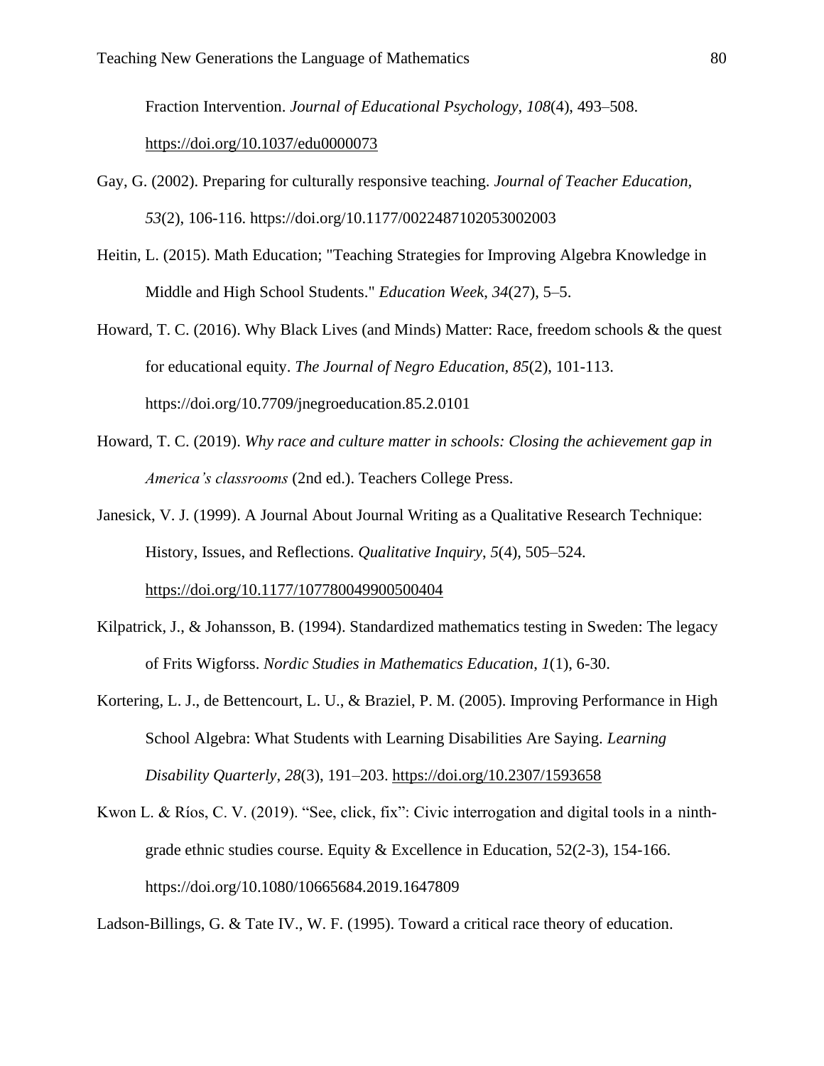Fraction Intervention. *Journal of Educational Psychology*, *108*(4), 493–508. https://doi.org/10.1037/edu0000073

Gay, G. (2002). Preparing for culturally responsive teaching. *Journal of Teacher Education, 53*(2), 106-116. https://doi.org/10.1177/0022487102053002003

Heitin, L. (2015). Math Education; "Teaching Strategies for Improving Algebra Knowledge in Middle and High School Students." *Education Week*, *34*(27), 5–5.

Howard, T. C. (2016). Why Black Lives (and Minds) Matter: Race, freedom schools & the quest for educational equity. *The Journal of Negro Education, 85*(2), 101-113. https://doi.org/10.7709/jnegroeducation.85.2.0101

Howard, T. C. (2019). *Why race and culture matter in schools: Closing the achievement gap in America's classrooms* (2nd ed.). Teachers College Press.

Janesick, V. J. (1999). A Journal About Journal Writing as a Qualitative Research Technique: History, Issues, and Reflections. *Qualitative Inquiry*, *5*(4), 505–524. https://doi.org/10.1177/107780049900500404

Kilpatrick, J., & Johansson, B. (1994). Standardized mathematics testing in Sweden: The legacy of Frits Wigforss. *Nordic Studies in Mathematics Education*, *1*(1), 6-30.

Kortering, L. J., de Bettencourt, L. U., & Braziel, P. M. (2005). Improving Performance in High School Algebra: What Students with Learning Disabilities Are Saying. *Learning Disability Quarterly*, *28*(3), 191–203. https://doi.org/10.2307/1593658

Kwon L. & Ríos, C. V. (2019). "See, click, fix": Civic interrogation and digital tools in a ninth-grade ethnic studies course. Equity & Excellence in Education, 52(2-3), 154-166. https://doi.org/10.1080/10665684.2019.1647809

Ladson-Billings, G. & Tate IV., W. F. (1995). Toward a critical race theory of education.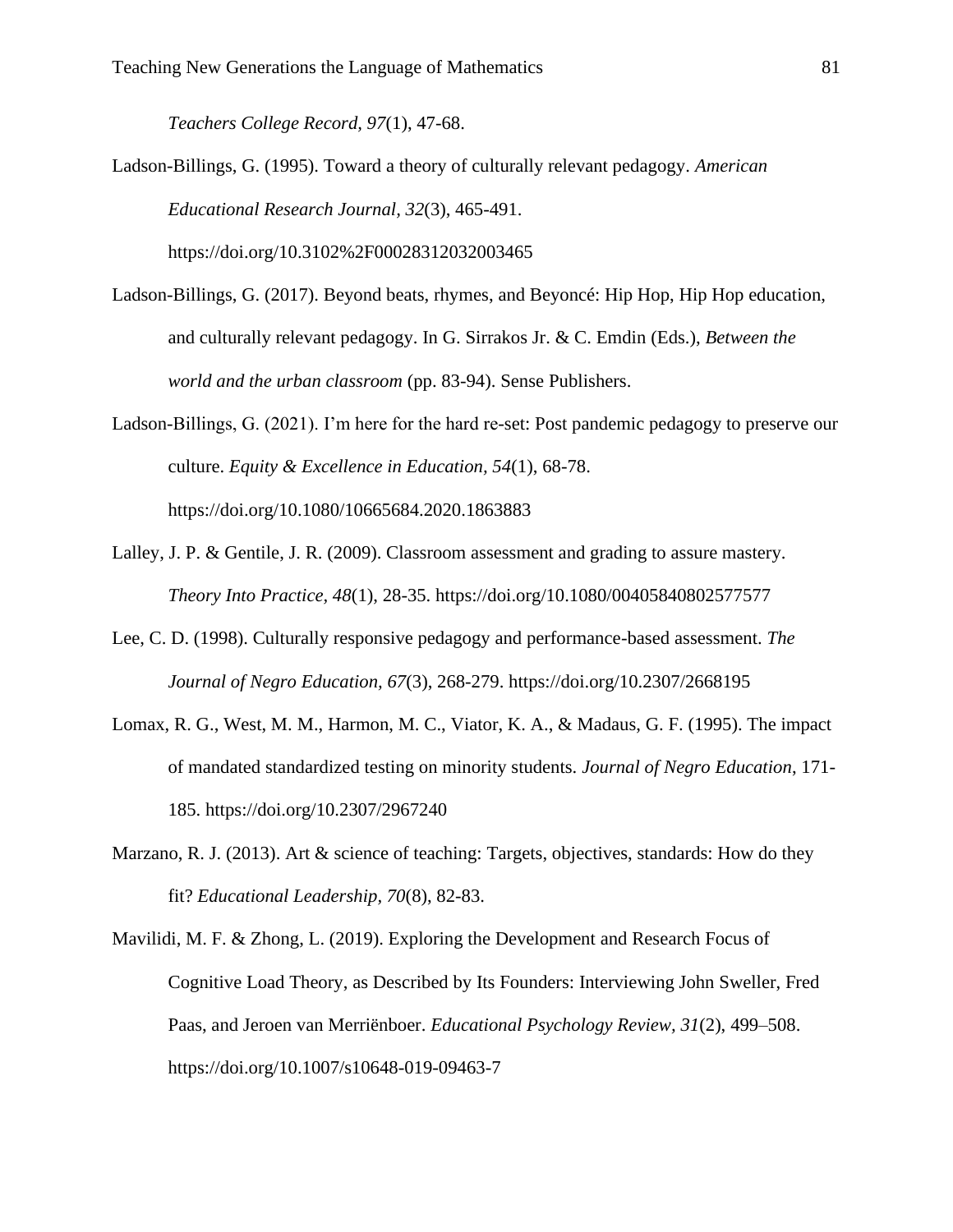*Teachers College Record, 97*(1), 47-68.

Ladson-Billings, G. (1995). Toward a theory of culturally relevant pedagogy. *American Educational Research Journal, 32*(3), 465-491. https://doi.org/10.3102%2F00028312032003465

Ladson-Billings, G. (2017). Beyond beats, rhymes, and Beyoncé: Hip Hop, Hip Hop education, and culturally relevant pedagogy. In G. Sirrakos Jr. & C. Emdin (Eds.), *Between the world and the urban classroom* (pp. 83-94). Sense Publishers.

Ladson-Billings, G. (2021). I'm here for the hard re-set: Post pandemic pedagogy to preserve our culture. *Equity & Excellence in Education, 54*(1), 68-78. https://doi.org/10.1080/10665684.2020.1863883

Lalley, J. P. & Gentile, J. R. (2009). Classroom assessment and grading to assure mastery. *Theory Into Practice, 48*(1), 28-35. https://doi.org/10.1080/00405840802577577

Lee, C. D. (1998). Culturally responsive pedagogy and performance-based assessment. *The Journal of Negro Education, 67*(3), 268-279. https://doi.org/10.2307/2668195

Lomax, R. G., West, M. M., Harmon, M. C., Viator, K. A., & Madaus, G. F. (1995). The impact of mandated standardized testing on minority students. *Journal of Negro Education*, 171-185. https://doi.org/10.2307/2967240

Marzano, R. J. (2013). Art & science of teaching: Targets, objectives, standards: How do they fit? *Educational Leadership, 70*(8), 82-83.

Mavilidi, M. F. & Zhong, L. (2019). Exploring the Development and Research Focus of Cognitive Load Theory, as Described by Its Founders: Interviewing John Sweller, Fred Paas, and Jeroen van Merriënboer. *Educational Psychology Review, 31*(2), 499–508. https://doi.org/10.1007/s10648-019-09463-7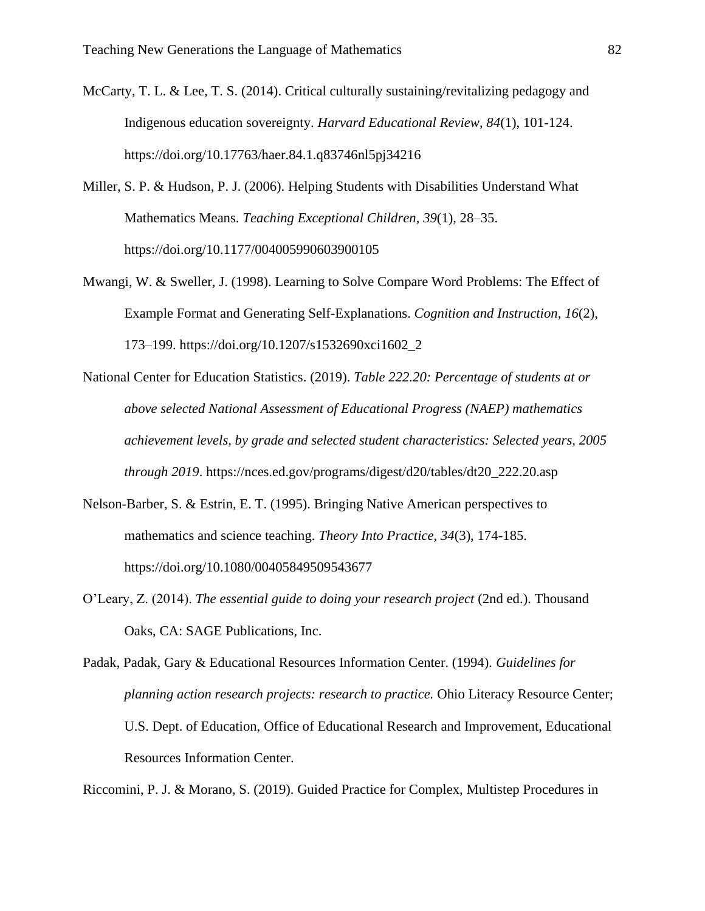McCarty, T. L. & Lee, T. S. (2014). Critical culturally sustaining/revitalizing pedagogy and Indigenous education sovereignty. *Harvard Educational Review, 84*(1), 101-124. https://doi.org/10.17763/haer.84.1.q83746nl5pj34216

Miller, S. P. & Hudson, P. J. (2006). Helping Students with Disabilities Understand What Mathematics Means. *Teaching Exceptional Children, 39*(1), 28–35. https://doi.org/10.1177/004005990603900105

Mwangi, W. & Sweller, J. (1998). Learning to Solve Compare Word Problems: The Effect of Example Format and Generating Self-Explanations. *Cognition and Instruction, 16*(2), 173–199. https://doi.org/10.1207/s1532690xci1602_2

National Center for Education Statistics. (2019). *Table 222.20: Percentage of students at or above selected National Assessment of Educational Progress (NAEP) mathematics achievement levels, by grade and selected student characteristics: Selected years, 2005 through 2019*. https://nces.ed.gov/programs/digest/d20/tables/dt20_222.20.asp

Nelson-Barber, S. & Estrin, E. T. (1995). Bringing Native American perspectives to mathematics and science teaching. *Theory Into Practice, 34*(3), 174-185. https://doi.org/10.1080/00405849509543677

O'Leary, Z. (2014). *The essential guide to doing your research project* (2nd ed.). Thousand Oaks, CA: SAGE Publications, Inc.

Padak, Padak, Gary & Educational Resources Information Center. (1994). *Guidelines for planning action research projects: research to practice.* Ohio Literacy Resource Center; U.S. Dept. of Education, Office of Educational Research and Improvement, Educational Resources Information Center.

Riccomini, P. J. & Morano, S. (2019). Guided Practice for Complex, Multistep Procedures in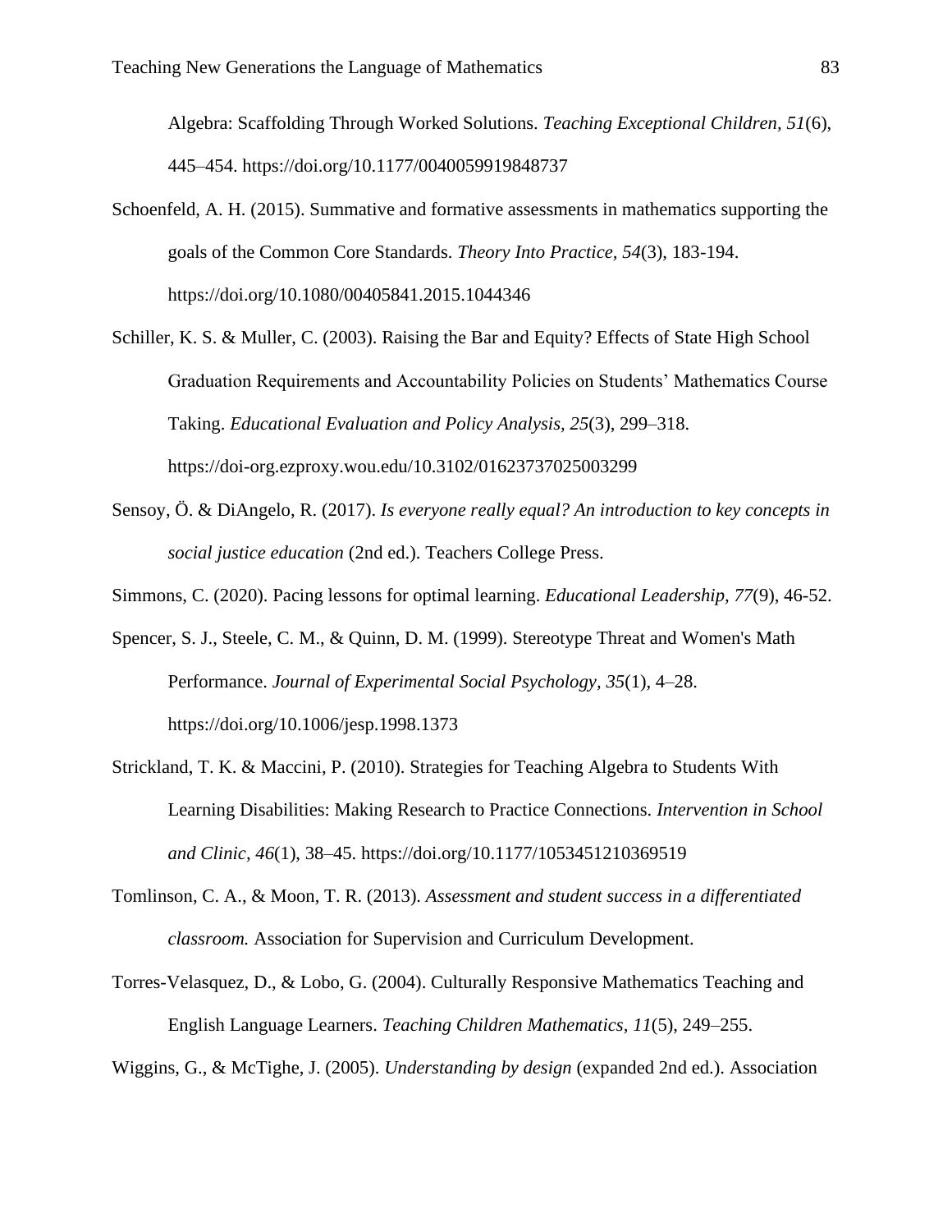Algebra: Scaffolding Through Worked Solutions. *Teaching Exceptional Children, 51*(6), 445–454. https://doi.org/10.1177/0040059919848737

Schoenfeld, A. H. (2015). Summative and formative assessments in mathematics supporting the goals of the Common Core Standards. *Theory Into Practice, 54*(3), 183-194. https://doi.org/10.1080/00405841.2015.1044346

Schiller, K. S. & Muller, C. (2003). Raising the Bar and Equity? Effects of State High School Graduation Requirements and Accountability Policies on Students' Mathematics Course Taking. *Educational Evaluation and Policy Analysis*, *25*(3), 299–318. https://doi-org.ezproxy.wou.edu/10.3102/01623737025003299

Sensoy, Ö. & DiAngelo, R. (2017). *Is everyone really equal? An introduction to key concepts in social justice education* (2nd ed.). Teachers College Press.

Simmons, C. (2020). Pacing lessons for optimal learning. *Educational Leadership, 77*(9), 46-52.

Spencer, S. J., Steele, C. M., & Quinn, D. M. (1999). Stereotype Threat and Women's Math Performance. *Journal of Experimental Social Psychology*, *35*(1), 4–28. https://doi.org/10.1006/jesp.1998.1373

Strickland, T. K. & Maccini, P. (2010). Strategies for Teaching Algebra to Students With Learning Disabilities: Making Research to Practice Connections. *Intervention in School and Clinic*, *46*(1), 38–45. https://doi.org/10.1177/1053451210369519

Tomlinson, C. A., & Moon, T. R. (2013). *Assessment and student success in a differentiated classroom.* Association for Supervision and Curriculum Development.

Torres-Velasquez, D., & Lobo, G. (2004). Culturally Responsive Mathematics Teaching and English Language Learners. *Teaching Children Mathematics*, *11*(5), 249–255.

Wiggins, G., & McTighe, J. (2005). *Understanding by design* (expanded 2nd ed.). Association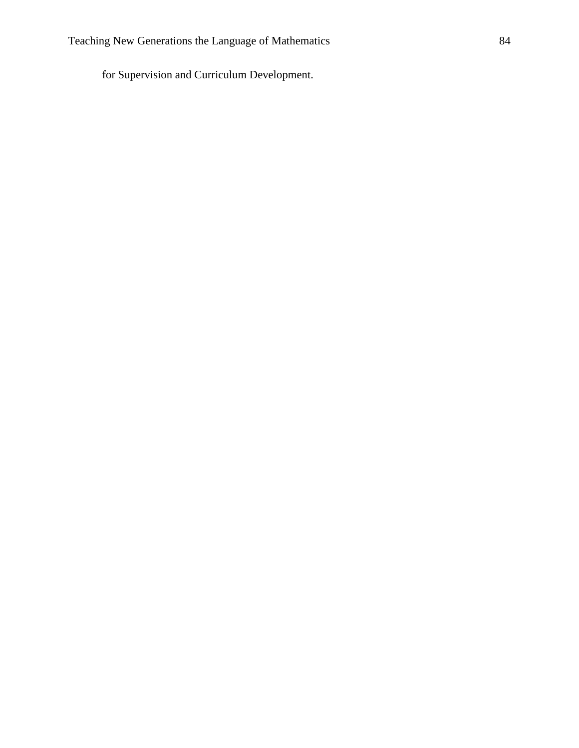for Supervision and Curriculum Development.